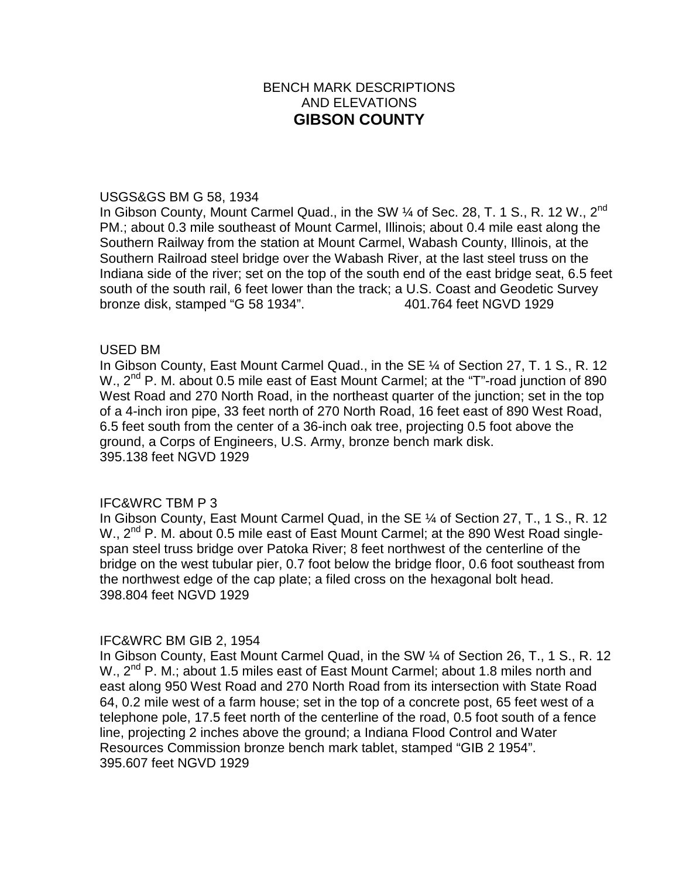# BENCH MARK DESCRIPTIONS AND ELEVATIONS
# GIBSON COUNTY

USGS&GS BM G 58, 1934
In Gibson County, Mount Carmel Quad., in the SW ¼ of Sec. 28, T. 1 S., R. 12 W., 2nd PM.; about 0.3 mile southeast of Mount Carmel, Illinois; about 0.4 mile east along the Southern Railway from the station at Mount Carmel, Wabash County, Illinois, at the Southern Railroad steel bridge over the Wabash River, at the last steel truss on the Indiana side of the river; set on the top of the south end of the east bridge seat, 6.5 feet south of the south rail, 6 feet lower than the track; a U.S. Coast and Geodetic Survey bronze disk, stamped "G 58 1934". 401.764 feet NGVD 1929

USED BM
In Gibson County, East Mount Carmel Quad., in the SE ¼ of Section 27, T. 1 S., R. 12 W., 2nd P. M. about 0.5 mile east of East Mount Carmel; at the "T"-road junction of 890 West Road and 270 North Road, in the northeast quarter of the junction; set in the top of a 4-inch iron pipe, 33 feet north of 270 North Road, 16 feet east of 890 West Road, 6.5 feet south from the center of a 36-inch oak tree, projecting 0.5 foot above the ground, a Corps of Engineers, U.S. Army, bronze bench mark disk.
395.138 feet NGVD 1929

IFC&WRC TBM P 3
In Gibson County, East Mount Carmel Quad, in the SE ¼ of Section 27, T., 1 S., R. 12 W., 2nd P. M. about 0.5 mile east of East Mount Carmel; at the 890 West Road single-span steel truss bridge over Patoka River; 8 feet northwest of the centerline of the bridge on the west tubular pier, 0.7 foot below the bridge floor, 0.6 foot southeast from the northwest edge of the cap plate; a filed cross on the hexagonal bolt head.
398.804 feet NGVD 1929

IFC&WRC BM GIB 2, 1954
In Gibson County, East Mount Carmel Quad, in the SW ¼ of Section 26, T., 1 S., R. 12 W., 2nd P. M.; about 1.5 miles east of East Mount Carmel; about 1.8 miles north and east along 950 West Road and 270 North Road from its intersection with State Road 64, 0.2 mile west of a farm house; set in the top of a concrete post, 65 feet west of a telephone pole, 17.5 feet north of the centerline of the road, 0.5 foot south of a fence line, projecting 2 inches above the ground; a Indiana Flood Control and Water Resources Commission bronze bench mark tablet, stamped "GIB 2 1954".
395.607 feet NGVD 1929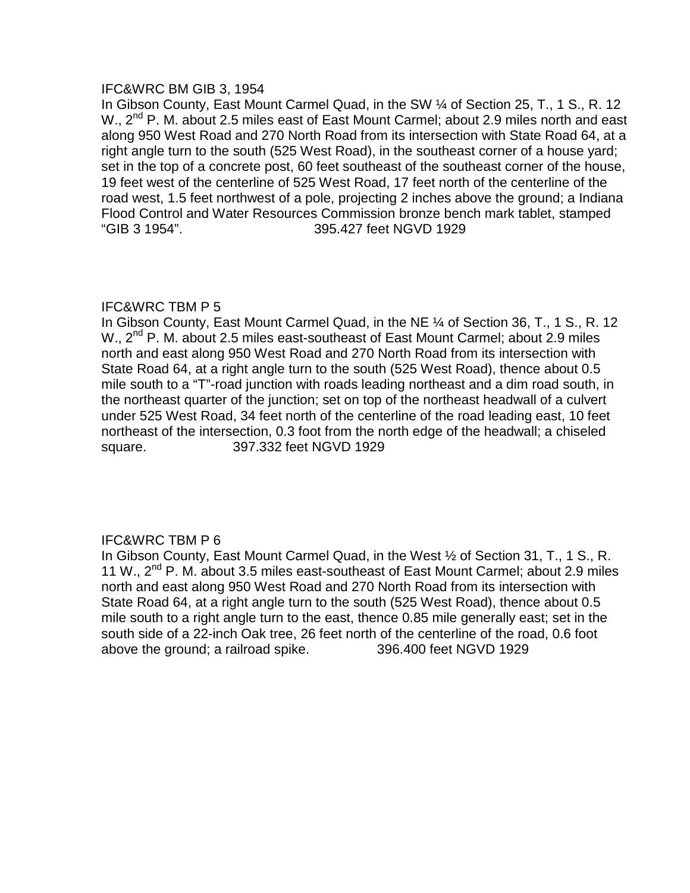IFC&WRC BM GIB 3, 1954

In Gibson County, East Mount Carmel Quad, in the SW ¼ of Section 25, T., 1 S., R. 12 W., 2nd P. M. about 2.5 miles east of East Mount Carmel; about 2.9 miles north and east along 950 West Road and 270 North Road from its intersection with State Road 64, at a right angle turn to the south (525 West Road), in the southeast corner of a house yard; set in the top of a concrete post, 60 feet southeast of the southeast corner of the house, 19 feet west of the centerline of 525 West Road, 17 feet north of the centerline of the road west, 1.5 feet northwest of a pole, projecting 2 inches above the ground; a Indiana Flood Control and Water Resources Commission bronze bench mark tablet, stamped "GIB 3 1954". 395.427 feet NGVD 1929

IFC&WRC TBM P 5

In Gibson County, East Mount Carmel Quad, in the NE ¼ of Section 36, T., 1 S., R. 12 W., 2nd P. M. about 2.5 miles east-southeast of East Mount Carmel; about 2.9 miles north and east along 950 West Road and 270 North Road from its intersection with State Road 64, at a right angle turn to the south (525 West Road), thence about 0.5 mile south to a "T"-road junction with roads leading northeast and a dim road south, in the northeast quarter of the junction; set on top of the northeast headwall of a culvert under 525 West Road, 34 feet north of the centerline of the road leading east, 10 feet northeast of the intersection, 0.3 foot from the north edge of the headwall; a chiseled square. 397.332 feet NGVD 1929

IFC&WRC TBM P 6

In Gibson County, East Mount Carmel Quad, in the West ½ of Section 31, T., 1 S., R. 11 W., 2nd P. M. about 3.5 miles east-southeast of East Mount Carmel; about 2.9 miles north and east along 950 West Road and 270 North Road from its intersection with State Road 64, at a right angle turn to the south (525 West Road), thence about 0.5 mile south to a right angle turn to the east, thence 0.85 mile generally east; set in the south side of a 22-inch Oak tree, 26 feet north of the centerline of the road, 0.6 foot above the ground; a railroad spike. 396.400 feet NGVD 1929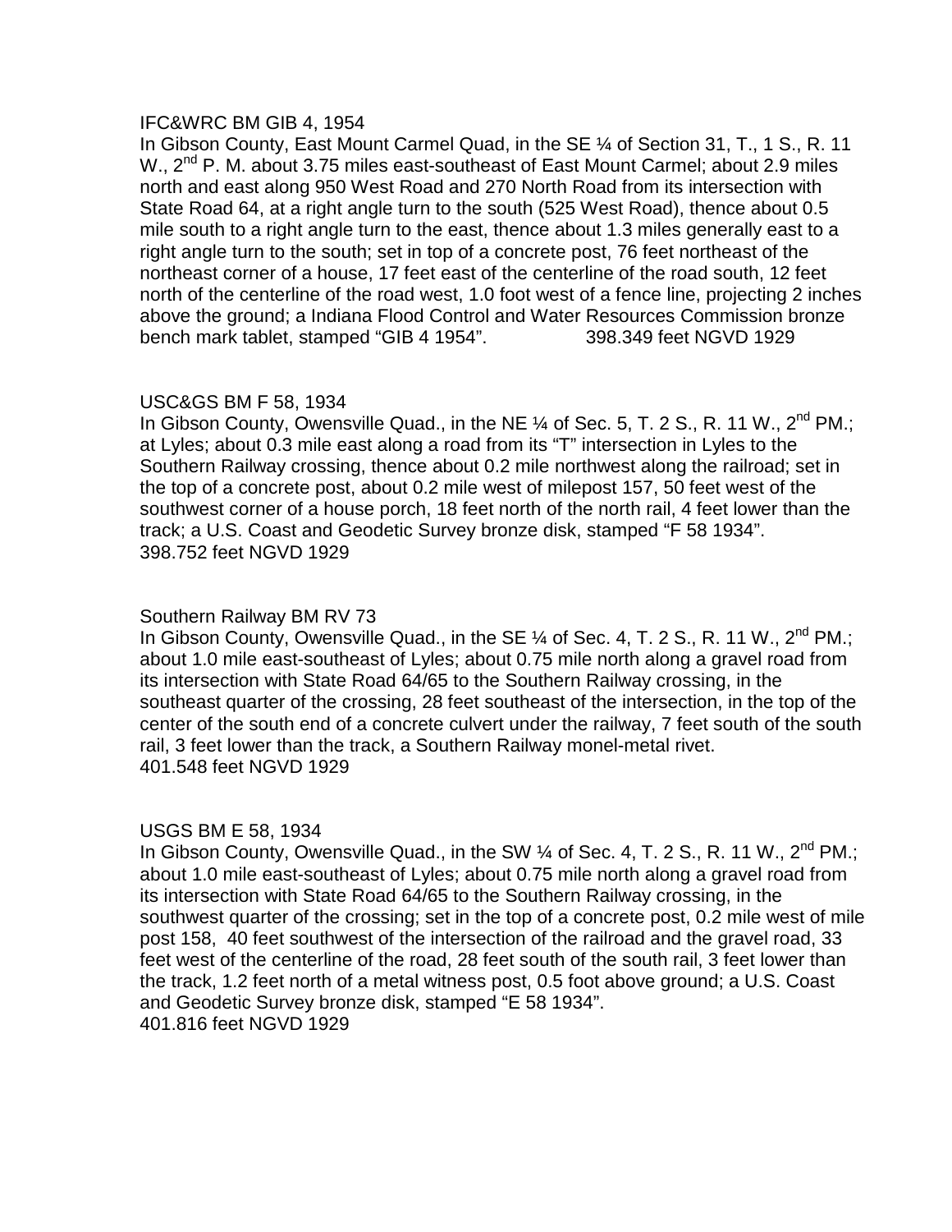IFC&WRC BM GIB 4, 1954

In Gibson County, East Mount Carmel Quad, in the SE ¼ of Section 31, T., 1 S., R. 11 W., 2nd P. M. about 3.75 miles east-southeast of East Mount Carmel; about 2.9 miles north and east along 950 West Road and 270 North Road from its intersection with State Road 64, at a right angle turn to the south (525 West Road), thence about 0.5 mile south to a right angle turn to the east, thence about 1.3 miles generally east to a right angle turn to the south; set in top of a concrete post, 76 feet northeast of the northeast corner of a house, 17 feet east of the centerline of the road south, 12 feet north of the centerline of the road west, 1.0 foot west of a fence line, projecting 2 inches above the ground; a Indiana Flood Control and Water Resources Commission bronze bench mark tablet, stamped "GIB 4 1954". 398.349 feet NGVD 1929

USC&GS BM F 58, 1934

In Gibson County, Owensville Quad., in the NE ¼ of Sec. 5, T. 2 S., R. 11 W., 2nd PM.; at Lyles; about 0.3 mile east along a road from its "T" intersection in Lyles to the Southern Railway crossing, thence about 0.2 mile northwest along the railroad; set in the top of a concrete post, about 0.2 mile west of milepost 157, 50 feet west of the southwest corner of a house porch, 18 feet north of the north rail, 4 feet lower than the track; a U.S. Coast and Geodetic Survey bronze disk, stamped "F 58 1934".
398.752 feet NGVD 1929

Southern Railway BM RV 73

In Gibson County, Owensville Quad., in the SE ¼ of Sec. 4, T. 2 S., R. 11 W., 2nd PM.; about 1.0 mile east-southeast of Lyles; about 0.75 mile north along a gravel road from its intersection with State Road 64/65 to the Southern Railway crossing, in the southeast quarter of the crossing, 28 feet southeast of the intersection, in the top of the center of the south end of a concrete culvert under the railway, 7 feet south of the south rail, 3 feet lower than the track, a Southern Railway monel-metal rivet.
401.548 feet NGVD 1929

USGS BM E 58, 1934

In Gibson County, Owensville Quad., in the SW ¼ of Sec. 4, T. 2 S., R. 11 W., 2nd PM.; about 1.0 mile east-southeast of Lyles; about 0.75 mile north along a gravel road from its intersection with State Road 64/65 to the Southern Railway crossing, in the southwest quarter of the crossing; set in the top of a concrete post, 0.2 mile west of mile post 158, 40 feet southwest of the intersection of the railroad and the gravel road, 33 feet west of the centerline of the road, 28 feet south of the south rail, 3 feet lower than the track, 1.2 feet north of a metal witness post, 0.5 foot above ground; a U.S. Coast and Geodetic Survey bronze disk, stamped "E 58 1934".
401.816 feet NGVD 1929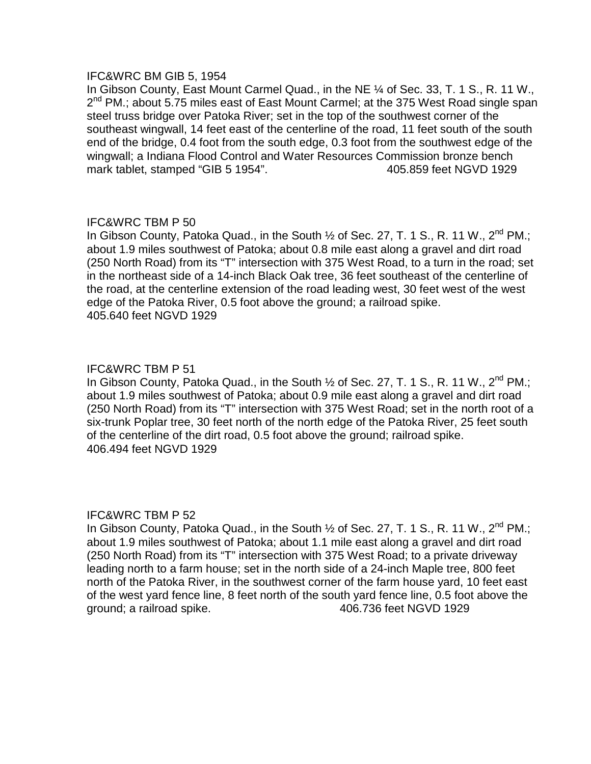IFC&WRC BM GIB 5, 1954
In Gibson County, East Mount Carmel Quad., in the NE ¼ of Sec. 33, T. 1 S., R. 11 W., 2nd PM.; about 5.75 miles east of East Mount Carmel; at the 375 West Road single span steel truss bridge over Patoka River; set in the top of the southwest corner of the southeast wingwall, 14 feet east of the centerline of the road, 11 feet south of the south end of the bridge, 0.4 foot from the south edge, 0.3 foot from the southwest edge of the wingwall; a Indiana Flood Control and Water Resources Commission bronze bench mark tablet, stamped "GIB 5 1954". 405.859 feet NGVD 1929

IFC&WRC TBM P 50
In Gibson County, Patoka Quad., in the South ½ of Sec. 27, T. 1 S., R. 11 W., 2nd PM.; about 1.9 miles southwest of Patoka; about 0.8 mile east along a gravel and dirt road (250 North Road) from its "T" intersection with 375 West Road, to a turn in the road; set in the northeast side of a 14-inch Black Oak tree, 36 feet southeast of the centerline of the road, at the centerline extension of the road leading west, 30 feet west of the west edge of the Patoka River, 0.5 foot above the ground; a railroad spike.
405.640 feet NGVD 1929

IFC&WRC TBM P 51
In Gibson County, Patoka Quad., in the South ½ of Sec. 27, T. 1 S., R. 11 W., 2nd PM.; about 1.9 miles southwest of Patoka; about 0.9 mile east along a gravel and dirt road (250 North Road) from its "T" intersection with 375 West Road; set in the north root of a six-trunk Poplar tree, 30 feet north of the north edge of the Patoka River, 25 feet south of the centerline of the dirt road, 0.5 foot above the ground; railroad spike.
406.494 feet NGVD 1929

IFC&WRC TBM P 52
In Gibson County, Patoka Quad., in the South ½ of Sec. 27, T. 1 S., R. 11 W., 2nd PM.; about 1.9 miles southwest of Patoka; about 1.1 mile east along a gravel and dirt road (250 North Road) from its "T" intersection with 375 West Road; to a private driveway leading north to a farm house; set in the north side of a 24-inch Maple tree, 800 feet north of the Patoka River, in the southwest corner of the farm house yard, 10 feet east of the west yard fence line, 8 feet north of the south yard fence line, 0.5 foot above the ground; a railroad spike. 406.736 feet NGVD 1929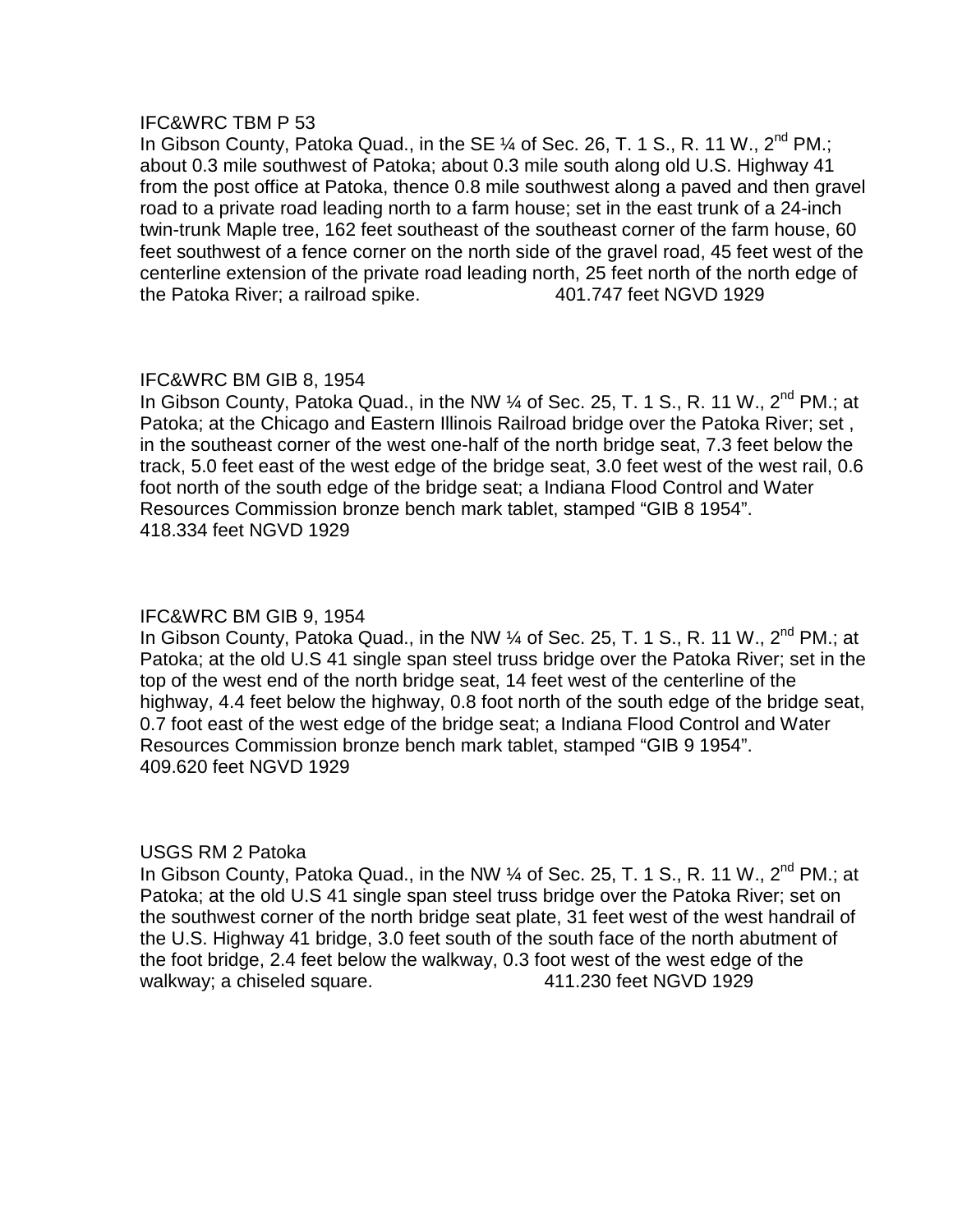IFC&WRC TBM P 53
In Gibson County, Patoka Quad., in the SE ¼ of Sec. 26, T. 1 S., R. 11 W., 2nd PM.; about 0.3 mile southwest of Patoka; about 0.3 mile south along old U.S. Highway 41 from the post office at Patoka, thence 0.8 mile southwest along a paved and then gravel road to a private road leading north to a farm house; set in the east trunk of a 24-inch twin-trunk Maple tree, 162 feet southeast of the southeast corner of the farm house, 60 feet southwest of a fence corner on the north side of the gravel road, 45 feet west of the centerline extension of the private road leading north, 25 feet north of the north edge of the Patoka River; a railroad spike. 401.747 feet NGVD 1929

IFC&WRC BM GIB 8, 1954
In Gibson County, Patoka Quad., in the NW ¼ of Sec. 25, T. 1 S., R. 11 W., 2nd PM.; at Patoka; at the Chicago and Eastern Illinois Railroad bridge over the Patoka River; set , in the southeast corner of the west one-half of the north bridge seat, 7.3 feet below the track, 5.0 feet east of the west edge of the bridge seat, 3.0 feet west of the west rail, 0.6 foot north of the south edge of the bridge seat; a Indiana Flood Control and Water Resources Commission bronze bench mark tablet, stamped "GIB 8 1954".
418.334 feet NGVD 1929

IFC&WRC BM GIB 9, 1954
In Gibson County, Patoka Quad., in the NW ¼ of Sec. 25, T. 1 S., R. 11 W., 2nd PM.; at Patoka; at the old U.S 41 single span steel truss bridge over the Patoka River; set in the top of the west end of the north bridge seat, 14 feet west of the centerline of the highway, 4.4 feet below the highway, 0.8 foot north of the south edge of the bridge seat, 0.7 foot east of the west edge of the bridge seat; a Indiana Flood Control and Water Resources Commission bronze bench mark tablet, stamped "GIB 9 1954".
409.620 feet NGVD 1929

USGS RM 2 Patoka
In Gibson County, Patoka Quad., in the NW ¼ of Sec. 25, T. 1 S., R. 11 W., 2nd PM.; at Patoka; at the old U.S 41 single span steel truss bridge over the Patoka River; set on the southwest corner of the north bridge seat plate, 31 feet west of the west handrail of the U.S. Highway 41 bridge, 3.0 feet south of the south face of the north abutment of the foot bridge, 2.4 feet below the walkway, 0.3 foot west of the west edge of the walkway; a chiseled square. 411.230 feet NGVD 1929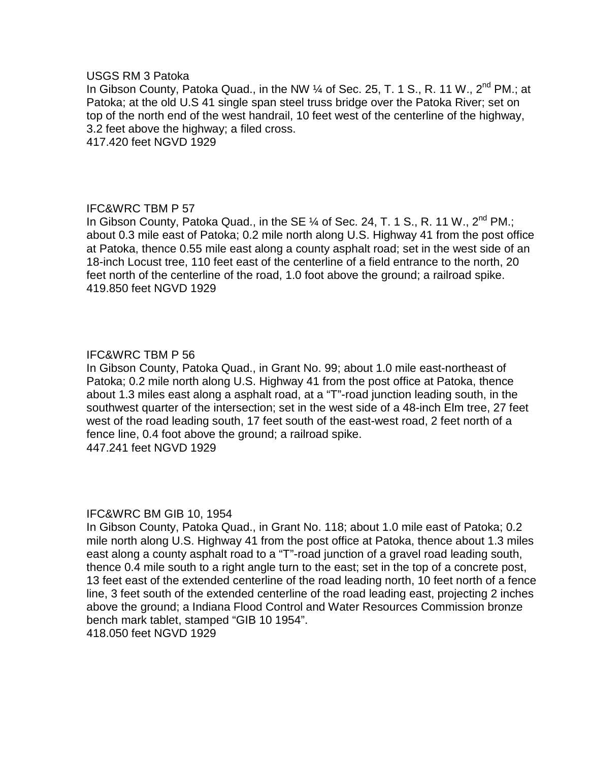USGS RM 3 Patoka
In Gibson County, Patoka Quad., in the NW ¼ of Sec. 25, T. 1 S., R. 11 W., 2nd PM.; at Patoka; at the old U.S 41 single span steel truss bridge over the Patoka River; set on top of the north end of the west handrail, 10 feet west of the centerline of the highway, 3.2 feet above the highway; a filed cross.
417.420 feet NGVD 1929

IFC&WRC TBM P 57
In Gibson County, Patoka Quad., in the SE ¼ of Sec. 24, T. 1 S., R. 11 W., 2nd PM.; about 0.3 mile east of Patoka; 0.2 mile north along U.S. Highway 41 from the post office at Patoka, thence 0.55 mile east along a county asphalt road; set in the west side of an 18-inch Locust tree, 110 feet east of the centerline of a field entrance to the north, 20 feet north of the centerline of the road, 1.0 foot above the ground; a railroad spike.
419.850 feet NGVD 1929

IFC&WRC TBM P 56
In Gibson County, Patoka Quad., in Grant No. 99; about 1.0 mile east-northeast of Patoka; 0.2 mile north along U.S. Highway 41 from the post office at Patoka, thence about 1.3 miles east along a asphalt road, at a “T”-road junction leading south, in the southwest quarter of the intersection; set in the west side of a 48-inch Elm tree, 27 feet west of the road leading south, 17 feet south of the east-west road, 2 feet north of a fence line, 0.4 foot above the ground; a railroad spike.
447.241 feet NGVD 1929

IFC&WRC BM GIB 10, 1954
In Gibson County, Patoka Quad., in Grant No. 118; about 1.0 mile east of Patoka; 0.2 mile north along U.S. Highway 41 from the post office at Patoka, thence about 1.3 miles east along a county asphalt road to a “T”-road junction of a gravel road leading south, thence 0.4 mile south to a right angle turn to the east; set in the top of a concrete post, 13 feet east of the extended centerline of the road leading north, 10 feet north of a fence line, 3 feet south of the extended centerline of the road leading east, projecting 2 inches above the ground; a Indiana Flood Control and Water Resources Commission bronze bench mark tablet, stamped “GIB 10 1954”.
418.050 feet NGVD 1929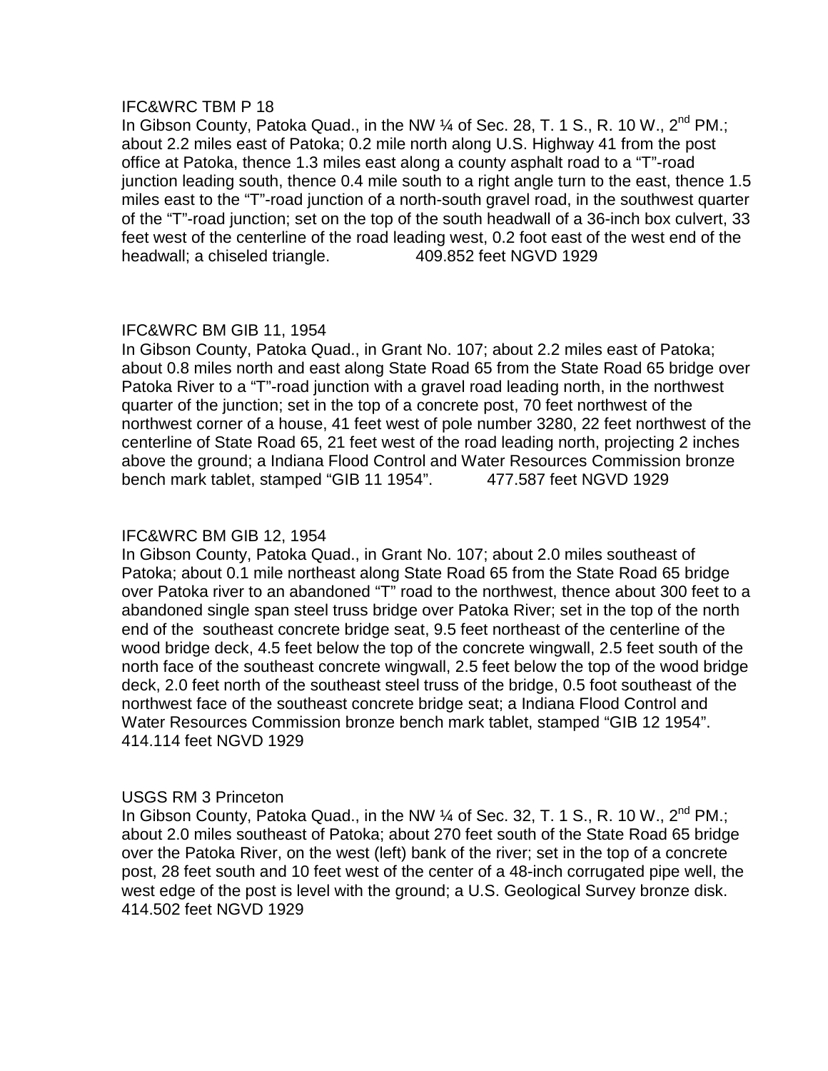IFC&WRC TBM P 18

In Gibson County, Patoka Quad., in the NW ¼ of Sec. 28, T. 1 S., R. 10 W., 2nd PM.; about 2.2 miles east of Patoka; 0.2 mile north along U.S. Highway 41 from the post office at Patoka, thence 1.3 miles east along a county asphalt road to a "T"-road junction leading south, thence 0.4 mile south to a right angle turn to the east, thence 1.5 miles east to the "T"-road junction of a north-south gravel road, in the southwest quarter of the "T"-road junction; set on the top of the south headwall of a 36-inch box culvert, 33 feet west of the centerline of the road leading west, 0.2 foot east of the west end of the headwall; a chiseled triangle. 409.852 feet NGVD 1929

IFC&WRC BM GIB 11, 1954

In Gibson County, Patoka Quad., in Grant No. 107; about 2.2 miles east of Patoka; about 0.8 miles north and east along State Road 65 from the State Road 65 bridge over Patoka River to a "T"-road junction with a gravel road leading north, in the northwest quarter of the junction; set in the top of a concrete post, 70 feet northwest of the northwest corner of a house, 41 feet west of pole number 3280, 22 feet northwest of the centerline of State Road 65, 21 feet west of the road leading north, projecting 2 inches above the ground; a Indiana Flood Control and Water Resources Commission bronze bench mark tablet, stamped "GIB 11 1954". 477.587 feet NGVD 1929

IFC&WRC BM GIB 12, 1954

In Gibson County, Patoka Quad., in Grant No. 107; about 2.0 miles southeast of Patoka; about 0.1 mile northeast along State Road 65 from the State Road 65 bridge over Patoka river to an abandoned "T" road to the northwest, thence about 300 feet to a abandoned single span steel truss bridge over Patoka River; set in the top of the north end of the southeast concrete bridge seat, 9.5 feet northeast of the centerline of the wood bridge deck, 4.5 feet below the top of the concrete wingwall, 2.5 feet south of the north face of the southeast concrete wingwall, 2.5 feet below the top of the wood bridge deck, 2.0 feet north of the southeast steel truss of the bridge, 0.5 foot southeast of the northwest face of the southeast concrete bridge seat; a Indiana Flood Control and Water Resources Commission bronze bench mark tablet, stamped "GIB 12 1954". 414.114 feet NGVD 1929

USGS RM 3 Princeton

In Gibson County, Patoka Quad., in the NW ¼ of Sec. 32, T. 1 S., R. 10 W., 2nd PM.; about 2.0 miles southeast of Patoka; about 270 feet south of the State Road 65 bridge over the Patoka River, on the west (left) bank of the river; set in the top of a concrete post, 28 feet south and 10 feet west of the center of a 48-inch corrugated pipe well, the west edge of the post is level with the ground; a U.S. Geological Survey bronze disk. 414.502 feet NGVD 1929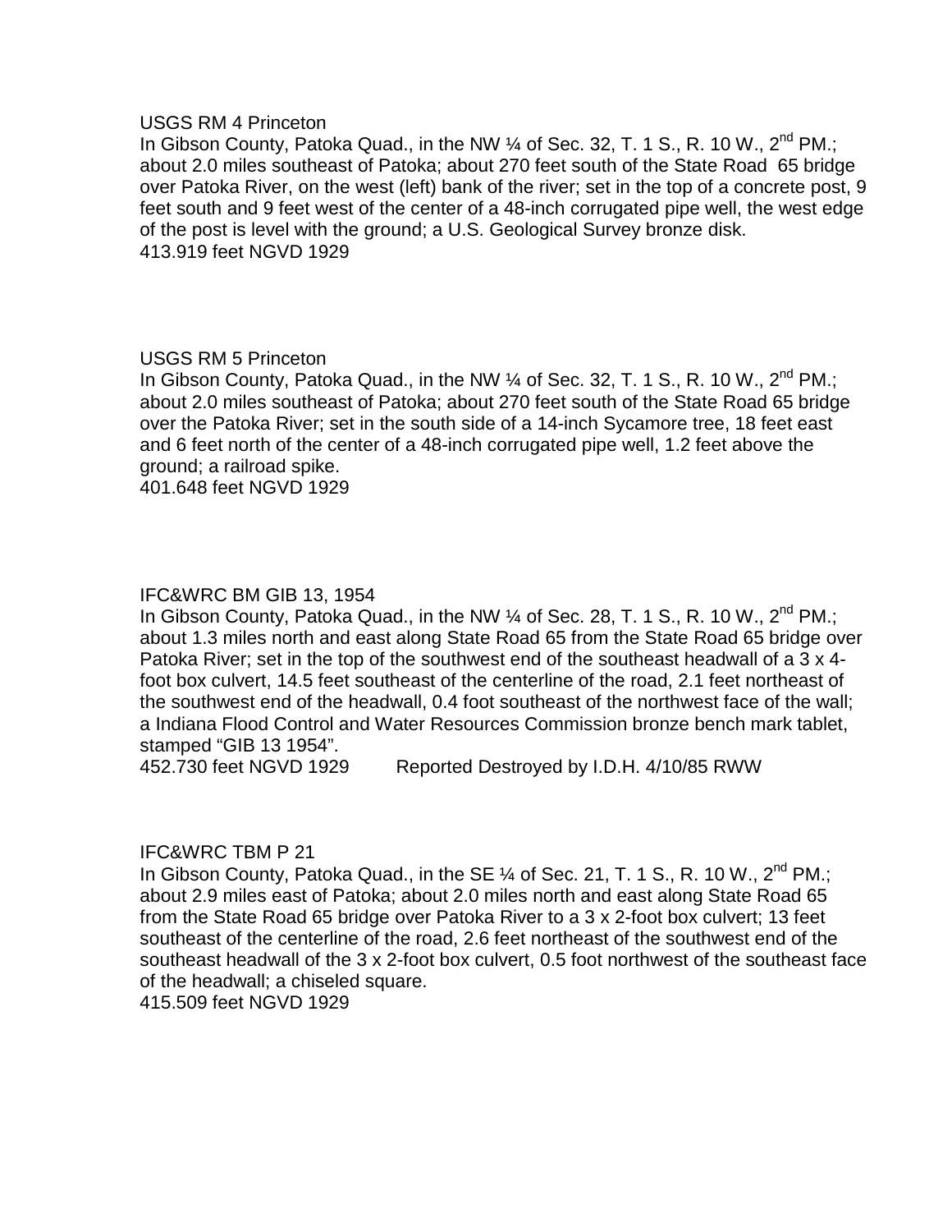USGS RM 4 Princeton

In Gibson County, Patoka Quad., in the NW ¼ of Sec. 32, T. 1 S., R. 10 W., 2nd PM.; about 2.0 miles southeast of Patoka; about 270 feet south of the State Road 65 bridge over Patoka River, on the west (left) bank of the river; set in the top of a concrete post, 9 feet south and 9 feet west of the center of a 48-inch corrugated pipe well, the west edge of the post is level with the ground; a U.S. Geological Survey bronze disk.
413.919 feet NGVD 1929

USGS RM 5 Princeton

In Gibson County, Patoka Quad., in the NW ¼ of Sec. 32, T. 1 S., R. 10 W., 2nd PM.; about 2.0 miles southeast of Patoka; about 270 feet south of the State Road 65 bridge over the Patoka River; set in the south side of a 14-inch Sycamore tree, 18 feet east and 6 feet north of the center of a 48-inch corrugated pipe well, 1.2 feet above the ground; a railroad spike.
401.648 feet NGVD 1929

IFC&WRC BM GIB 13, 1954

In Gibson County, Patoka Quad., in the NW ¼ of Sec. 28, T. 1 S., R. 10 W., 2nd PM.; about 1.3 miles north and east along State Road 65 from the State Road 65 bridge over Patoka River; set in the top of the southwest end of the southeast headwall of a 3 x 4-foot box culvert, 14.5 feet southeast of the centerline of the road, 2.1 feet northeast of the southwest end of the headwall, 0.4 foot southeast of the northwest face of the wall; a Indiana Flood Control and Water Resources Commission bronze bench mark tablet, stamped "GIB 13 1954".
452.730 feet NGVD 1929 Reported Destroyed by I.D.H. 4/10/85 RWW

IFC&WRC TBM P 21

In Gibson County, Patoka Quad., in the SE ¼ of Sec. 21, T. 1 S., R. 10 W., 2nd PM.; about 2.9 miles east of Patoka; about 2.0 miles north and east along State Road 65 from the State Road 65 bridge over Patoka River to a 3 x 2-foot box culvert; 13 feet southeast of the centerline of the road, 2.6 feet northeast of the southwest end of the southeast headwall of the 3 x 2-foot box culvert, 0.5 foot northwest of the southeast face of the headwall; a chiseled square.
415.509 feet NGVD 1929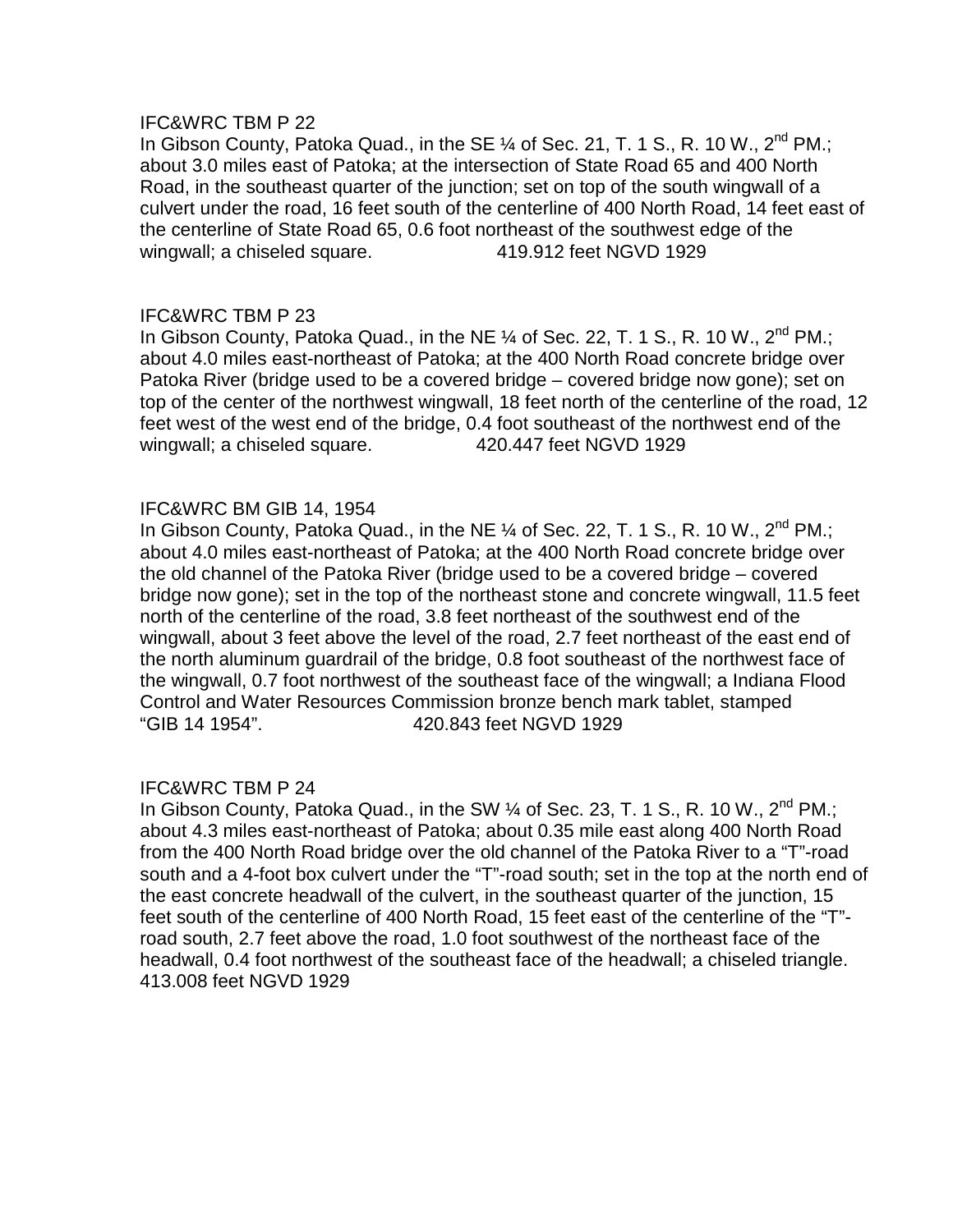IFC&WRC TBM P 22

In Gibson County, Patoka Quad., in the SE ¼ of Sec. 21, T. 1 S., R. 10 W., 2nd PM.; about 3.0 miles east of Patoka; at the intersection of State Road 65 and 400 North Road, in the southeast quarter of the junction; set on top of the south wingwall of a culvert under the road, 16 feet south of the centerline of 400 North Road, 14 feet east of the centerline of State Road 65, 0.6 foot northeast of the southwest edge of the wingwall; a chiseled square. 419.912 feet NGVD 1929

IFC&WRC TBM P 23

In Gibson County, Patoka Quad., in the NE ¼ of Sec. 22, T. 1 S., R. 10 W., 2nd PM.; about 4.0 miles east-northeast of Patoka; at the 400 North Road concrete bridge over Patoka River (bridge used to be a covered bridge – covered bridge now gone); set on top of the center of the northwest wingwall, 18 feet north of the centerline of the road, 12 feet west of the west end of the bridge, 0.4 foot southeast of the northwest end of the wingwall; a chiseled square. 420.447 feet NGVD 1929

IFC&WRC BM GIB 14, 1954

In Gibson County, Patoka Quad., in the NE ¼ of Sec. 22, T. 1 S., R. 10 W., 2nd PM.; about 4.0 miles east-northeast of Patoka; at the 400 North Road concrete bridge over the old channel of the Patoka River (bridge used to be a covered bridge – covered bridge now gone); set in the top of the northeast stone and concrete wingwall, 11.5 feet north of the centerline of the road, 3.8 feet northeast of the southwest end of the wingwall, about 3 feet above the level of the road, 2.7 feet northeast of the east end of the north aluminum guardrail of the bridge, 0.8 foot southeast of the northwest face of the wingwall, 0.7 foot northwest of the southeast face of the wingwall; a Indiana Flood Control and Water Resources Commission bronze bench mark tablet, stamped "GIB 14 1954". 420.843 feet NGVD 1929

IFC&WRC TBM P 24

In Gibson County, Patoka Quad., in the SW ¼ of Sec. 23, T. 1 S., R. 10 W., 2nd PM.; about 4.3 miles east-northeast of Patoka; about 0.35 mile east along 400 North Road from the 400 North Road bridge over the old channel of the Patoka River to a "T"-road south and a 4-foot box culvert under the "T"-road south; set in the top at the north end of the east concrete headwall of the culvert, in the southeast quarter of the junction, 15 feet south of the centerline of 400 North Road, 15 feet east of the centerline of the "T"-road south, 2.7 feet above the road, 1.0 foot southwest of the northeast face of the headwall, 0.4 foot northwest of the southeast face of the headwall; a chiseled triangle. 413.008 feet NGVD 1929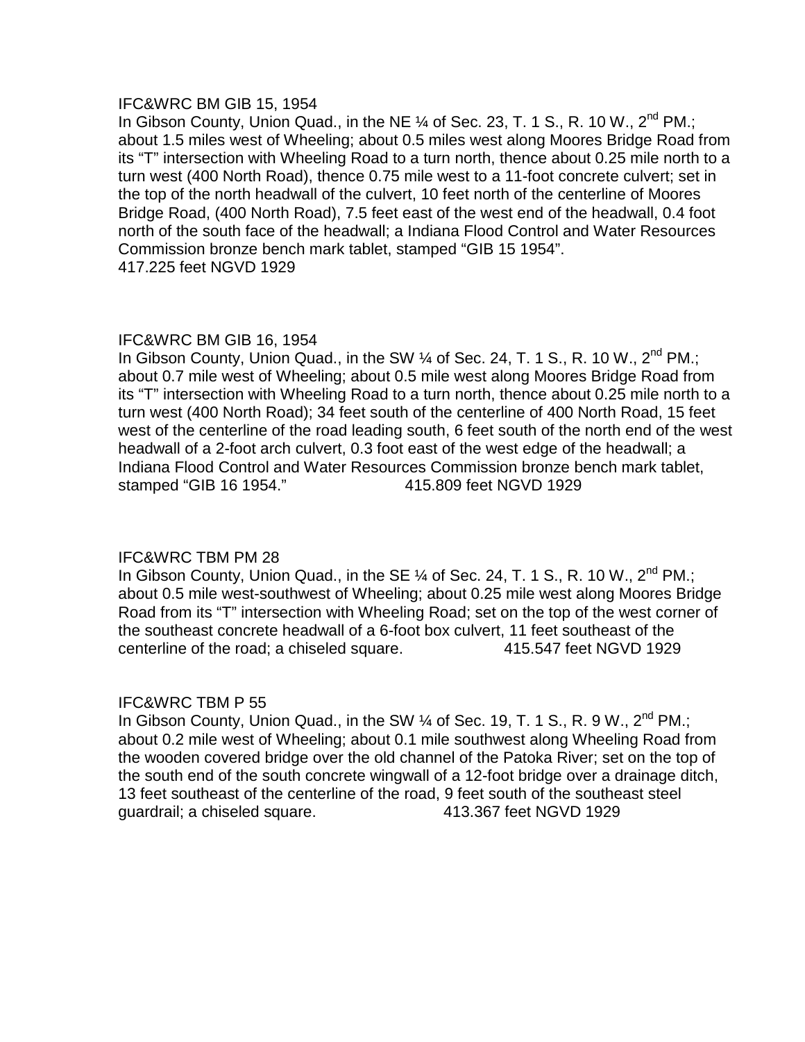IFC&WRC BM GIB 15, 1954
In Gibson County, Union Quad., in the NE ¼ of Sec. 23, T. 1 S., R. 10 W., 2nd PM.; about 1.5 miles west of Wheeling; about 0.5 miles west along Moores Bridge Road from its "T" intersection with Wheeling Road to a turn north, thence about 0.25 mile north to a turn west (400 North Road), thence 0.75 mile west to a 11-foot concrete culvert; set in the top of the north headwall of the culvert, 10 feet north of the centerline of Moores Bridge Road, (400 North Road), 7.5 feet east of the west end of the headwall, 0.4 foot north of the south face of the headwall; a Indiana Flood Control and Water Resources Commission bronze bench mark tablet, stamped "GIB 15 1954".
417.225 feet NGVD 1929

IFC&WRC BM GIB 16, 1954
In Gibson County, Union Quad., in the SW ¼ of Sec. 24, T. 1 S., R. 10 W., 2nd PM.; about 0.7 mile west of Wheeling; about 0.5 mile west along Moores Bridge Road from its "T" intersection with Wheeling Road to a turn north, thence about 0.25 mile north to a turn west (400 North Road); 34 feet south of the centerline of 400 North Road, 15 feet west of the centerline of the road leading south, 6 feet south of the north end of the west headwall of a 2-foot arch culvert, 0.3 foot east of the west edge of the headwall; a Indiana Flood Control and Water Resources Commission bronze bench mark tablet, stamped "GIB 16 1954." 415.809 feet NGVD 1929

IFC&WRC TBM PM 28
In Gibson County, Union Quad., in the SE ¼ of Sec. 24, T. 1 S., R. 10 W., 2nd PM.; about 0.5 mile west-southwest of Wheeling; about 0.25 mile west along Moores Bridge Road from its "T" intersection with Wheeling Road; set on the top of the west corner of the southeast concrete headwall of a 6-foot box culvert, 11 feet southeast of the centerline of the road; a chiseled square. 415.547 feet NGVD 1929

IFC&WRC TBM P 55
In Gibson County, Union Quad., in the SW ¼ of Sec. 19, T. 1 S., R. 9 W., 2nd PM.; about 0.2 mile west of Wheeling; about 0.1 mile southwest along Wheeling Road from the wooden covered bridge over the old channel of the Patoka River; set on the top of the south end of the south concrete wingwall of a 12-foot bridge over a drainage ditch, 13 feet southeast of the centerline of the road, 9 feet south of the southeast steel guardrail; a chiseled square. 413.367 feet NGVD 1929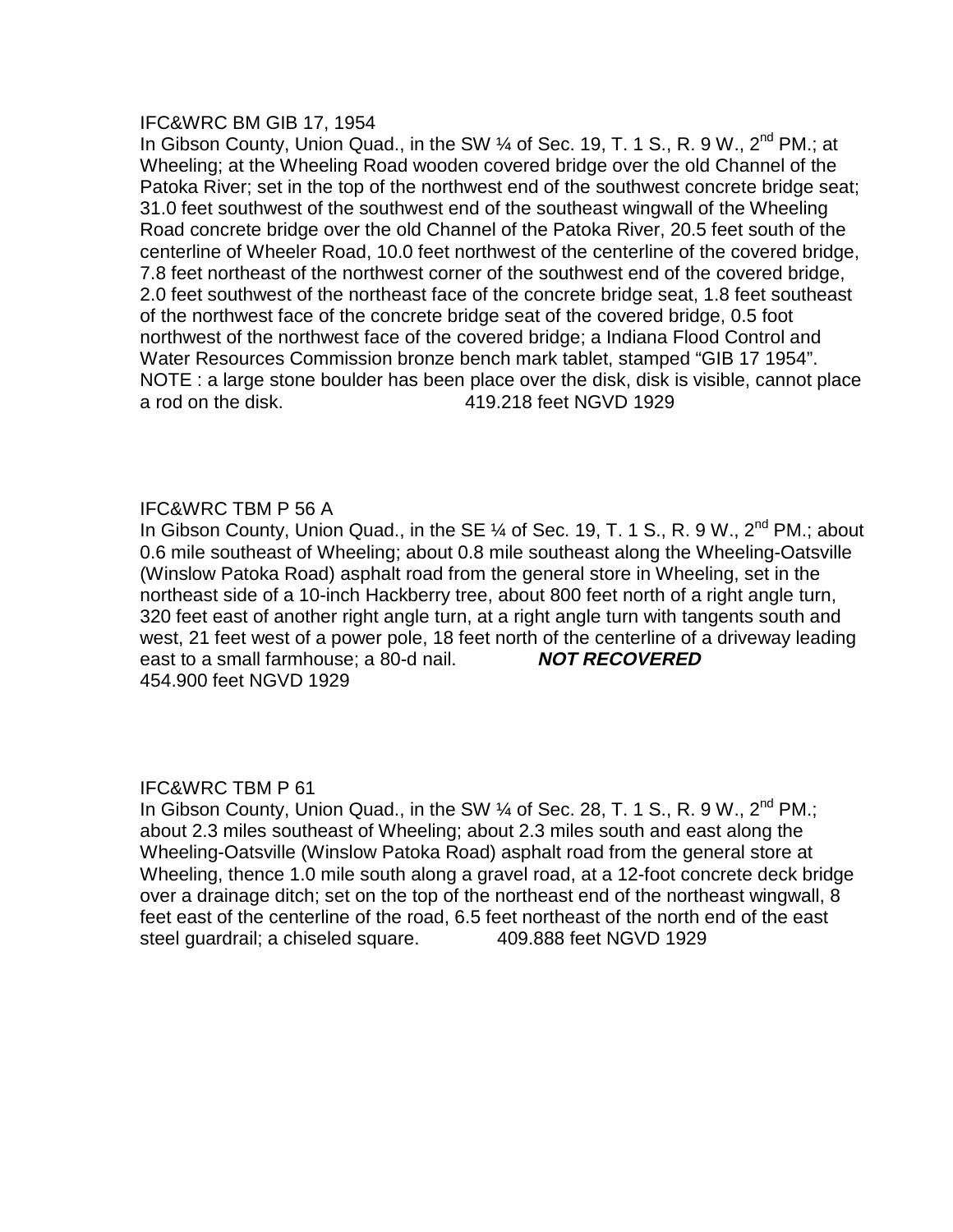IFC&WRC BM GIB 17, 1954

In Gibson County, Union Quad., in the SW ¼ of Sec. 19, T. 1 S., R. 9 W., 2nd PM.; at Wheeling; at the Wheeling Road wooden covered bridge over the old Channel of the Patoka River; set in the top of the northwest end of the southwest concrete bridge seat; 31.0 feet southwest of the southwest end of the southeast wingwall of the Wheeling Road concrete bridge over the old Channel of the Patoka River, 20.5 feet south of the centerline of Wheeler Road, 10.0 feet northwest of the centerline of the covered bridge, 7.8 feet northeast of the northwest corner of the southwest end of the covered bridge, 2.0 feet southwest of the northeast face of the concrete bridge seat, 1.8 feet southeast of the northwest face of the concrete bridge seat of the covered bridge, 0.5 foot northwest of the northwest face of the covered bridge; a Indiana Flood Control and Water Resources Commission bronze bench mark tablet, stamped "GIB 17 1954". NOTE : a large stone boulder has been place over the disk, disk is visible, cannot place a rod on the disk. 419.218 feet NGVD 1929

IFC&WRC TBM P 56 A

In Gibson County, Union Quad., in the SE ¼ of Sec. 19, T. 1 S., R. 9 W., 2nd PM.; about 0.6 mile southeast of Wheeling; about 0.8 mile southeast along the Wheeling-Oatsville (Winslow Patoka Road) asphalt road from the general store in Wheeling, set in the northeast side of a 10-inch Hackberry tree, about 800 feet north of a right angle turn, 320 feet east of another right angle turn, at a right angle turn with tangents south and west, 21 feet west of a power pole, 18 feet north of the centerline of a driveway leading east to a small farmhouse; a 80-d nail. ***NOT RECOVERED***
454.900 feet NGVD 1929

IFC&WRC TBM P 61

In Gibson County, Union Quad., in the SW ¼ of Sec. 28, T. 1 S., R. 9 W., 2nd PM.; about 2.3 miles southeast of Wheeling; about 2.3 miles south and east along the Wheeling-Oatsville (Winslow Patoka Road) asphalt road from the general store at Wheeling, thence 1.0 mile south along a gravel road, at a 12-foot concrete deck bridge over a drainage ditch; set on the top of the northeast end of the northeast wingwall, 8 feet east of the centerline of the road, 6.5 feet northeast of the north end of the east steel guardrail; a chiseled square. 409.888 feet NGVD 1929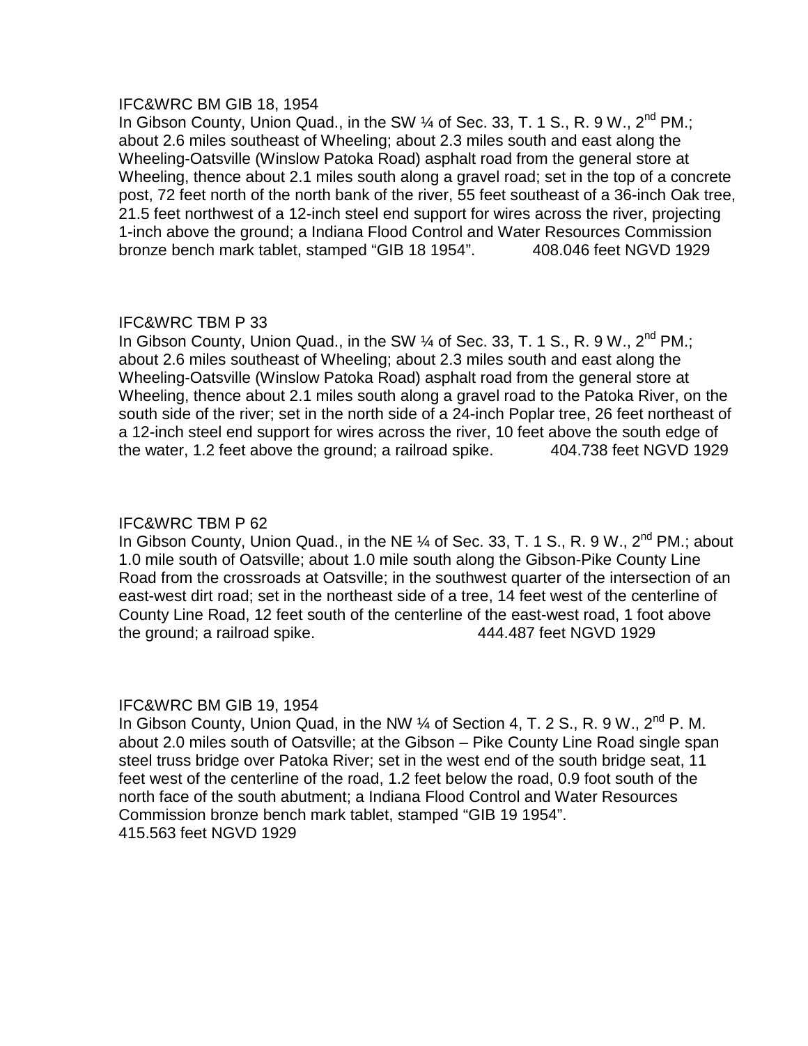IFC&WRC BM GIB 18, 1954
In Gibson County, Union Quad., in the SW ¼ of Sec. 33, T. 1 S., R. 9 W., 2nd PM.; about 2.6 miles southeast of Wheeling; about 2.3 miles south and east along the Wheeling-Oatsville (Winslow Patoka Road) asphalt road from the general store at Wheeling, thence about 2.1 miles south along a gravel road; set in the top of a concrete post, 72 feet north of the north bank of the river, 55 feet southeast of a 36-inch Oak tree, 21.5 feet northwest of a 12-inch steel end support for wires across the river, projecting 1-inch above the ground; a Indiana Flood Control and Water Resources Commission bronze bench mark tablet, stamped “GIB 18 1954”. 408.046 feet NGVD 1929

IFC&WRC TBM P 33
In Gibson County, Union Quad., in the SW ¼ of Sec. 33, T. 1 S., R. 9 W., 2nd PM.; about 2.6 miles southeast of Wheeling; about 2.3 miles south and east along the Wheeling-Oatsville (Winslow Patoka Road) asphalt road from the general store at Wheeling, thence about 2.1 miles south along a gravel road to the Patoka River, on the south side of the river; set in the north side of a 24-inch Poplar tree, 26 feet northeast of a 12-inch steel end support for wires across the river, 10 feet above the south edge of the water, 1.2 feet above the ground; a railroad spike. 404.738 feet NGVD 1929

IFC&WRC TBM P 62
In Gibson County, Union Quad., in the NE ¼ of Sec. 33, T. 1 S., R. 9 W., 2nd PM.; about 1.0 mile south of Oatsville; about 1.0 mile south along the Gibson-Pike County Line Road from the crossroads at Oatsville; in the southwest quarter of the intersection of an east-west dirt road; set in the northeast side of a tree, 14 feet west of the centerline of County Line Road, 12 feet south of the centerline of the east-west road, 1 foot above the ground; a railroad spike. 444.487 feet NGVD 1929

IFC&WRC BM GIB 19, 1954
In Gibson County, Union Quad, in the NW ¼ of Section 4, T. 2 S., R. 9 W., 2nd P. M. about 2.0 miles south of Oatsville; at the Gibson – Pike County Line Road single span steel truss bridge over Patoka River; set in the west end of the south bridge seat, 11 feet west of the centerline of the road, 1.2 feet below the road, 0.9 foot south of the north face of the south abutment; a Indiana Flood Control and Water Resources Commission bronze bench mark tablet, stamped “GIB 19 1954”.
415.563 feet NGVD 1929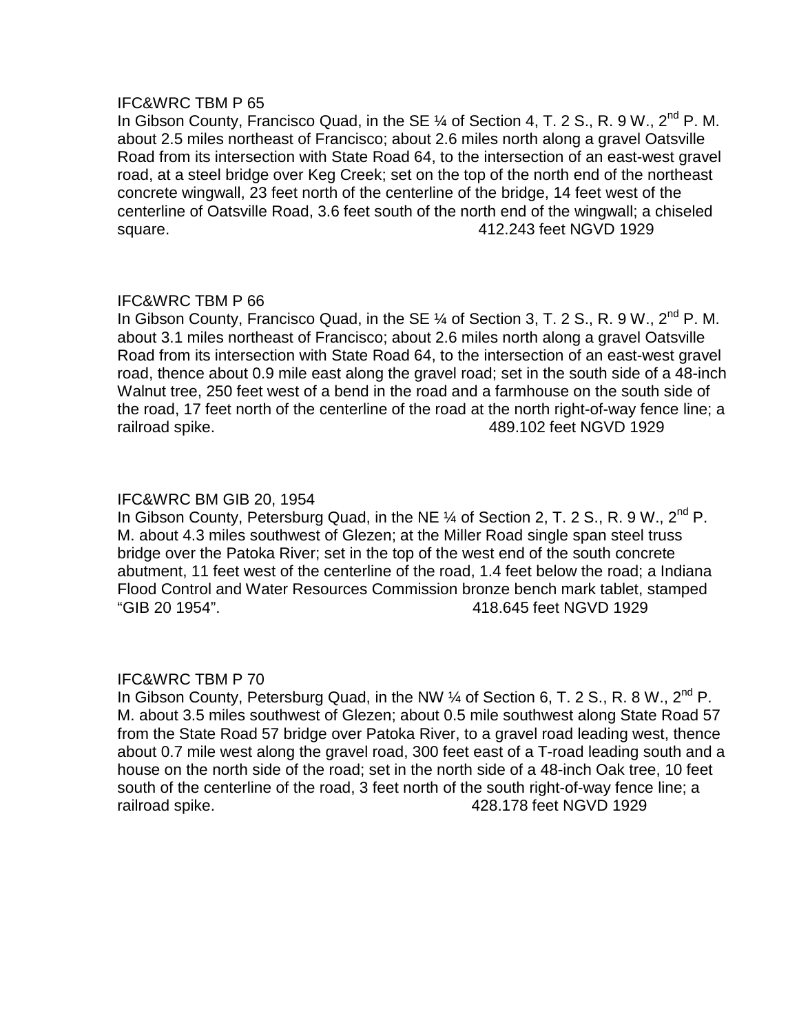IFC&WRC TBM P 65

In Gibson County, Francisco Quad, in the SE ¼ of Section 4, T. 2 S., R. 9 W., 2nd P. M. about 2.5 miles northeast of Francisco; about 2.6 miles north along a gravel Oatsville Road from its intersection with State Road 64, to the intersection of an east-west gravel road, at a steel bridge over Keg Creek; set on the top of the north end of the northeast concrete wingwall, 23 feet north of the centerline of the bridge, 14 feet west of the centerline of Oatsville Road, 3.6 feet south of the north end of the wingwall; a chiseled square. 412.243 feet NGVD 1929

IFC&WRC TBM P 66

In Gibson County, Francisco Quad, in the SE ¼ of Section 3, T. 2 S., R. 9 W., 2nd P. M. about 3.1 miles northeast of Francisco; about 2.6 miles north along a gravel Oatsville Road from its intersection with State Road 64, to the intersection of an east-west gravel road, thence about 0.9 mile east along the gravel road; set in the south side of a 48-inch Walnut tree, 250 feet west of a bend in the road and a farmhouse on the south side of the road, 17 feet north of the centerline of the road at the north right-of-way fence line; a railroad spike. 489.102 feet NGVD 1929

IFC&WRC BM GIB 20, 1954

In Gibson County, Petersburg Quad, in the NE ¼ of Section 2, T. 2 S., R. 9 W., 2nd P. M. about 4.3 miles southwest of Glezen; at the Miller Road single span steel truss bridge over the Patoka River; set in the top of the west end of the south concrete abutment, 11 feet west of the centerline of the road, 1.4 feet below the road; a Indiana Flood Control and Water Resources Commission bronze bench mark tablet, stamped "GIB 20 1954". 418.645 feet NGVD 1929

IFC&WRC TBM P 70

In Gibson County, Petersburg Quad, in the NW ¼ of Section 6, T. 2 S., R. 8 W., 2nd P. M. about 3.5 miles southwest of Glezen; about 0.5 mile southwest along State Road 57 from the State Road 57 bridge over Patoka River, to a gravel road leading west, thence about 0.7 mile west along the gravel road, 300 feet east of a T-road leading south and a house on the north side of the road; set in the north side of a 48-inch Oak tree, 10 feet south of the centerline of the road, 3 feet north of the south right-of-way fence line; a railroad spike. 428.178 feet NGVD 1929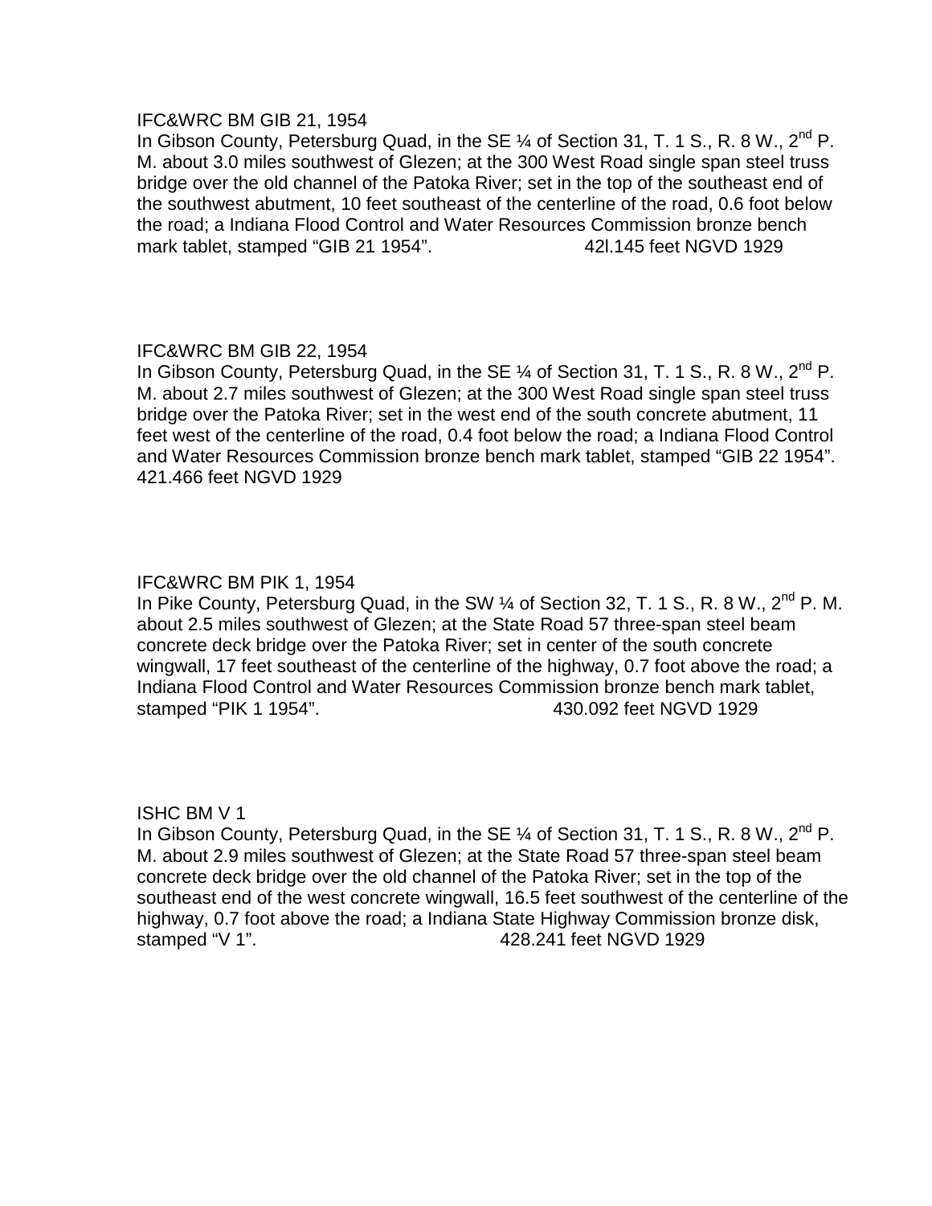IFC&WRC BM GIB 21, 1954

In Gibson County, Petersburg Quad, in the SE ¼ of Section 31, T. 1 S., R. 8 W., 2nd P. M. about 3.0 miles southwest of Glezen; at the 300 West Road single span steel truss bridge over the old channel of the Patoka River; set in the top of the southeast end of the southwest abutment, 10 feet southeast of the centerline of the road, 0.6 foot below the road; a Indiana Flood Control and Water Resources Commission bronze bench mark tablet, stamped "GIB 21 1954". 42l.145 feet NGVD 1929

IFC&WRC BM GIB 22, 1954

In Gibson County, Petersburg Quad, in the SE ¼ of Section 31, T. 1 S., R. 8 W., 2nd P. M. about 2.7 miles southwest of Glezen; at the 300 West Road single span steel truss bridge over the Patoka River; set in the west end of the south concrete abutment, 11 feet west of the centerline of the road, 0.4 foot below the road; a Indiana Flood Control and Water Resources Commission bronze bench mark tablet, stamped "GIB 22 1954". 421.466 feet NGVD 1929

IFC&WRC BM PIK 1, 1954

In Pike County, Petersburg Quad, in the SW ¼ of Section 32, T. 1 S., R. 8 W., 2nd P. M. about 2.5 miles southwest of Glezen; at the State Road 57 three-span steel beam concrete deck bridge over the Patoka River; set in center of the south concrete wingwall, 17 feet southeast of the centerline of the highway, 0.7 foot above the road; a Indiana Flood Control and Water Resources Commission bronze bench mark tablet, stamped "PIK 1 1954". 430.092 feet NGVD 1929

ISHC BM V 1

In Gibson County, Petersburg Quad, in the SE ¼ of Section 31, T. 1 S., R. 8 W., 2nd P. M. about 2.9 miles southwest of Glezen; at the State Road 57 three-span steel beam concrete deck bridge over the old channel of the Patoka River; set in the top of the southeast end of the west concrete wingwall, 16.5 feet southwest of the centerline of the highway, 0.7 foot above the road; a Indiana State Highway Commission bronze disk, stamped "V 1". 428.241 feet NGVD 1929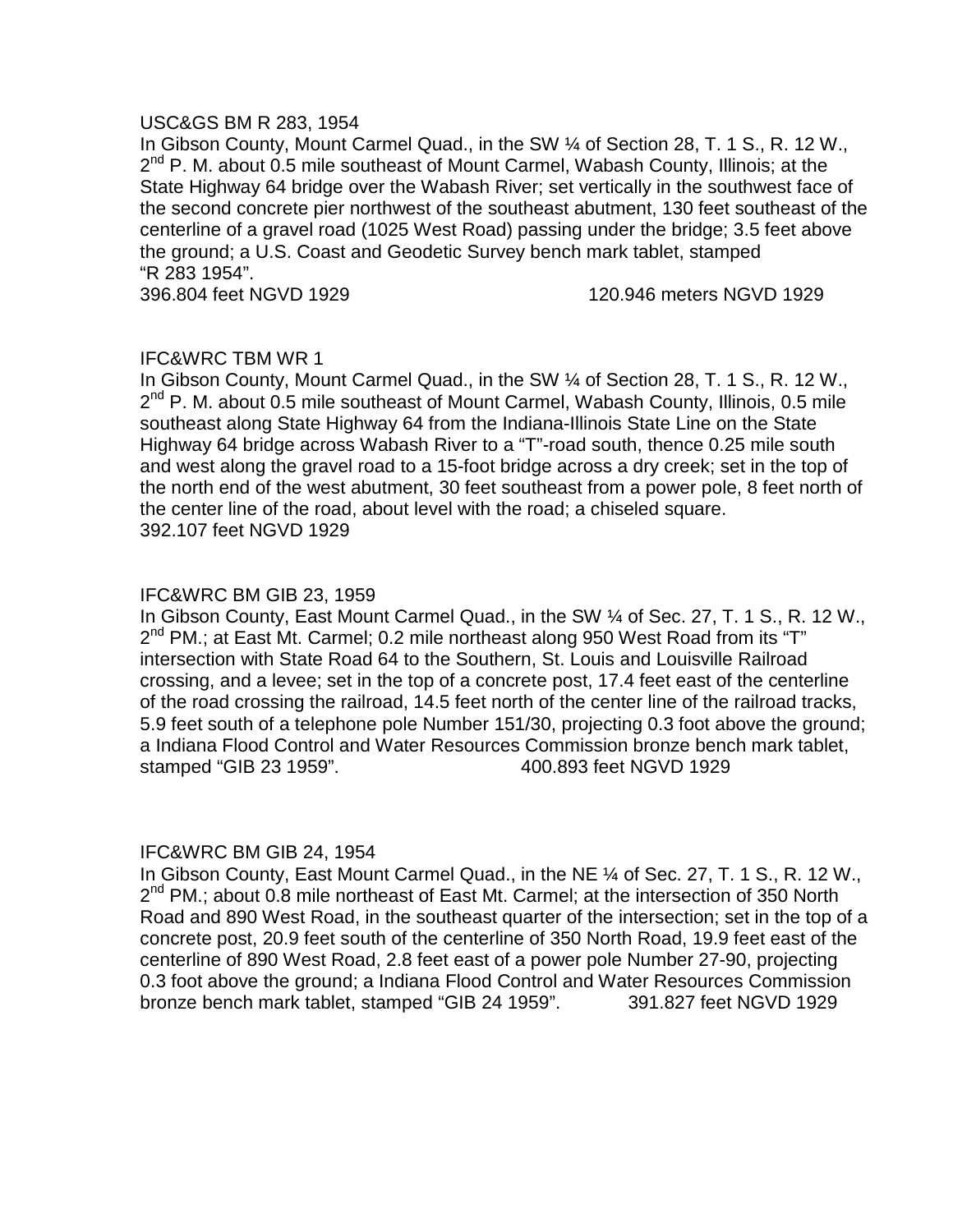USC&GS BM R 283, 1954

In Gibson County, Mount Carmel Quad., in the SW ¼ of Section 28, T. 1 S., R. 12 W., 2nd P. M. about 0.5 mile southeast of Mount Carmel, Wabash County, Illinois; at the State Highway 64 bridge over the Wabash River; set vertically in the southwest face of the second concrete pier northwest of the southeast abutment, 130 feet southeast of the centerline of a gravel road (1025 West Road) passing under the bridge; 3.5 feet above the ground; a U.S. Coast and Geodetic Survey bench mark tablet, stamped "R 283 1954".

396.804 feet NGVD 1929 120.946 meters NGVD 1929

IFC&WRC TBM WR 1

In Gibson County, Mount Carmel Quad., in the SW ¼ of Section 28, T. 1 S., R. 12 W., 2nd P. M. about 0.5 mile southeast of Mount Carmel, Wabash County, Illinois, 0.5 mile southeast along State Highway 64 from the Indiana-Illinois State Line on the State Highway 64 bridge across Wabash River to a "T"-road south, thence 0.25 mile south and west along the gravel road to a 15-foot bridge across a dry creek; set in the top of the north end of the west abutment, 30 feet southeast from a power pole, 8 feet north of the center line of the road, about level with the road; a chiseled square.

392.107 feet NGVD 1929

IFC&WRC BM GIB 23, 1959

In Gibson County, East Mount Carmel Quad., in the SW ¼ of Sec. 27, T. 1 S., R. 12 W., 2nd PM.; at East Mt. Carmel; 0.2 mile northeast along 950 West Road from its "T" intersection with State Road 64 to the Southern, St. Louis and Louisville Railroad crossing, and a levee; set in the top of a concrete post, 17.4 feet east of the centerline of the road crossing the railroad, 14.5 feet north of the center line of the railroad tracks, 5.9 feet south of a telephone pole Number 151/30, projecting 0.3 foot above the ground; a Indiana Flood Control and Water Resources Commission bronze bench mark tablet, stamped "GIB 23 1959". 400.893 feet NGVD 1929

IFC&WRC BM GIB 24, 1954

In Gibson County, East Mount Carmel Quad., in the NE ¼ of Sec. 27, T. 1 S., R. 12 W., 2nd PM.; about 0.8 mile northeast of East Mt. Carmel; at the intersection of 350 North Road and 890 West Road, in the southeast quarter of the intersection; set in the top of a concrete post, 20.9 feet south of the centerline of 350 North Road, 19.9 feet east of the centerline of 890 West Road, 2.8 feet east of a power pole Number 27-90, projecting 0.3 foot above the ground; a Indiana Flood Control and Water Resources Commission bronze bench mark tablet, stamped "GIB 24 1959". 391.827 feet NGVD 1929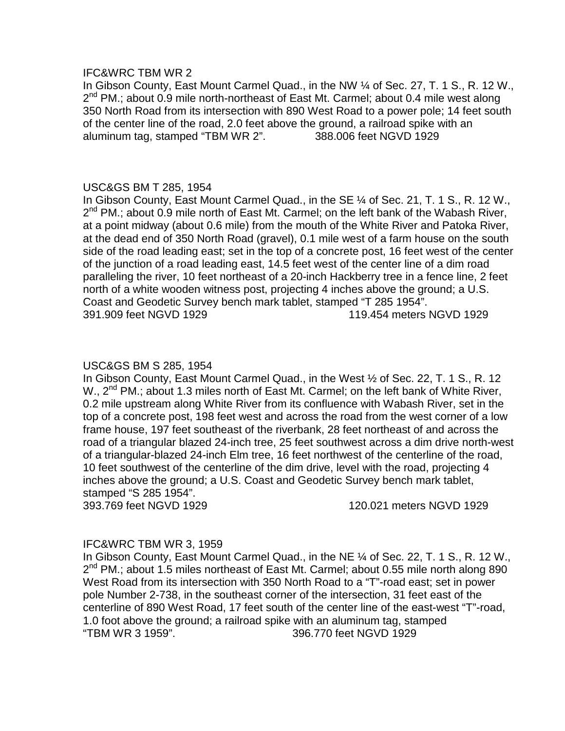IFC&WRC TBM WR 2

In Gibson County, East Mount Carmel Quad., in the NW ¼ of Sec. 27, T. 1 S., R. 12 W., 2nd PM.; about 0.9 mile north-northeast of East Mt. Carmel; about 0.4 mile west along 350 North Road from its intersection with 890 West Road to a power pole; 14 feet south of the center line of the road, 2.0 feet above the ground, a railroad spike with an aluminum tag, stamped "TBM WR 2". 388.006 feet NGVD 1929

USC&GS BM T 285, 1954

In Gibson County, East Mount Carmel Quad., in the SE ¼ of Sec. 21, T. 1 S., R. 12 W., 2nd PM.; about 0.9 mile north of East Mt. Carmel; on the left bank of the Wabash River, at a point midway (about 0.6 mile) from the mouth of the White River and Patoka River, at the dead end of 350 North Road (gravel), 0.1 mile west of a farm house on the south side of the road leading east; set in the top of a concrete post, 16 feet west of the center of the junction of a road leading east, 14.5 feet west of the center line of a dim road paralleling the river, 10 feet northeast of a 20-inch Hackberry tree in a fence line, 2 feet north of a white wooden witness post, projecting 4 inches above the ground; a U.S. Coast and Geodetic Survey bench mark tablet, stamped "T 285 1954".

391.909 feet NGVD 1929 119.454 meters NGVD 1929

USC&GS BM S 285, 1954

In Gibson County, East Mount Carmel Quad., in the West ½ of Sec. 22, T. 1 S., R. 12 W., 2nd PM.; about 1.3 miles north of East Mt. Carmel; on the left bank of White River, 0.2 mile upstream along White River from its confluence with Wabash River, set in the top of a concrete post, 198 feet west and across the road from the west corner of a low frame house, 197 feet southeast of the riverbank, 28 feet northeast of and across the road of a triangular blazed 24-inch tree, 25 feet southwest across a dim drive north-west of a triangular-blazed 24-inch Elm tree, 16 feet northwest of the centerline of the road, 10 feet southwest of the centerline of the dim drive, level with the road, projecting 4 inches above the ground; a U.S. Coast and Geodetic Survey bench mark tablet, stamped "S 285 1954".

393.769 feet NGVD 1929 120.021 meters NGVD 1929

IFC&WRC TBM WR 3, 1959

In Gibson County, East Mount Carmel Quad., in the NE ¼ of Sec. 22, T. 1 S., R. 12 W., 2nd PM.; about 1.5 miles northeast of East Mt. Carmel; about 0.55 mile north along 890 West Road from its intersection with 350 North Road to a "T"-road east; set in power pole Number 2-738, in the southeast corner of the intersection, 31 feet east of the centerline of 890 West Road, 17 feet south of the center line of the east-west "T"-road, 1.0 foot above the ground; a railroad spike with an aluminum tag, stamped "TBM WR 3 1959". 396.770 feet NGVD 1929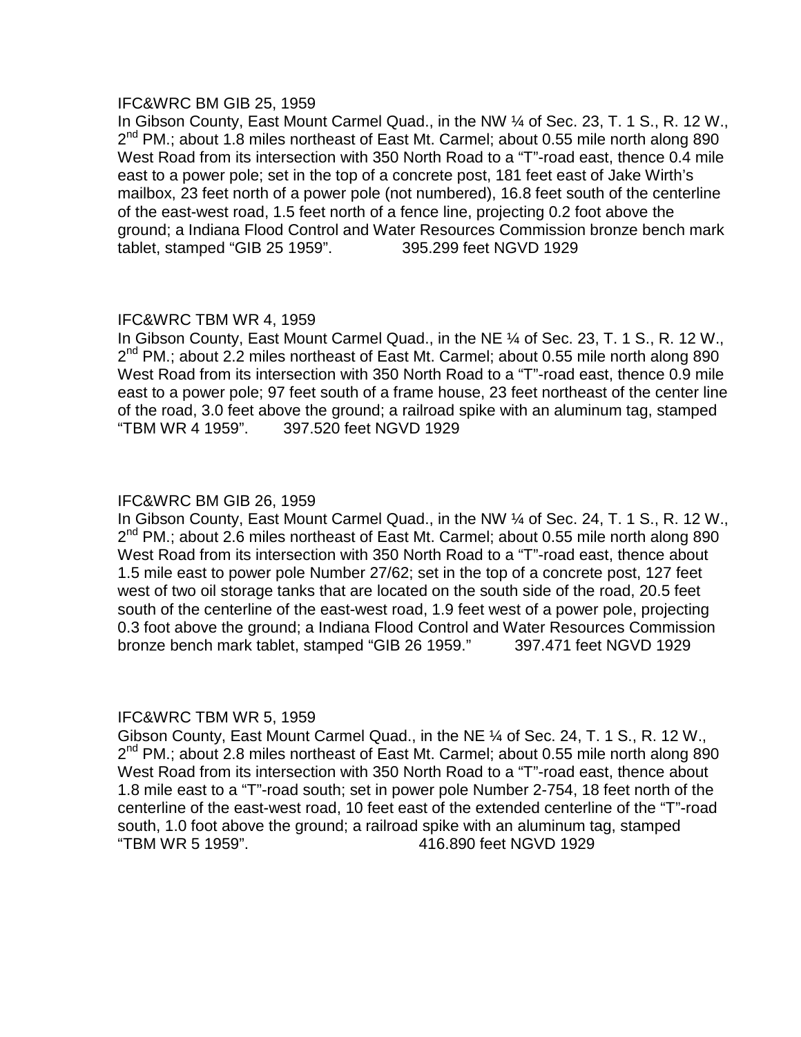IFC&WRC BM GIB 25, 1959

In Gibson County, East Mount Carmel Quad., in the NW ¼ of Sec. 23, T. 1 S., R. 12 W., 2nd PM.; about 1.8 miles northeast of East Mt. Carmel; about 0.55 mile north along 890 West Road from its intersection with 350 North Road to a "T"-road east, thence 0.4 mile east to a power pole; set in the top of a concrete post, 181 feet east of Jake Wirth's mailbox, 23 feet north of a power pole (not numbered), 16.8 feet south of the centerline of the east-west road, 1.5 feet north of a fence line, projecting 0.2 foot above the ground; a Indiana Flood Control and Water Resources Commission bronze bench mark tablet, stamped "GIB 25 1959". 395.299 feet NGVD 1929

IFC&WRC TBM WR 4, 1959

In Gibson County, East Mount Carmel Quad., in the NE ¼ of Sec. 23, T. 1 S., R. 12 W., 2nd PM.; about 2.2 miles northeast of East Mt. Carmel; about 0.55 mile north along 890 West Road from its intersection with 350 North Road to a "T"-road east, thence 0.9 mile east to a power pole; 97 feet south of a frame house, 23 feet northeast of the center line of the road, 3.0 feet above the ground; a railroad spike with an aluminum tag, stamped "TBM WR 4 1959". 397.520 feet NGVD 1929

IFC&WRC BM GIB 26, 1959

In Gibson County, East Mount Carmel Quad., in the NW ¼ of Sec. 24, T. 1 S., R. 12 W., 2nd PM.; about 2.6 miles northeast of East Mt. Carmel; about 0.55 mile north along 890 West Road from its intersection with 350 North Road to a "T"-road east, thence about 1.5 mile east to power pole Number 27/62; set in the top of a concrete post, 127 feet west of two oil storage tanks that are located on the south side of the road, 20.5 feet south of the centerline of the east-west road, 1.9 feet west of a power pole, projecting 0.3 foot above the ground; a Indiana Flood Control and Water Resources Commission bronze bench mark tablet, stamped "GIB 26 1959." 397.471 feet NGVD 1929

IFC&WRC TBM WR 5, 1959

Gibson County, East Mount Carmel Quad., in the NE ¼ of Sec. 24, T. 1 S., R. 12 W., 2nd PM.; about 2.8 miles northeast of East Mt. Carmel; about 0.55 mile north along 890 West Road from its intersection with 350 North Road to a "T"-road east, thence about 1.8 mile east to a "T"-road south; set in power pole Number 2-754, 18 feet north of the centerline of the east-west road, 10 feet east of the extended centerline of the "T"-road south, 1.0 foot above the ground; a railroad spike with an aluminum tag, stamped "TBM WR 5 1959". 416.890 feet NGVD 1929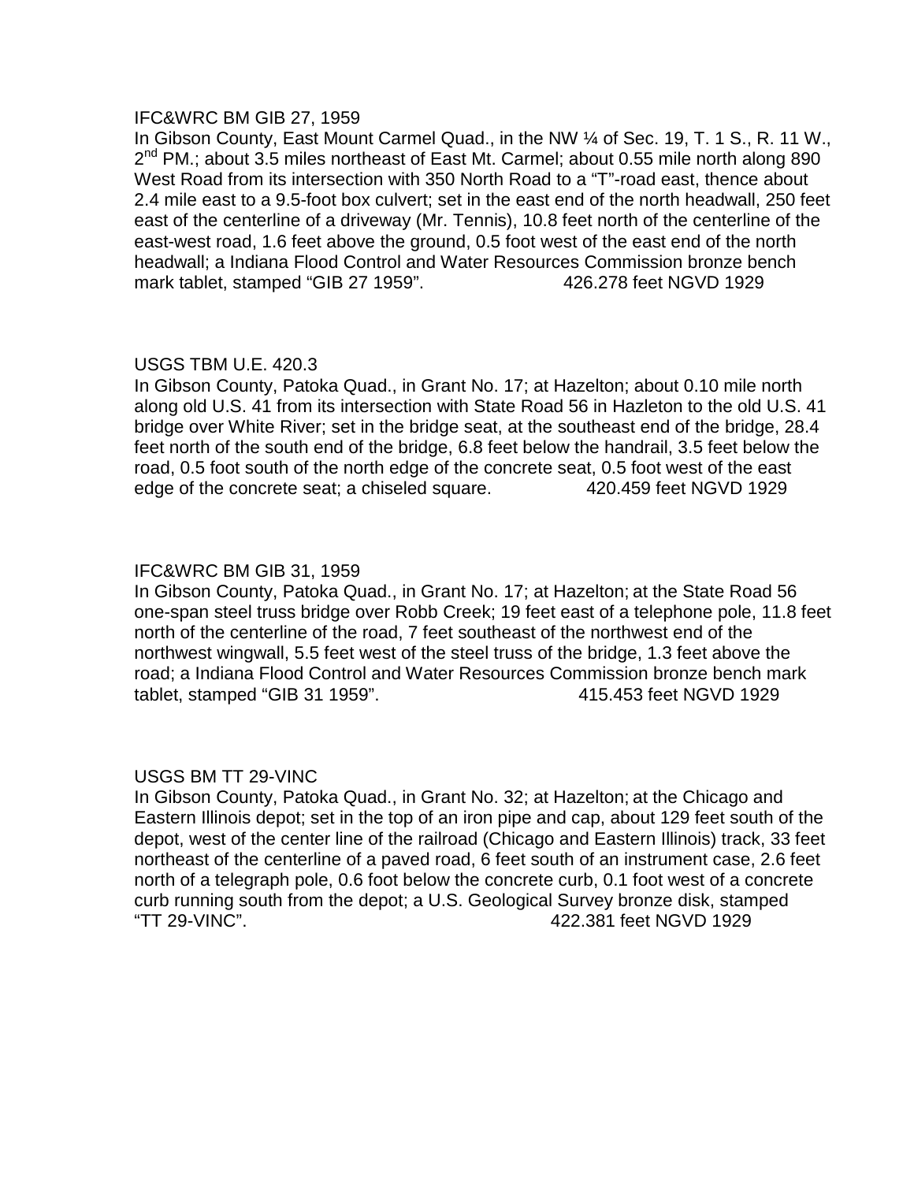IFC&WRC BM GIB 27, 1959

In Gibson County, East Mount Carmel Quad., in the NW ¼ of Sec. 19, T. 1 S., R. 11 W., 2nd PM.; about 3.5 miles northeast of East Mt. Carmel; about 0.55 mile north along 890 West Road from its intersection with 350 North Road to a "T"-road east, thence about 2.4 mile east to a 9.5-foot box culvert; set in the east end of the north headwall, 250 feet east of the centerline of a driveway (Mr. Tennis), 10.8 feet north of the centerline of the east-west road, 1.6 feet above the ground, 0.5 foot west of the east end of the north headwall; a Indiana Flood Control and Water Resources Commission bronze bench mark tablet, stamped "GIB 27 1959". 426.278 feet NGVD 1929

USGS TBM U.E. 420.3

In Gibson County, Patoka Quad., in Grant No. 17; at Hazelton; about 0.10 mile north along old U.S. 41 from its intersection with State Road 56 in Hazleton to the old U.S. 41 bridge over White River; set in the bridge seat, at the southeast end of the bridge, 28.4 feet north of the south end of the bridge, 6.8 feet below the handrail, 3.5 feet below the road, 0.5 foot south of the north edge of the concrete seat, 0.5 foot west of the east edge of the concrete seat; a chiseled square. 420.459 feet NGVD 1929

IFC&WRC BM GIB 31, 1959

In Gibson County, Patoka Quad., in Grant No. 17; at Hazelton; at the State Road 56 one-span steel truss bridge over Robb Creek; 19 feet east of a telephone pole, 11.8 feet north of the centerline of the road, 7 feet southeast of the northwest end of the northwest wingwall, 5.5 feet west of the steel truss of the bridge, 1.3 feet above the road; a Indiana Flood Control and Water Resources Commission bronze bench mark tablet, stamped "GIB 31 1959". 415.453 feet NGVD 1929

USGS BM TT 29-VINC

In Gibson County, Patoka Quad., in Grant No. 32; at Hazelton; at the Chicago and Eastern Illinois depot; set in the top of an iron pipe and cap, about 129 feet south of the depot, west of the center line of the railroad (Chicago and Eastern Illinois) track, 33 feet northeast of the centerline of a paved road, 6 feet south of an instrument case, 2.6 feet north of a telegraph pole, 0.6 foot below the concrete curb, 0.1 foot west of a concrete curb running south from the depot; a U.S. Geological Survey bronze disk, stamped "TT 29-VINC". 422.381 feet NGVD 1929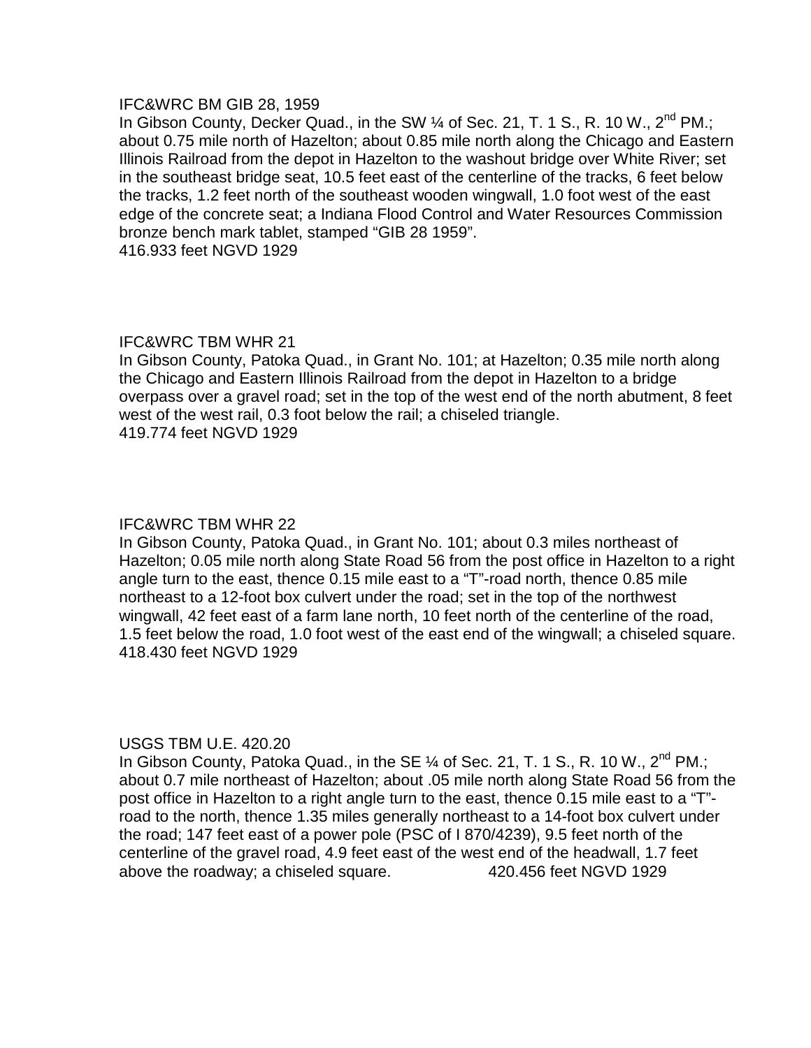IFC&WRC BM GIB 28, 1959

In Gibson County, Decker Quad., in the SW ¼ of Sec. 21, T. 1 S., R. 10 W., 2nd PM.; about 0.75 mile north of Hazelton; about 0.85 mile north along the Chicago and Eastern Illinois Railroad from the depot in Hazelton to the washout bridge over White River; set in the southeast bridge seat, 10.5 feet east of the centerline of the tracks, 6 feet below the tracks, 1.2 feet north of the southeast wooden wingwall, 1.0 foot west of the east edge of the concrete seat; a Indiana Flood Control and Water Resources Commission bronze bench mark tablet, stamped "GIB 28 1959".

416.933 feet NGVD 1929

IFC&WRC TBM WHR 21

In Gibson County, Patoka Quad., in Grant No. 101; at Hazelton; 0.35 mile north along the Chicago and Eastern Illinois Railroad from the depot in Hazelton to a bridge overpass over a gravel road; set in the top of the west end of the north abutment, 8 feet west of the west rail, 0.3 foot below the rail; a chiseled triangle.

419.774 feet NGVD 1929

IFC&WRC TBM WHR 22

In Gibson County, Patoka Quad., in Grant No. 101; about 0.3 miles northeast of Hazelton; 0.05 mile north along State Road 56 from the post office in Hazelton to a right angle turn to the east, thence 0.15 mile east to a "T"-road north, thence 0.85 mile northeast to a 12-foot box culvert under the road; set in the top of the northwest wingwall, 42 feet east of a farm lane north, 10 feet north of the centerline of the road, 1.5 feet below the road, 1.0 foot west of the east end of the wingwall; a chiseled square.

418.430 feet NGVD 1929

USGS TBM U.E. 420.20

In Gibson County, Patoka Quad., in the SE ¼ of Sec. 21, T. 1 S., R. 10 W., 2nd PM.; about 0.7 mile northeast of Hazelton; about .05 mile north along State Road 56 from the post office in Hazelton to a right angle turn to the east, thence 0.15 mile east to a "T"-road to the north, thence 1.35 miles generally northeast to a 14-foot box culvert under the road; 147 feet east of a power pole (PSC of I 870/4239), 9.5 feet north of the centerline of the gravel road, 4.9 feet east of the west end of the headwall, 1.7 feet above the roadway; a chiseled square. 420.456 feet NGVD 1929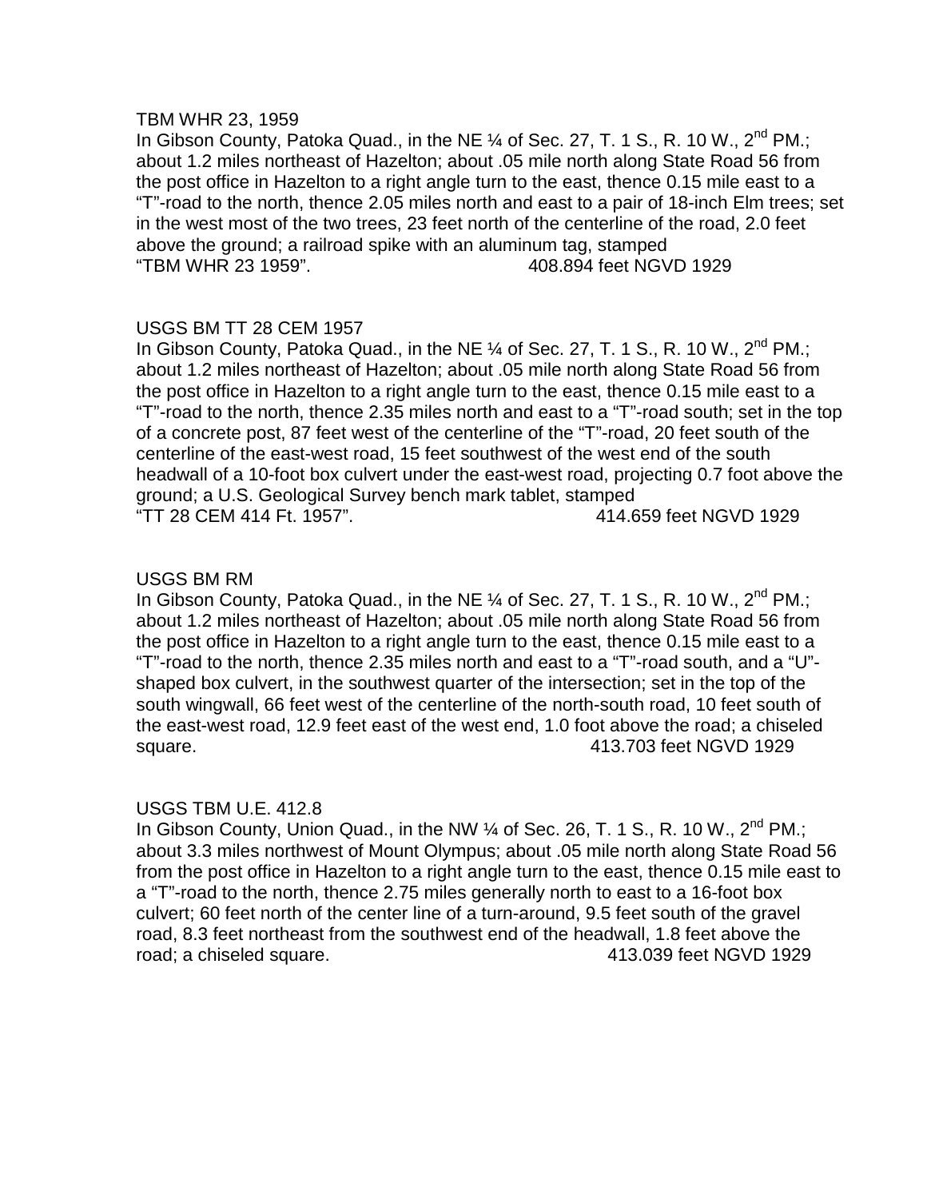TBM WHR 23, 1959

In Gibson County, Patoka Quad., in the NE ¼ of Sec. 27, T. 1 S., R. 10 W., 2nd PM.; about 1.2 miles northeast of Hazelton; about .05 mile north along State Road 56 from the post office in Hazelton to a right angle turn to the east, thence 0.15 mile east to a "T"-road to the north, thence 2.05 miles north and east to a pair of 18-inch Elm trees; set in the west most of the two trees, 23 feet north of the centerline of the road, 2.0 feet above the ground; a railroad spike with an aluminum tag, stamped "TBM WHR 23 1959". 408.894 feet NGVD 1929

USGS BM TT 28 CEM 1957

In Gibson County, Patoka Quad., in the NE ¼ of Sec. 27, T. 1 S., R. 10 W., 2nd PM.; about 1.2 miles northeast of Hazelton; about .05 mile north along State Road 56 from the post office in Hazelton to a right angle turn to the east, thence 0.15 mile east to a "T"-road to the north, thence 2.35 miles north and east to a "T"-road south; set in the top of a concrete post, 87 feet west of the centerline of the "T"-road, 20 feet south of the centerline of the east-west road, 15 feet southwest of the west end of the south headwall of a 10-foot box culvert under the east-west road, projecting 0.7 foot above the ground; a U.S. Geological Survey bench mark tablet, stamped "TT 28 CEM 414 Ft. 1957". 414.659 feet NGVD 1929

USGS BM RM

In Gibson County, Patoka Quad., in the NE ¼ of Sec. 27, T. 1 S., R. 10 W., 2nd PM.; about 1.2 miles northeast of Hazelton; about .05 mile north along State Road 56 from the post office in Hazelton to a right angle turn to the east, thence 0.15 mile east to a "T"-road to the north, thence 2.35 miles north and east to a "T"-road south, and a "U"-shaped box culvert, in the southwest quarter of the intersection; set in the top of the south wingwall, 66 feet west of the centerline of the north-south road, 10 feet south of the east-west road, 12.9 feet east of the west end, 1.0 foot above the road; a chiseled square. 413.703 feet NGVD 1929

USGS TBM U.E. 412.8

In Gibson County, Union Quad., in the NW ¼ of Sec. 26, T. 1 S., R. 10 W., 2nd PM.; about 3.3 miles northwest of Mount Olympus; about .05 mile north along State Road 56 from the post office in Hazelton to a right angle turn to the east, thence 0.15 mile east to a "T"-road to the north, thence 2.75 miles generally north to east to a 16-foot box culvert; 60 feet north of the center line of a turn-around, 9.5 feet south of the gravel road, 8.3 feet northeast from the southwest end of the headwall, 1.8 feet above the road; a chiseled square. 413.039 feet NGVD 1929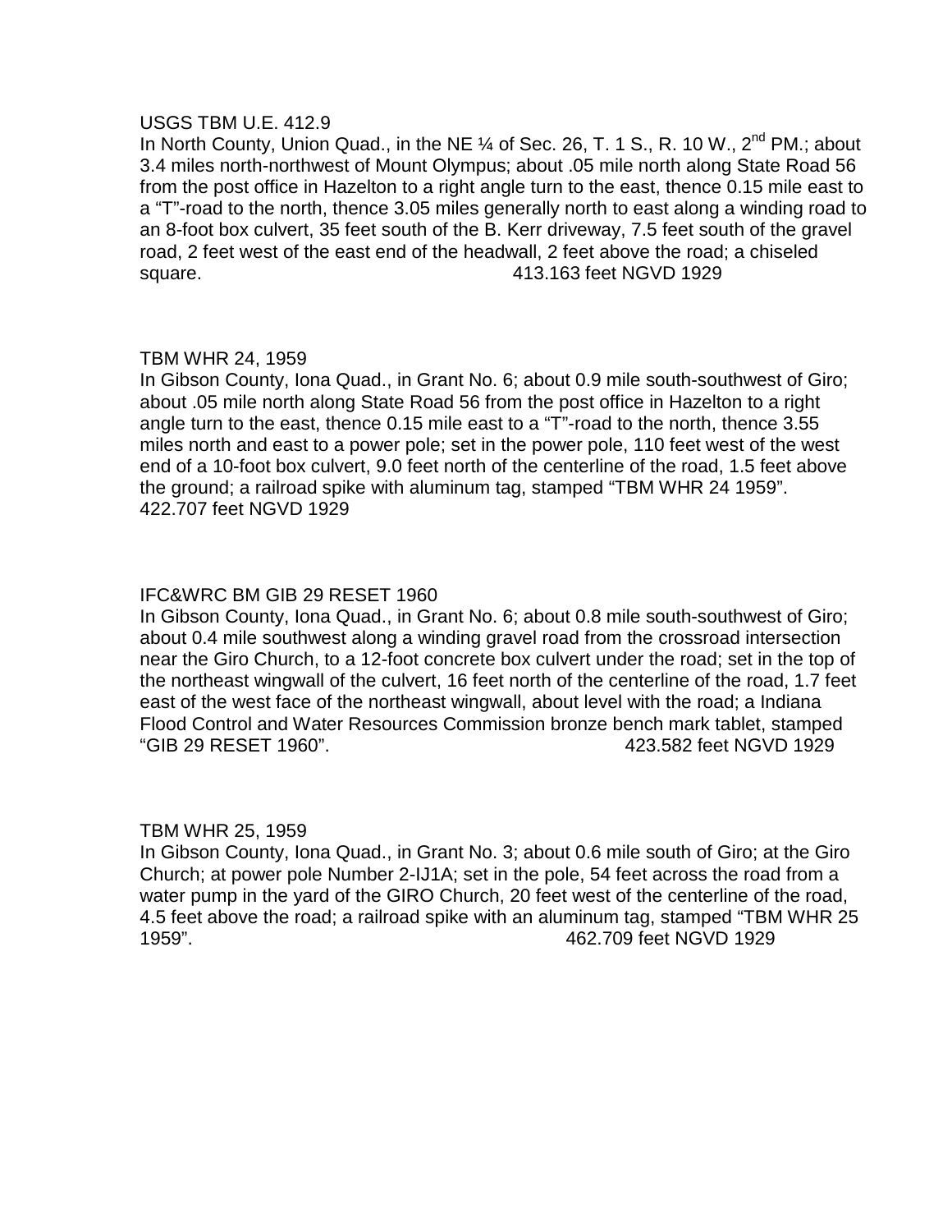USGS TBM U.E. 412.9

In North County, Union Quad., in the NE ¼ of Sec. 26, T. 1 S., R. 10 W., 2nd PM.; about 3.4 miles north-northwest of Mount Olympus; about .05 mile north along State Road 56 from the post office in Hazelton to a right angle turn to the east, thence 0.15 mile east to a "T"-road to the north, thence 3.05 miles generally north to east along a winding road to an 8-foot box culvert, 35 feet south of the B. Kerr driveway, 7.5 feet south of the gravel road, 2 feet west of the east end of the headwall, 2 feet above the road; a chiseled square. 413.163 feet NGVD 1929

TBM WHR 24, 1959

In Gibson County, Iona Quad., in Grant No. 6; about 0.9 mile south-southwest of Giro; about .05 mile north along State Road 56 from the post office in Hazelton to a right angle turn to the east, thence 0.15 mile east to a "T"-road to the north, thence 3.55 miles north and east to a power pole; set in the power pole, 110 feet west of the west end of a 10-foot box culvert, 9.0 feet north of the centerline of the road, 1.5 feet above the ground; a railroad spike with aluminum tag, stamped "TBM WHR 24 1959". 422.707 feet NGVD 1929

IFC&WRC BM GIB 29 RESET 1960

In Gibson County, Iona Quad., in Grant No. 6; about 0.8 mile south-southwest of Giro; about 0.4 mile southwest along a winding gravel road from the crossroad intersection near the Giro Church, to a 12-foot concrete box culvert under the road; set in the top of the northeast wingwall of the culvert, 16 feet north of the centerline of the road, 1.7 feet east of the west face of the northeast wingwall, about level with the road; a Indiana Flood Control and Water Resources Commission bronze bench mark tablet, stamped "GIB 29 RESET 1960". 423.582 feet NGVD 1929

TBM WHR 25, 1959

In Gibson County, Iona Quad., in Grant No. 3; about 0.6 mile south of Giro; at the Giro Church; at power pole Number 2-IJ1A; set in the pole, 54 feet across the road from a water pump in the yard of the GIRO Church, 20 feet west of the centerline of the road, 4.5 feet above the road; a railroad spike with an aluminum tag, stamped "TBM WHR 25 1959". 462.709 feet NGVD 1929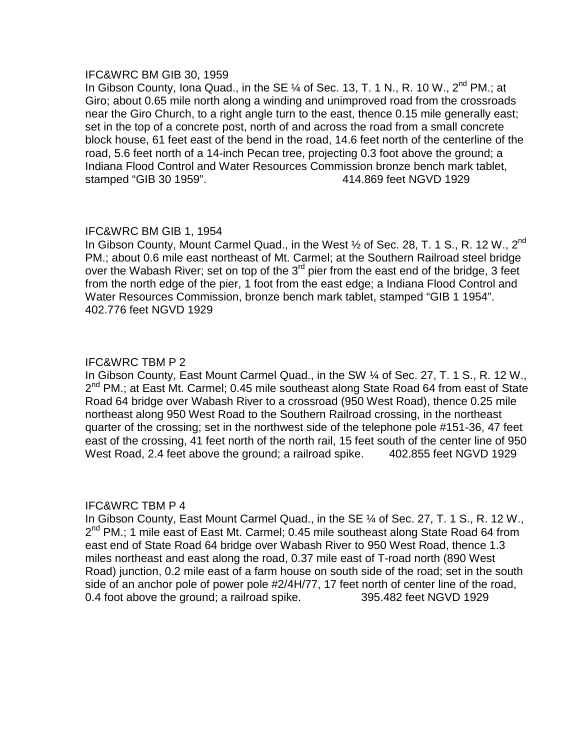IFC&WRC BM GIB 30, 1959

In Gibson County, Iona Quad., in the SE ¼ of Sec. 13, T. 1 N., R. 10 W., 2nd PM.; at Giro; about 0.65 mile north along a winding and unimproved road from the crossroads near the Giro Church, to a right angle turn to the east, thence 0.15 mile generally east; set in the top of a concrete post, north of and across the road from a small concrete block house, 61 feet east of the bend in the road, 14.6 feet north of the centerline of the road, 5.6 feet north of a 14-inch Pecan tree, projecting 0.3 foot above the ground; a Indiana Flood Control and Water Resources Commission bronze bench mark tablet, stamped "GIB 30 1959". 414.869 feet NGVD 1929

IFC&WRC BM GIB 1, 1954

In Gibson County, Mount Carmel Quad., in the West ½ of Sec. 28, T. 1 S., R. 12 W., 2nd PM.; about 0.6 mile east northeast of Mt. Carmel; at the Southern Railroad steel bridge over the Wabash River; set on top of the 3rd pier from the east end of the bridge, 3 feet from the north edge of the pier, 1 foot from the east edge; a Indiana Flood Control and Water Resources Commission, bronze bench mark tablet, stamped "GIB 1 1954". 402.776 feet NGVD 1929

IFC&WRC TBM P 2

In Gibson County, East Mount Carmel Quad., in the SW ¼ of Sec. 27, T. 1 S., R. 12 W., 2nd PM.; at East Mt. Carmel; 0.45 mile southeast along State Road 64 from east of State Road 64 bridge over Wabash River to a crossroad (950 West Road), thence 0.25 mile northeast along 950 West Road to the Southern Railroad crossing, in the northeast quarter of the crossing; set in the northwest side of the telephone pole #151-36, 47 feet east of the crossing, 41 feet north of the north rail, 15 feet south of the center line of 950 West Road, 2.4 feet above the ground; a railroad spike. 402.855 feet NGVD 1929

IFC&WRC TBM P 4

In Gibson County, East Mount Carmel Quad., in the SE ¼ of Sec. 27, T. 1 S., R. 12 W., 2nd PM.; 1 mile east of East Mt. Carmel; 0.45 mile southeast along State Road 64 from east end of State Road 64 bridge over Wabash River to 950 West Road, thence 1.3 miles northeast and east along the road, 0.37 mile east of T-road north (890 West Road) junction, 0.2 mile east of a farm house on south side of the road; set in the south side of an anchor pole of power pole #2/4H/77, 17 feet north of center line of the road, 0.4 foot above the ground; a railroad spike. 395.482 feet NGVD 1929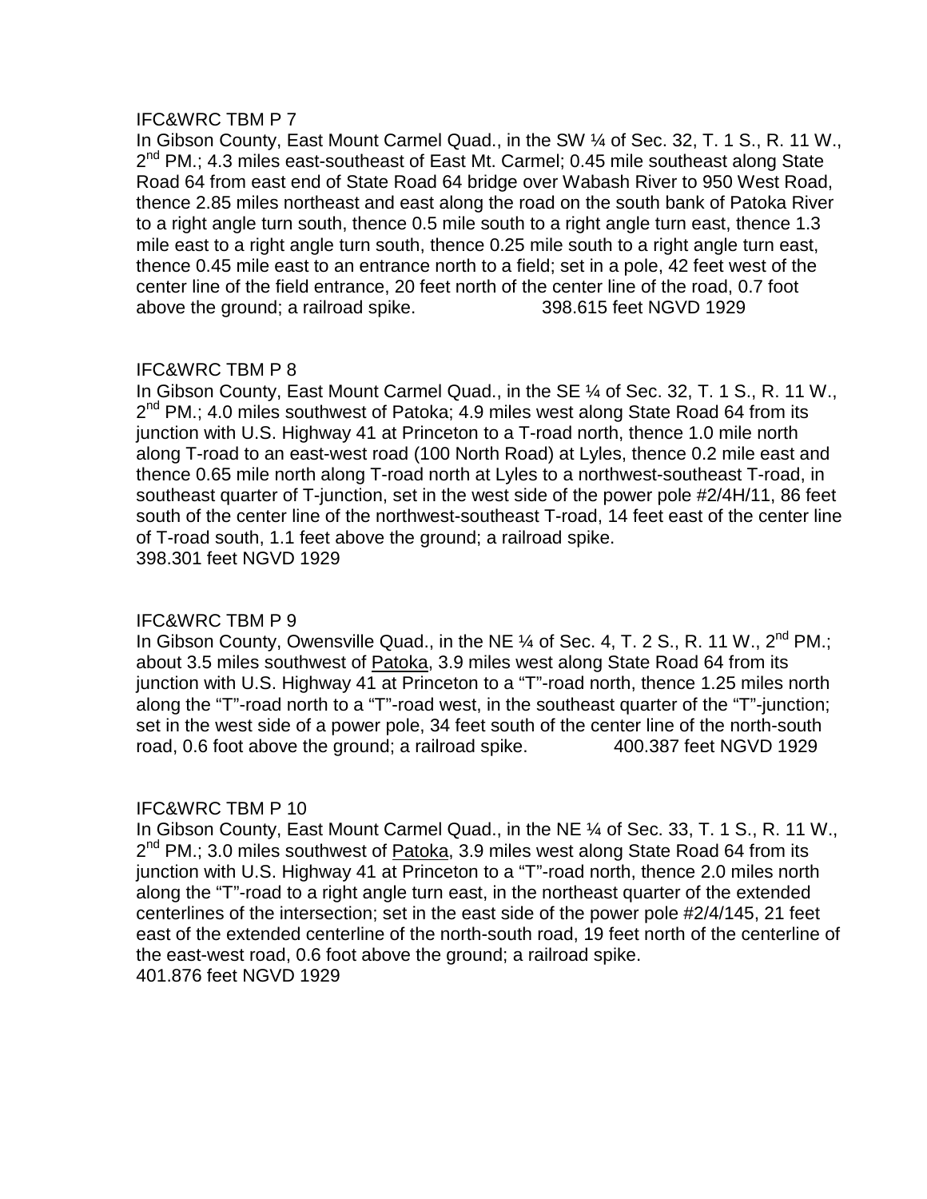IFC&WRC TBM P 7

In Gibson County, East Mount Carmel Quad., in the SW ¼ of Sec. 32, T. 1 S., R. 11 W., 2nd PM.; 4.3 miles east-southeast of East Mt. Carmel; 0.45 mile southeast along State Road 64 from east end of State Road 64 bridge over Wabash River to 950 West Road, thence 2.85 miles northeast and east along the road on the south bank of Patoka River to a right angle turn south, thence 0.5 mile south to a right angle turn east, thence 1.3 mile east to a right angle turn south, thence 0.25 mile south to a right angle turn east, thence 0.45 mile east to an entrance north to a field; set in a pole, 42 feet west of the center line of the field entrance, 20 feet north of the center line of the road, 0.7 foot above the ground; a railroad spike. 398.615 feet NGVD 1929

IFC&WRC TBM P 8

In Gibson County, East Mount Carmel Quad., in the SE ¼ of Sec. 32, T. 1 S., R. 11 W., 2nd PM.; 4.0 miles southwest of Patoka; 4.9 miles west along State Road 64 from its junction with U.S. Highway 41 at Princeton to a T-road north, thence 1.0 mile north along T-road to an east-west road (100 North Road) at Lyles, thence 0.2 mile east and thence 0.65 mile north along T-road north at Lyles to a northwest-southeast T-road, in southeast quarter of T-junction, set in the west side of the power pole #2/4H/11, 86 feet south of the center line of the northwest-southeast T-road, 14 feet east of the center line of T-road south, 1.1 feet above the ground; a railroad spike.
398.301 feet NGVD 1929

IFC&WRC TBM P 9

In Gibson County, Owensville Quad., in the NE ¼ of Sec. 4, T. 2 S., R. 11 W., 2nd PM.; about 3.5 miles southwest of Patoka, 3.9 miles west along State Road 64 from its junction with U.S. Highway 41 at Princeton to a "T"-road north, thence 1.25 miles north along the "T"-road north to a "T"-road west, in the southeast quarter of the "T"-junction; set in the west side of a power pole, 34 feet south of the center line of the north-south road, 0.6 foot above the ground; a railroad spike. 400.387 feet NGVD 1929

IFC&WRC TBM P 10

In Gibson County, East Mount Carmel Quad., in the NE ¼ of Sec. 33, T. 1 S., R. 11 W., 2nd PM.; 3.0 miles southwest of Patoka, 3.9 miles west along State Road 64 from its junction with U.S. Highway 41 at Princeton to a "T"-road north, thence 2.0 miles north along the "T"-road to a right angle turn east, in the northeast quarter of the extended centerlines of the intersection; set in the east side of the power pole #2/4/145, 21 feet east of the extended centerline of the north-south road, 19 feet north of the centerline of the east-west road, 0.6 foot above the ground; a railroad spike.
401.876 feet NGVD 1929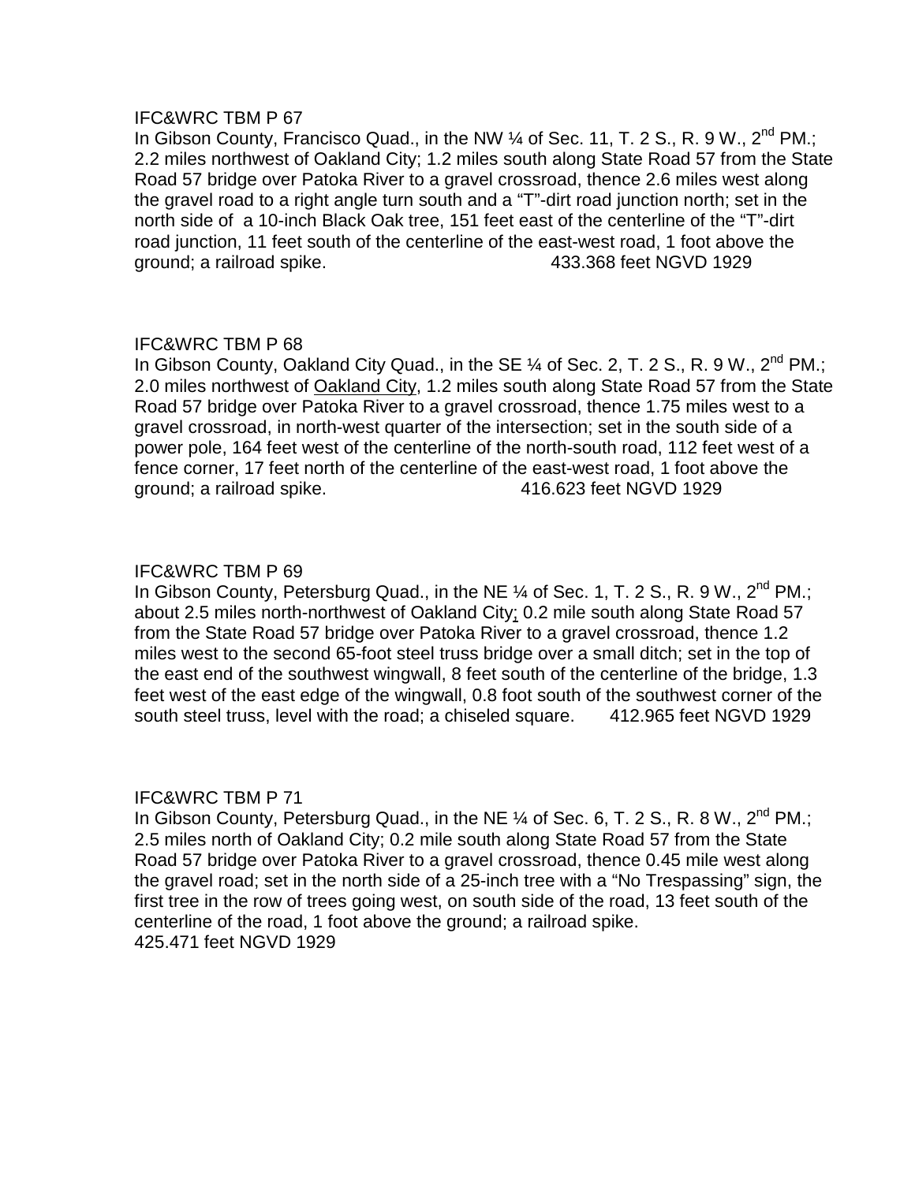IFC&WRC TBM P 67

In Gibson County, Francisco Quad., in the NW ¼ of Sec. 11, T. 2 S., R. 9 W., 2nd PM.; 2.2 miles northwest of Oakland City; 1.2 miles south along State Road 57 from the State Road 57 bridge over Patoka River to a gravel crossroad, thence 2.6 miles west along the gravel road to a right angle turn south and a "T"-dirt road junction north; set in the north side of a 10-inch Black Oak tree, 151 feet east of the centerline of the "T"-dirt road junction, 11 feet south of the centerline of the east-west road, 1 foot above the ground; a railroad spike. 433.368 feet NGVD 1929

IFC&WRC TBM P 68

In Gibson County, Oakland City Quad., in the SE ¼ of Sec. 2, T. 2 S., R. 9 W., 2nd PM.; 2.0 miles northwest of Oakland City, 1.2 miles south along State Road 57 from the State Road 57 bridge over Patoka River to a gravel crossroad, thence 1.75 miles west to a gravel crossroad, in north-west quarter of the intersection; set in the south side of a power pole, 164 feet west of the centerline of the north-south road, 112 feet west of a fence corner, 17 feet north of the centerline of the east-west road, 1 foot above the ground; a railroad spike. 416.623 feet NGVD 1929

IFC&WRC TBM P 69

In Gibson County, Petersburg Quad., in the NE ¼ of Sec. 1, T. 2 S., R. 9 W., 2nd PM.; about 2.5 miles north-northwest of Oakland City; 0.2 mile south along State Road 57 from the State Road 57 bridge over Patoka River to a gravel crossroad, thence 1.2 miles west to the second 65-foot steel truss bridge over a small ditch; set in the top of the east end of the southwest wingwall, 8 feet south of the centerline of the bridge, 1.3 feet west of the east edge of the wingwall, 0.8 foot south of the southwest corner of the south steel truss, level with the road; a chiseled square. 412.965 feet NGVD 1929

IFC&WRC TBM P 71

In Gibson County, Petersburg Quad., in the NE ¼ of Sec. 6, T. 2 S., R. 8 W., 2nd PM.; 2.5 miles north of Oakland City; 0.2 mile south along State Road 57 from the State Road 57 bridge over Patoka River to a gravel crossroad, thence 0.45 mile west along the gravel road; set in the north side of a 25-inch tree with a "No Trespassing" sign, the first tree in the row of trees going west, on south side of the road, 13 feet south of the centerline of the road, 1 foot above the ground; a railroad spike.
425.471 feet NGVD 1929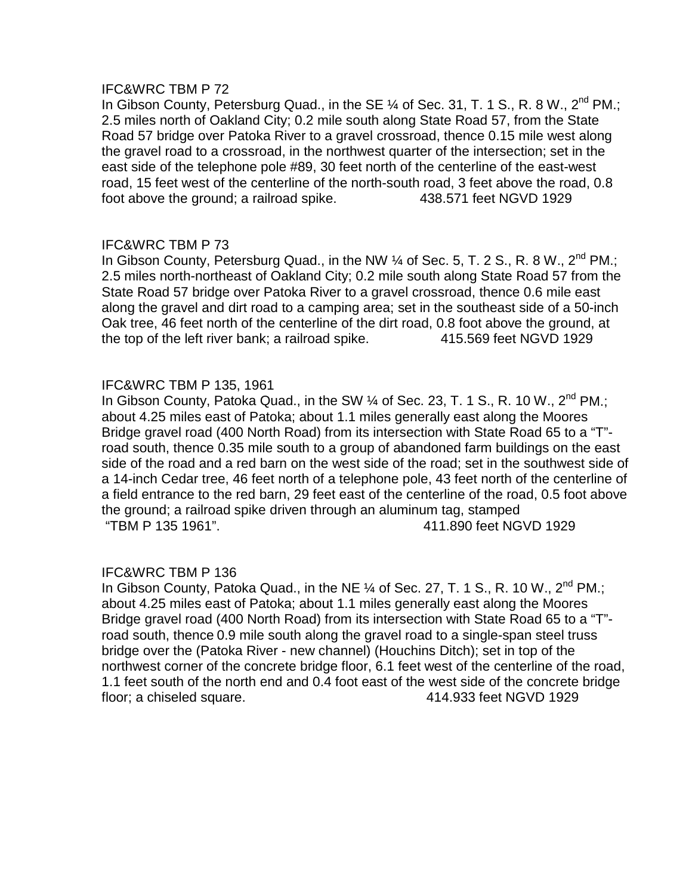IFC&WRC TBM P 72

In Gibson County, Petersburg Quad., in the SE ¼ of Sec. 31, T. 1 S., R. 8 W., 2nd PM.; 2.5 miles north of Oakland City; 0.2 mile south along State Road 57, from the State Road 57 bridge over Patoka River to a gravel crossroad, thence 0.15 mile west along the gravel road to a crossroad, in the northwest quarter of the intersection; set in the east side of the telephone pole #89, 30 feet north of the centerline of the east-west road, 15 feet west of the centerline of the north-south road, 3 feet above the road, 0.8 foot above the ground; a railroad spike. 438.571 feet NGVD 1929

IFC&WRC TBM P 73

In Gibson County, Petersburg Quad., in the NW ¼ of Sec. 5, T. 2 S., R. 8 W., 2nd PM.; 2.5 miles north-northeast of Oakland City; 0.2 mile south along State Road 57 from the State Road 57 bridge over Patoka River to a gravel crossroad, thence 0.6 mile east along the gravel and dirt road to a camping area; set in the southeast side of a 50-inch Oak tree, 46 feet north of the centerline of the dirt road, 0.8 foot above the ground, at the top of the left river bank; a railroad spike. 415.569 feet NGVD 1929

IFC&WRC TBM P 135, 1961

In Gibson County, Patoka Quad., in the SW ¼ of Sec. 23, T. 1 S., R. 10 W., 2nd PM.; about 4.25 miles east of Patoka; about 1.1 miles generally east along the Moores Bridge gravel road (400 North Road) from its intersection with State Road 65 to a "T"-road south, thence 0.35 mile south to a group of abandoned farm buildings on the east side of the road and a red barn on the west side of the road; set in the southwest side of a 14-inch Cedar tree, 46 feet north of a telephone pole, 43 feet north of the centerline of a field entrance to the red barn, 29 feet east of the centerline of the road, 0.5 foot above the ground; a railroad spike driven through an aluminum tag, stamped "TBM P 135 1961". 411.890 feet NGVD 1929

IFC&WRC TBM P 136

In Gibson County, Patoka Quad., in the NE ¼ of Sec. 27, T. 1 S., R. 10 W., 2nd PM.; about 4.25 miles east of Patoka; about 1.1 miles generally east along the Moores Bridge gravel road (400 North Road) from its intersection with State Road 65 to a "T"-road south, thence 0.9 mile south along the gravel road to a single-span steel truss bridge over the (Patoka River - new channel) (Houchins Ditch); set in top of the northwest corner of the concrete bridge floor, 6.1 feet west of the centerline of the road, 1.1 feet south of the north end and 0.4 foot east of the west side of the concrete bridge floor; a chiseled square. 414.933 feet NGVD 1929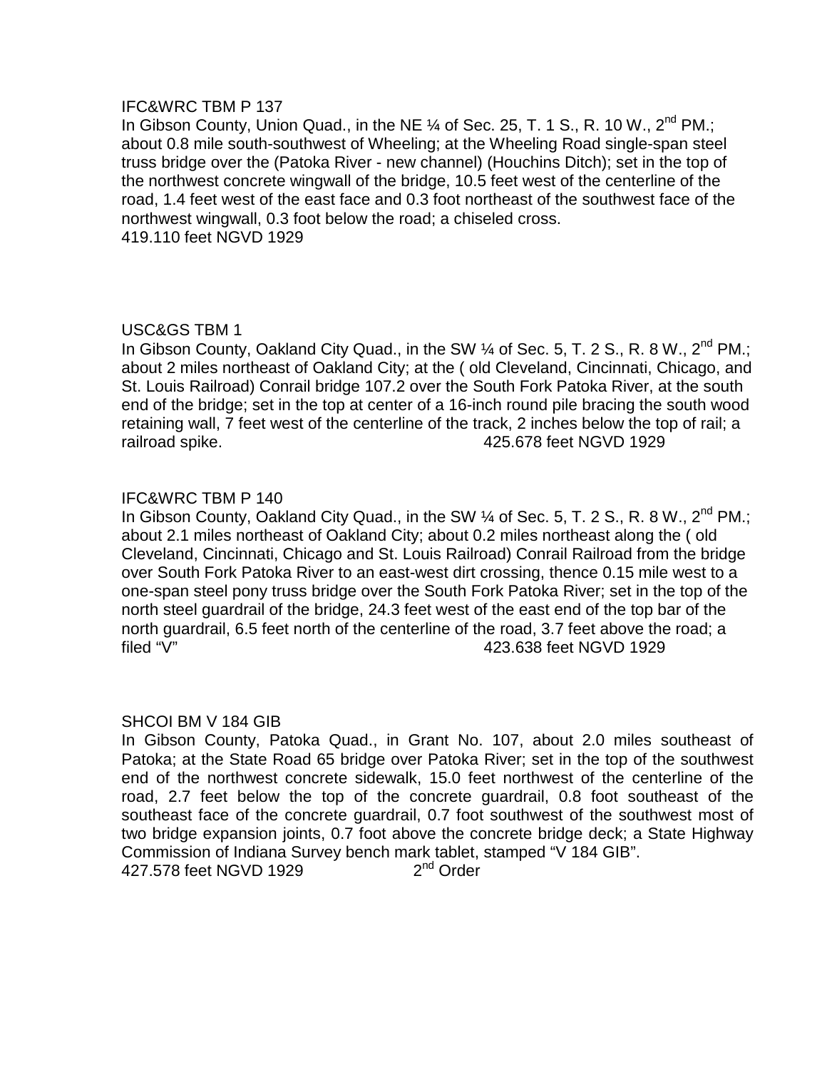IFC&WRC TBM P 137

In Gibson County, Union Quad., in the NE ¼ of Sec. 25, T. 1 S., R. 10 W., 2nd PM.; about 0.8 mile south-southwest of Wheeling; at the Wheeling Road single-span steel truss bridge over the (Patoka River - new channel) (Houchins Ditch); set in the top of the northwest concrete wingwall of the bridge, 10.5 feet west of the centerline of the road, 1.4 feet west of the east face and 0.3 foot northeast of the southwest face of the northwest wingwall, 0.3 foot below the road; a chiseled cross.
419.110 feet NGVD 1929

USC&GS TBM 1

In Gibson County, Oakland City Quad., in the SW ¼ of Sec. 5, T. 2 S., R. 8 W., 2nd PM.; about 2 miles northeast of Oakland City; at the ( old Cleveland, Cincinnati, Chicago, and St. Louis Railroad) Conrail bridge 107.2 over the South Fork Patoka River, at the south end of the bridge; set in the top at center of a 16-inch round pile bracing the south wood retaining wall, 7 feet west of the centerline of the track, 2 inches below the top of rail; a railroad spike. 425.678 feet NGVD 1929

IFC&WRC TBM P 140

In Gibson County, Oakland City Quad., in the SW ¼ of Sec. 5, T. 2 S., R. 8 W., 2nd PM.; about 2.1 miles northeast of Oakland City; about 0.2 miles northeast along the ( old Cleveland, Cincinnati, Chicago and St. Louis Railroad) Conrail Railroad from the bridge over South Fork Patoka River to an east-west dirt crossing, thence 0.15 mile west to a one-span steel pony truss bridge over the South Fork Patoka River; set in the top of the north steel guardrail of the bridge, 24.3 feet west of the east end of the top bar of the north guardrail, 6.5 feet north of the centerline of the road, 3.7 feet above the road; a filed "V" 423.638 feet NGVD 1929

SHCOI BM V 184 GIB

In Gibson County, Patoka Quad., in Grant No. 107, about 2.0 miles southeast of Patoka; at the State Road 65 bridge over Patoka River; set in the top of the southwest end of the northwest concrete sidewalk, 15.0 feet northwest of the centerline of the road, 2.7 feet below the top of the concrete guardrail, 0.8 foot southeast of the southeast face of the concrete guardrail, 0.7 foot southwest of the southwest most of two bridge expansion joints, 0.7 foot above the concrete bridge deck; a State Highway Commission of Indiana Survey bench mark tablet, stamped "V 184 GIB".
427.578 feet NGVD 1929 2nd Order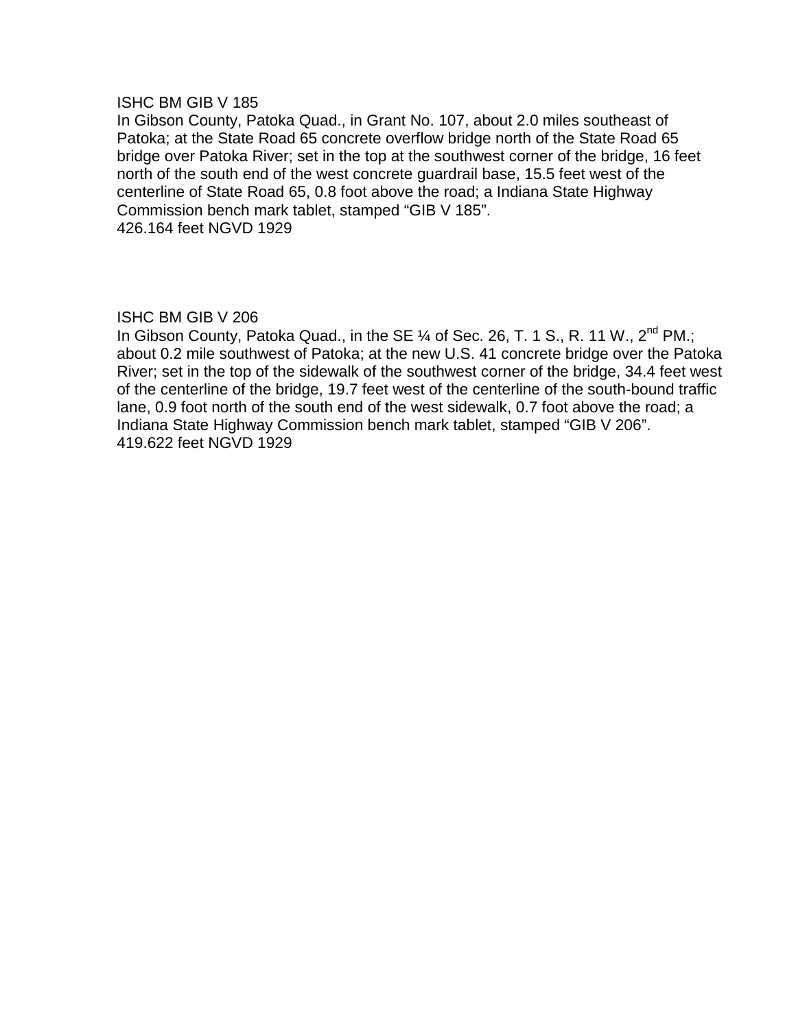ISHC BM GIB V 185
In Gibson County, Patoka Quad., in Grant No. 107, about 2.0 miles southeast of Patoka; at the State Road 65 concrete overflow bridge north of the State Road 65 bridge over Patoka River; set in the top at the southwest corner of the bridge, 16 feet north of the south end of the west concrete guardrail base, 15.5 feet west of the centerline of State Road 65, 0.8 foot above the road; a Indiana State Highway Commission bench mark tablet, stamped "GIB V 185".
426.164 feet NGVD 1929

ISHC BM GIB V 206
In Gibson County, Patoka Quad., in the SE ¼ of Sec. 26, T. 1 S., R. 11 W., 2nd PM.; about 0.2 mile southwest of Patoka; at the new U.S. 41 concrete bridge over the Patoka River; set in the top of the sidewalk of the southwest corner of the bridge, 34.4 feet west of the centerline of the bridge, 19.7 feet west of the centerline of the south-bound traffic lane, 0.9 foot north of the south end of the west sidewalk, 0.7 foot above the road; a Indiana State Highway Commission bench mark tablet, stamped "GIB V 206".
419.622 feet NGVD 1929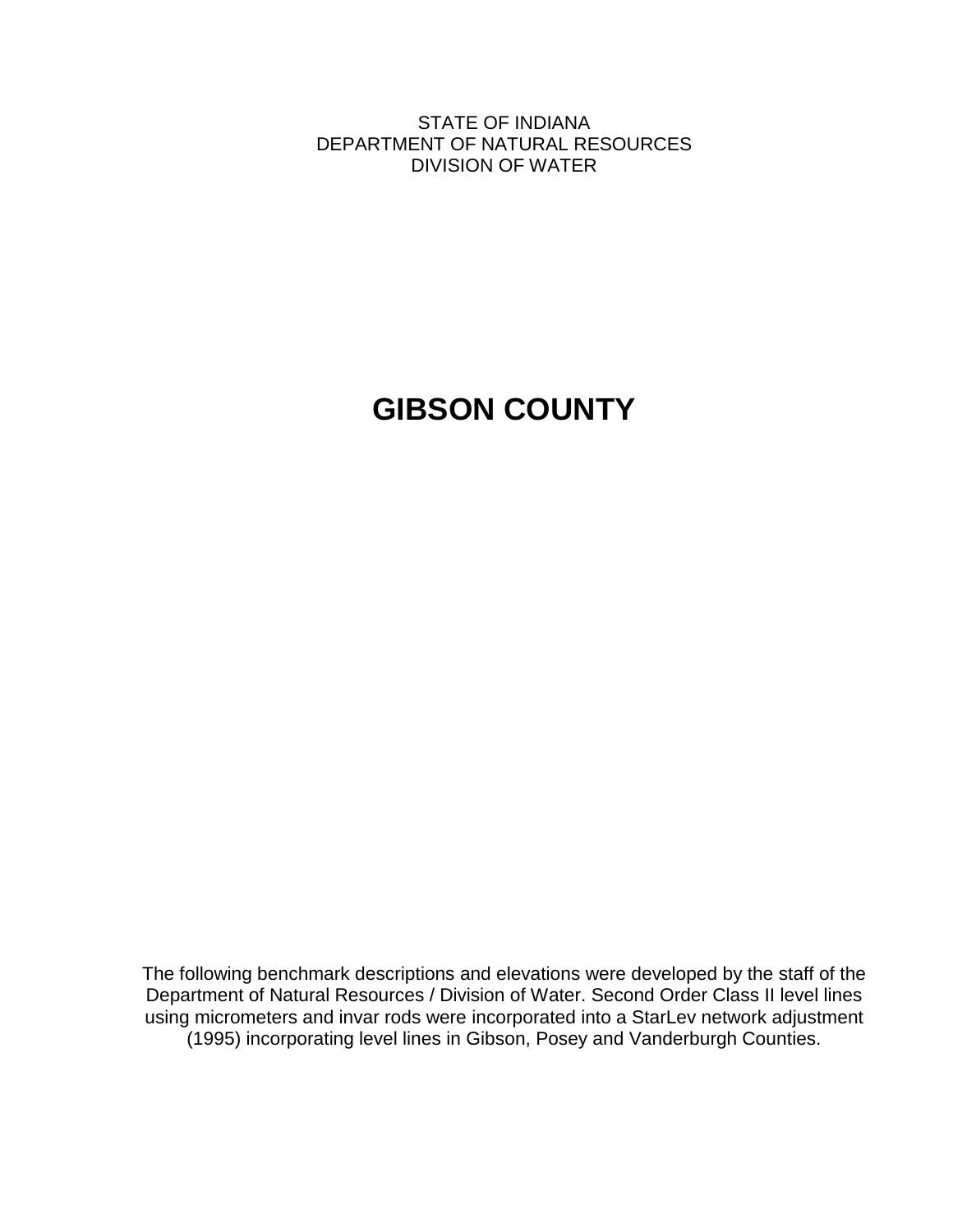STATE OF INDIANA
DEPARTMENT OF NATURAL RESOURCES
DIVISION OF WATER

# GIBSON COUNTY

The following benchmark descriptions and elevations were developed by the staff of the Department of Natural Resources / Division of Water. Second Order Class II level lines using micrometers and invar rods were incorporated into a StarLev network adjustment (1995) incorporating level lines in Gibson, Posey and Vanderburgh Counties.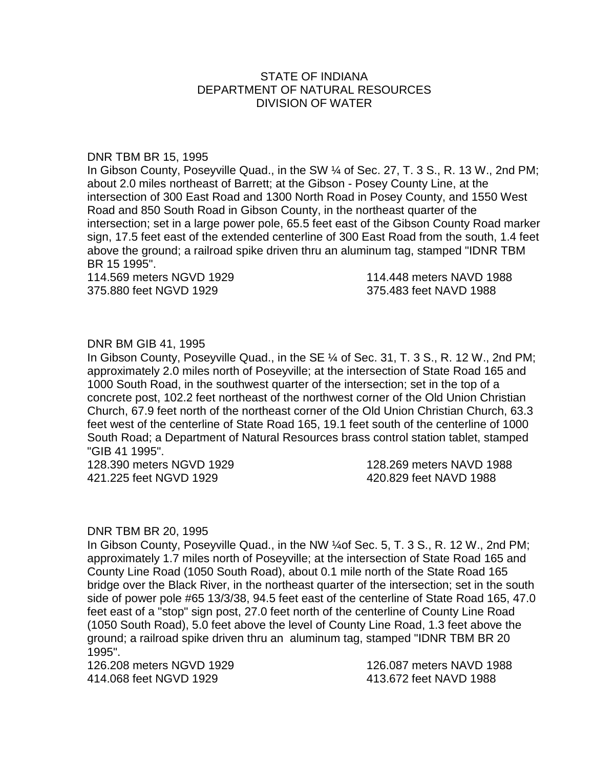STATE OF INDIANA
DEPARTMENT OF NATURAL RESOURCES
DIVISION OF WATER

DNR TBM BR 15, 1995

In Gibson County, Poseyville Quad., in the SW ¼ of Sec. 27, T. 3 S., R. 13 W., 2nd PM; about 2.0 miles northeast of Barrett; at the Gibson - Posey County Line, at the intersection of 300 East Road and 1300 North Road in Posey County, and 1550 West Road and 850 South Road in Gibson County, in the northeast quarter of the intersection; set in a large power pole, 65.5 feet east of the Gibson County Road marker sign, 17.5 feet east of the extended centerline of 300 East Road from the south, 1.4 feet above the ground; a railroad spike driven thru an aluminum tag, stamped "IDNR TBM BR 15 1995".

114.569 meters NGVD 1929 — 114.448 meters NAVD 1988
375.880 feet NGVD 1929 — 375.483 feet NAVD 1988

DNR BM GIB 41, 1995

In Gibson County, Poseyville Quad., in the SE ¼ of Sec. 31, T. 3 S., R. 12 W., 2nd PM; approximately 2.0 miles north of Poseyville; at the intersection of State Road 165 and 1000 South Road, in the southwest quarter of the intersection; set in the top of a concrete post, 102.2 feet northeast of the northwest corner of the Old Union Christian Church, 67.9 feet north of the northeast corner of the Old Union Christian Church, 63.3 feet west of the centerline of State Road 165, 19.1 feet south of the centerline of 1000 South Road; a Department of Natural Resources brass control station tablet, stamped "GIB 41 1995".

128.390 meters NGVD 1929 — 128.269 meters NAVD 1988
421.225 feet NGVD 1929 — 420.829 feet NAVD 1988

DNR TBM BR 20, 1995

In Gibson County, Poseyville Quad., in the NW ¼of Sec. 5, T. 3 S., R. 12 W., 2nd PM; approximately 1.7 miles north of Poseyville; at the intersection of State Road 165 and County Line Road (1050 South Road), about 0.1 mile north of the State Road 165 bridge over the Black River, in the northeast quarter of the intersection; set in the south side of power pole #65 13/3/38, 94.5 feet east of the centerline of State Road 165, 47.0 feet east of a "stop" sign post, 27.0 feet north of the centerline of County Line Road (1050 South Road), 5.0 feet above the level of County Line Road, 1.3 feet above the ground; a railroad spike driven thru an aluminum tag, stamped "IDNR TBM BR 20 1995".

126.208 meters NGVD 1929 — 126.087 meters NAVD 1988
414.068 feet NGVD 1929 — 413.672 feet NAVD 1988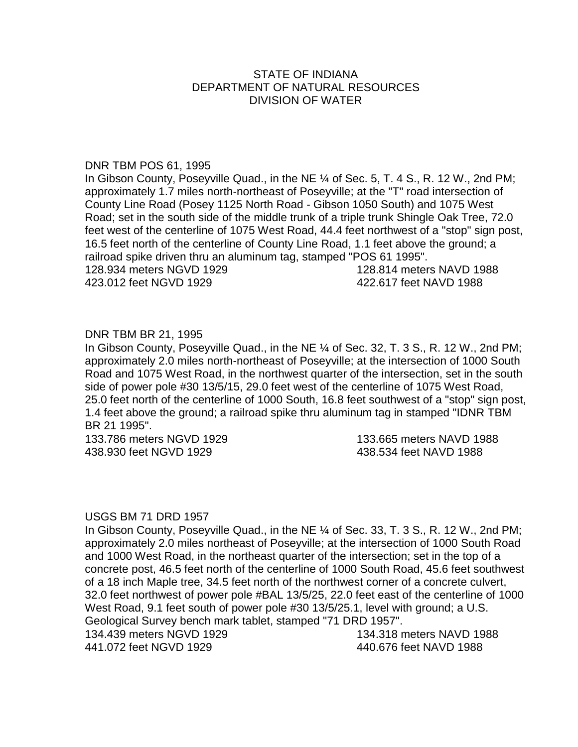STATE OF INDIANA
DEPARTMENT OF NATURAL RESOURCES
DIVISION OF WATER

DNR TBM POS 61, 1995

In Gibson County, Poseyville Quad., in the NE ¼ of Sec. 5, T. 4 S., R. 12 W., 2nd PM; approximately 1.7 miles north-northeast of Poseyville; at the "T" road intersection of County Line Road (Posey 1125 North Road - Gibson 1050 South) and 1075 West Road; set in the south side of the middle trunk of a triple trunk Shingle Oak Tree, 72.0 feet west of the centerline of 1075 West Road, 44.4 feet northwest of a "stop" sign post, 16.5 feet north of the centerline of County Line Road, 1.1 feet above the ground; a railroad spike driven thru an aluminum tag, stamped "POS 61 1995".

128.934 meters NGVD 1929 128.814 meters NAVD 1988
423.012 feet NGVD 1929 422.617 feet NAVD 1988

DNR TBM BR 21, 1995

In Gibson County, Poseyville Quad., in the NE ¼ of Sec. 32, T. 3 S., R. 12 W., 2nd PM; approximately 2.0 miles north-northeast of Poseyville; at the intersection of 1000 South Road and 1075 West Road, in the northwest quarter of the intersection, set in the south side of power pole #30 13/5/15, 29.0 feet west of the centerline of 1075 West Road, 25.0 feet north of the centerline of 1000 South, 16.8 feet southwest of a "stop" sign post, 1.4 feet above the ground; a railroad spike thru aluminum tag in stamped "IDNR TBM BR 21 1995".

133.786 meters NGVD 1929 133.665 meters NAVD 1988
438.930 feet NGVD 1929 438.534 feet NAVD 1988

USGS BM 71 DRD 1957

In Gibson County, Poseyville Quad., in the NE ¼ of Sec. 33, T. 3 S., R. 12 W., 2nd PM; approximately 2.0 miles northeast of Poseyville; at the intersection of 1000 South Road and 1000 West Road, in the northeast quarter of the intersection; set in the top of a concrete post, 46.5 feet north of the centerline of 1000 South Road, 45.6 feet southwest of a 18 inch Maple tree, 34.5 feet north of the northwest corner of a concrete culvert, 32.0 feet northwest of power pole #BAL 13/5/25, 22.0 feet east of the centerline of 1000 West Road, 9.1 feet south of power pole #30 13/5/25.1, level with ground; a U.S. Geological Survey bench mark tablet, stamped "71 DRD 1957".

134.439 meters NGVD 1929 134.318 meters NAVD 1988
441.072 feet NGVD 1929 440.676 feet NAVD 1988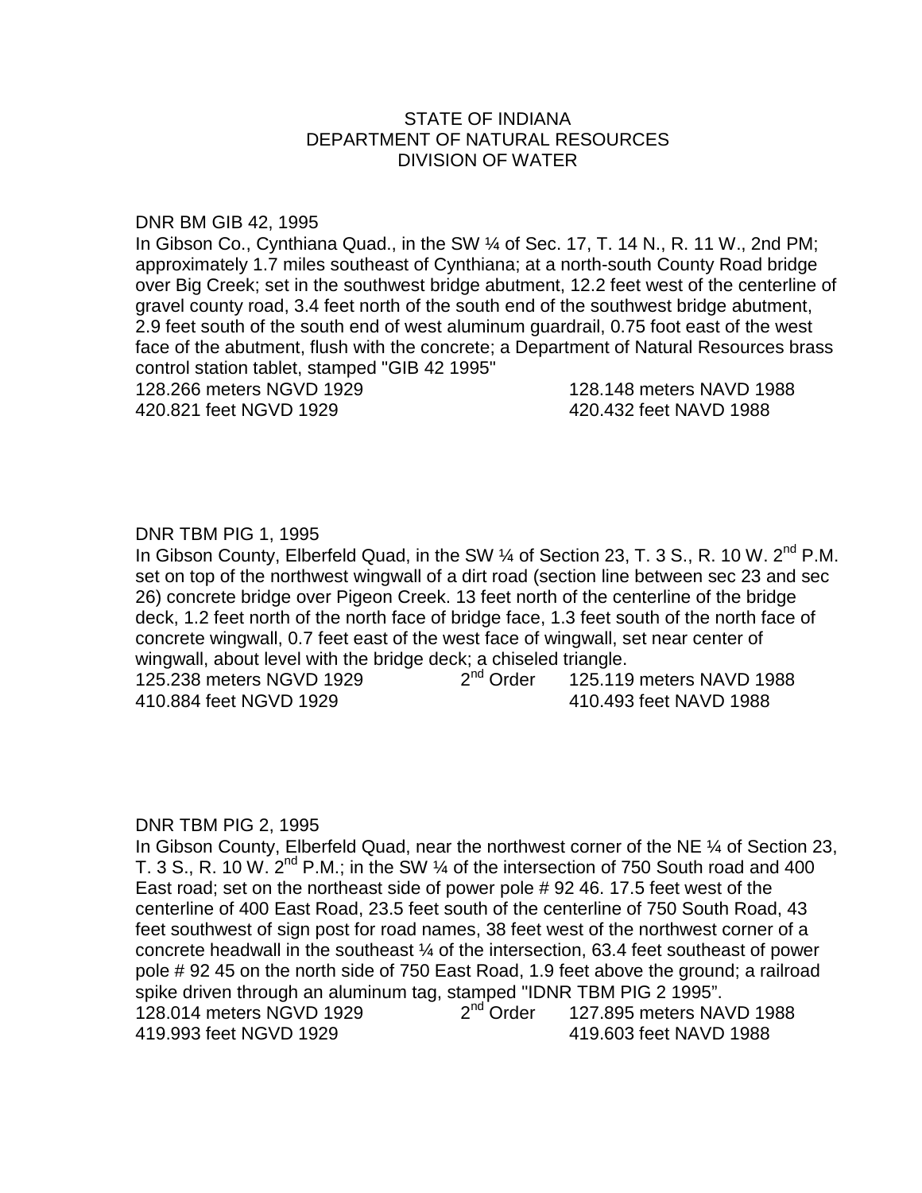STATE OF INDIANA
DEPARTMENT OF NATURAL RESOURCES
DIVISION OF WATER

DNR BM GIB 42, 1995

In Gibson Co., Cynthiana Quad., in the SW ¼ of Sec. 17, T. 14 N., R. 11 W., 2nd PM; approximately 1.7 miles southeast of Cynthiana; at a north-south County Road bridge over Big Creek; set in the southwest bridge abutment, 12.2 feet west of the centerline of gravel county road, 3.4 feet north of the south end of the southwest bridge abutment, 2.9 feet south of the south end of west aluminum guardrail, 0.75 foot east of the west face of the abutment, flush with the concrete; a Department of Natural Resources brass control station tablet, stamped "GIB 42 1995"

128.266 meters NGVD 1929 &nbsp;&nbsp;&nbsp;&nbsp; 128.148 meters NAVD 1988
420.821 feet NGVD 1929 &nbsp;&nbsp;&nbsp;&nbsp; 420.432 feet NAVD 1988

DNR TBM PIG 1, 1995

In Gibson County, Elberfeld Quad, in the SW ¼ of Section 23, T. 3 S., R. 10 W. 2nd P.M. set on top of the northwest wingwall of a dirt road (section line between sec 23 and sec 26) concrete bridge over Pigeon Creek. 13 feet north of the centerline of the bridge deck, 1.2 feet north of the north face of bridge face, 1.3 feet south of the north face of concrete wingwall, 0.7 feet east of the west face of wingwall, set near center of wingwall, about level with the bridge deck; a chiseled triangle.

125.238 meters NGVD 1929 &nbsp;&nbsp;&nbsp;&nbsp; 2nd Order &nbsp;&nbsp;&nbsp;&nbsp; 125.119 meters NAVD 1988
410.884 feet NGVD 1929 &nbsp;&nbsp;&nbsp;&nbsp; 410.493 feet NAVD 1988

DNR TBM PIG 2, 1995

In Gibson County, Elberfeld Quad, near the northwest corner of the NE ¼ of Section 23, T. 3 S., R. 10 W. 2nd P.M.; in the SW ¼ of the intersection of 750 South road and 400 East road; set on the northeast side of power pole # 92 46. 17.5 feet west of the centerline of 400 East Road, 23.5 feet south of the centerline of 750 South Road, 43 feet southwest of sign post for road names, 38 feet west of the northwest corner of a concrete headwall in the southeast ¼ of the intersection, 63.4 feet southeast of power pole # 92 45 on the north side of 750 East Road, 1.9 feet above the ground; a railroad spike driven through an aluminum tag, stamped "IDNR TBM PIG 2 1995".

128.014 meters NGVD 1929 &nbsp;&nbsp;&nbsp;&nbsp; 2nd Order &nbsp;&nbsp;&nbsp;&nbsp; 127.895 meters NAVD 1988
419.993 feet NGVD 1929 &nbsp;&nbsp;&nbsp;&nbsp; 419.603 feet NAVD 1988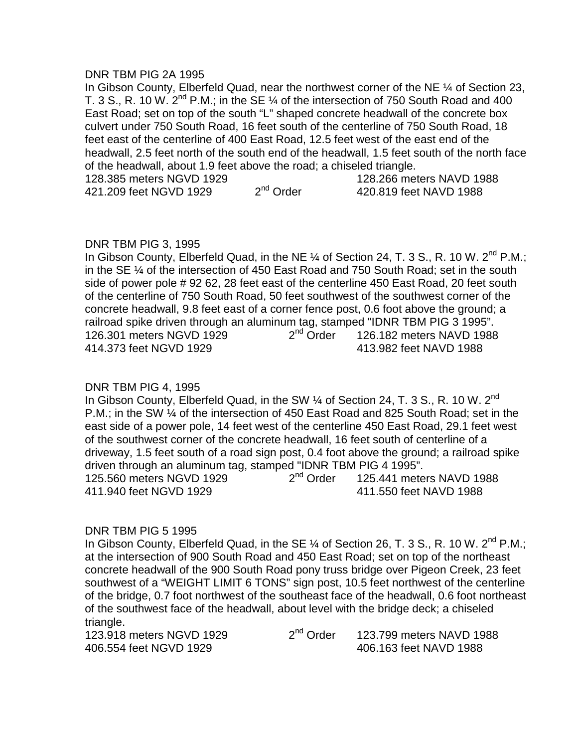DNR TBM PIG 2A 1995

In Gibson County, Elberfeld Quad, near the northwest corner of the NE ¼ of Section 23, T. 3 S., R. 10 W. 2nd P.M.; in the SE ¼ of the intersection of 750 South Road and 400 East Road; set on top of the south "L" shaped concrete headwall of the concrete box culvert under 750 South Road, 16 feet south of the centerline of 750 South Road, 18 feet east of the centerline of 400 East Road, 12.5 feet west of the east end of the headwall, 2.5 feet north of the south end of the headwall, 1.5 feet south of the north face of the headwall, about 1.9 feet above the road; a chiseled triangle.

128.385 meters NGVD 1929 128.266 meters NAVD 1988
421.209 feet NGVD 1929 2nd Order 420.819 feet NAVD 1988

DNR TBM PIG 3, 1995

In Gibson County, Elberfeld Quad, in the NE ¼ of Section 24, T. 3 S., R. 10 W. 2nd P.M.; in the SE ¼ of the intersection of 450 East Road and 750 South Road; set in the south side of power pole # 92 62, 28 feet east of the centerline 450 East Road, 20 feet south of the centerline of 750 South Road, 50 feet southwest of the southwest corner of the concrete headwall, 9.8 feet east of a corner fence post, 0.6 foot above the ground; a railroad spike driven through an aluminum tag, stamped "IDNR TBM PIG 3 1995".

126.301 meters NGVD 1929 2nd Order 126.182 meters NAVD 1988
414.373 feet NGVD 1929 413.982 feet NAVD 1988

DNR TBM PIG 4, 1995

In Gibson County, Elberfeld Quad, in the SW ¼ of Section 24, T. 3 S., R. 10 W. 2nd P.M.; in the SW ¼ of the intersection of 450 East Road and 825 South Road; set in the east side of a power pole, 14 feet west of the centerline 450 East Road, 29.1 feet west of the southwest corner of the concrete headwall, 16 feet south of centerline of a driveway, 1.5 feet south of a road sign post, 0.4 foot above the ground; a railroad spike driven through an aluminum tag, stamped "IDNR TBM PIG 4 1995".

125.560 meters NGVD 1929 2nd Order 125.441 meters NAVD 1988
411.940 feet NGVD 1929 411.550 feet NAVD 1988

DNR TBM PIG 5 1995

In Gibson County, Elberfeld Quad, in the SE ¼ of Section 26, T. 3 S., R. 10 W. 2nd P.M.; at the intersection of 900 South Road and 450 East Road; set on top of the northeast concrete headwall of the 900 South Road pony truss bridge over Pigeon Creek, 23 feet southwest of a "WEIGHT LIMIT 6 TONS" sign post, 10.5 feet northwest of the centerline of the bridge, 0.7 foot northwest of the southeast face of the headwall, 0.6 foot northeast of the southwest face of the headwall, about level with the bridge deck; a chiseled triangle.

123.918 meters NGVD 1929 2nd Order 123.799 meters NAVD 1988
406.554 feet NGVD 1929 406.163 feet NAVD 1988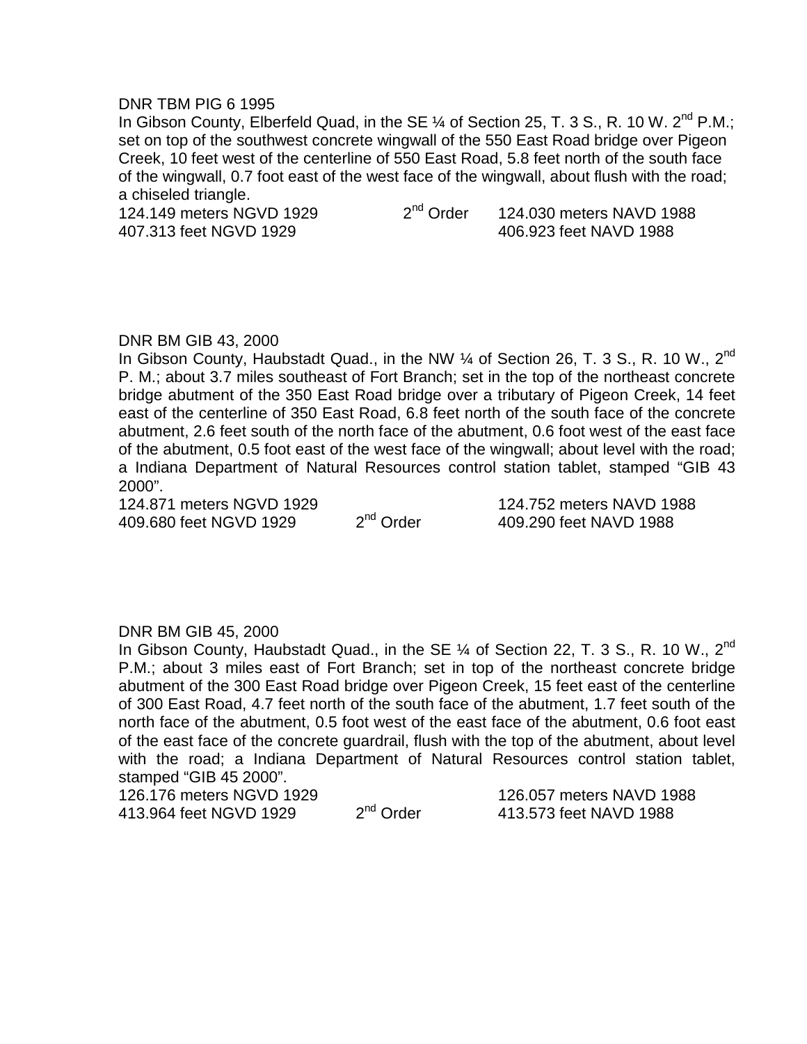DNR TBM PIG 6 1995

In Gibson County, Elberfeld Quad, in the SE ¼ of Section 25, T. 3 S., R. 10 W. 2nd P.M.; set on top of the southwest concrete wingwall of the 550 East Road bridge over Pigeon Creek, 10 feet west of the centerline of 550 East Road, 5.8 feet north of the south face of the wingwall, 0.7 foot east of the west face of the wingwall, about flush with the road; a chiseled triangle.

124.149 meters NGVD 1929 2nd Order 124.030 meters NAVD 1988
407.313 feet NGVD 1929 406.923 feet NAVD 1988

DNR BM GIB 43, 2000

In Gibson County, Haubstadt Quad., in the NW ¼ of Section 26, T. 3 S., R. 10 W., 2nd P. M.; about 3.7 miles southeast of Fort Branch; set in the top of the northeast concrete bridge abutment of the 350 East Road bridge over a tributary of Pigeon Creek, 14 feet east of the centerline of 350 East Road, 6.8 feet north of the south face of the concrete abutment, 2.6 feet south of the north face of the abutment, 0.6 foot west of the east face of the abutment, 0.5 foot east of the west face of the wingwall; about level with the road; a Indiana Department of Natural Resources control station tablet, stamped "GIB 43 2000".

124.871 meters NGVD 1929 124.752 meters NAVD 1988
409.680 feet NGVD 1929 2nd Order 409.290 feet NAVD 1988

DNR BM GIB 45, 2000

In Gibson County, Haubstadt Quad., in the SE ¼ of Section 22, T. 3 S., R. 10 W., 2nd P.M.; about 3 miles east of Fort Branch; set in top of the northeast concrete bridge abutment of the 300 East Road bridge over Pigeon Creek, 15 feet east of the centerline of 300 East Road, 4.7 feet north of the south face of the abutment, 1.7 feet south of the north face of the abutment, 0.5 foot west of the east face of the abutment, 0.6 foot east of the east face of the concrete guardrail, flush with the top of the abutment, about level with the road; a Indiana Department of Natural Resources control station tablet, stamped "GIB 45 2000".

126.176 meters NGVD 1929 126.057 meters NAVD 1988
413.964 feet NGVD 1929 2nd Order 413.573 feet NAVD 1988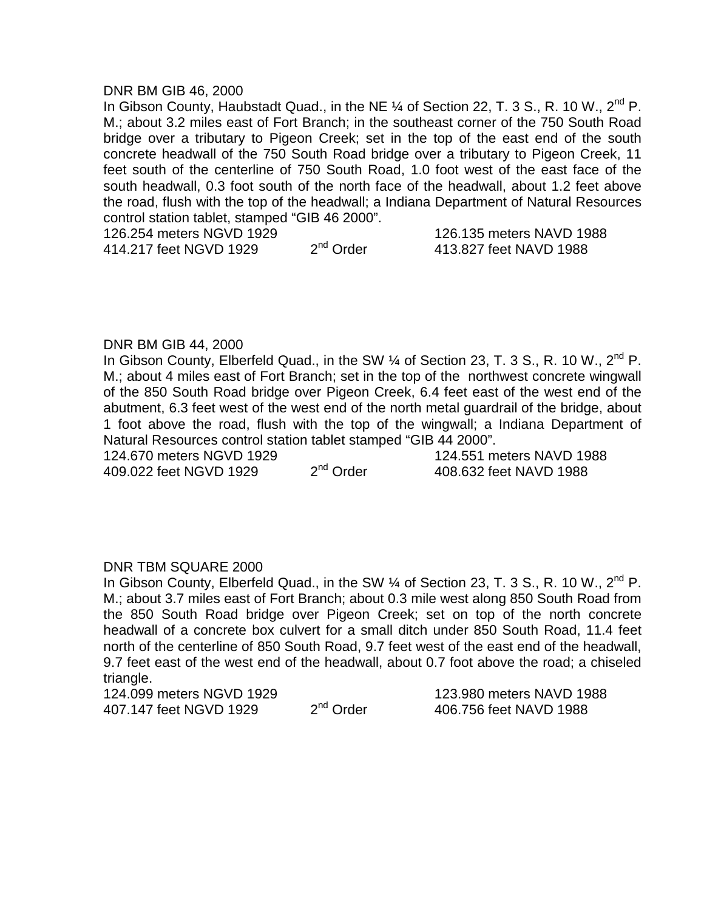DNR BM GIB 46, 2000

In Gibson County, Haubstadt Quad., in the NE ¼ of Section 22, T. 3 S., R. 10 W., 2nd P. M.; about 3.2 miles east of Fort Branch; in the southeast corner of the 750 South Road bridge over a tributary to Pigeon Creek; set in the top of the east end of the south concrete headwall of the 750 South Road bridge over a tributary to Pigeon Creek, 11 feet south of the centerline of 750 South Road, 1.0 foot west of the east face of the south headwall, 0.3 foot south of the north face of the headwall, about 1.2 feet above the road, flush with the top of the headwall; a Indiana Department of Natural Resources control station tablet, stamped "GIB 46 2000".

| | | |
|---|---|---|
| 126.254 meters NGVD 1929 | | 126.135 meters NAVD 1988 |
| 414.217 feet NGVD 1929 | 2nd Order | 413.827 feet NAVD 1988 |

DNR BM GIB 44, 2000

In Gibson County, Elberfeld Quad., in the SW ¼ of Section 23, T. 3 S., R. 10 W., 2nd P. M.; about 4 miles east of Fort Branch; set in the top of the northwest concrete wingwall of the 850 South Road bridge over Pigeon Creek, 6.4 feet east of the west end of the abutment, 6.3 feet west of the west end of the north metal guardrail of the bridge, about 1 foot above the road, flush with the top of the wingwall; a Indiana Department of Natural Resources control station tablet stamped "GIB 44 2000".

| | | |
|---|---|---|
| 124.670 meters NGVD 1929 | | 124.551 meters NAVD 1988 |
| 409.022 feet NGVD 1929 | 2nd Order | 408.632 feet NAVD 1988 |

DNR TBM SQUARE 2000

In Gibson County, Elberfeld Quad., in the SW ¼ of Section 23, T. 3 S., R. 10 W., 2nd P. M.; about 3.7 miles east of Fort Branch; about 0.3 mile west along 850 South Road from the 850 South Road bridge over Pigeon Creek; set on top of the north concrete headwall of a concrete box culvert for a small ditch under 850 South Road, 11.4 feet north of the centerline of 850 South Road, 9.7 feet west of the east end of the headwall, 9.7 feet east of the west end of the headwall, about 0.7 foot above the road; a chiseled triangle.

| | | |
|---|---|---|
| 124.099 meters NGVD 1929 | | 123.980 meters NAVD 1988 |
| 407.147 feet NGVD 1929 | 2nd Order | 406.756 feet NAVD 1988 |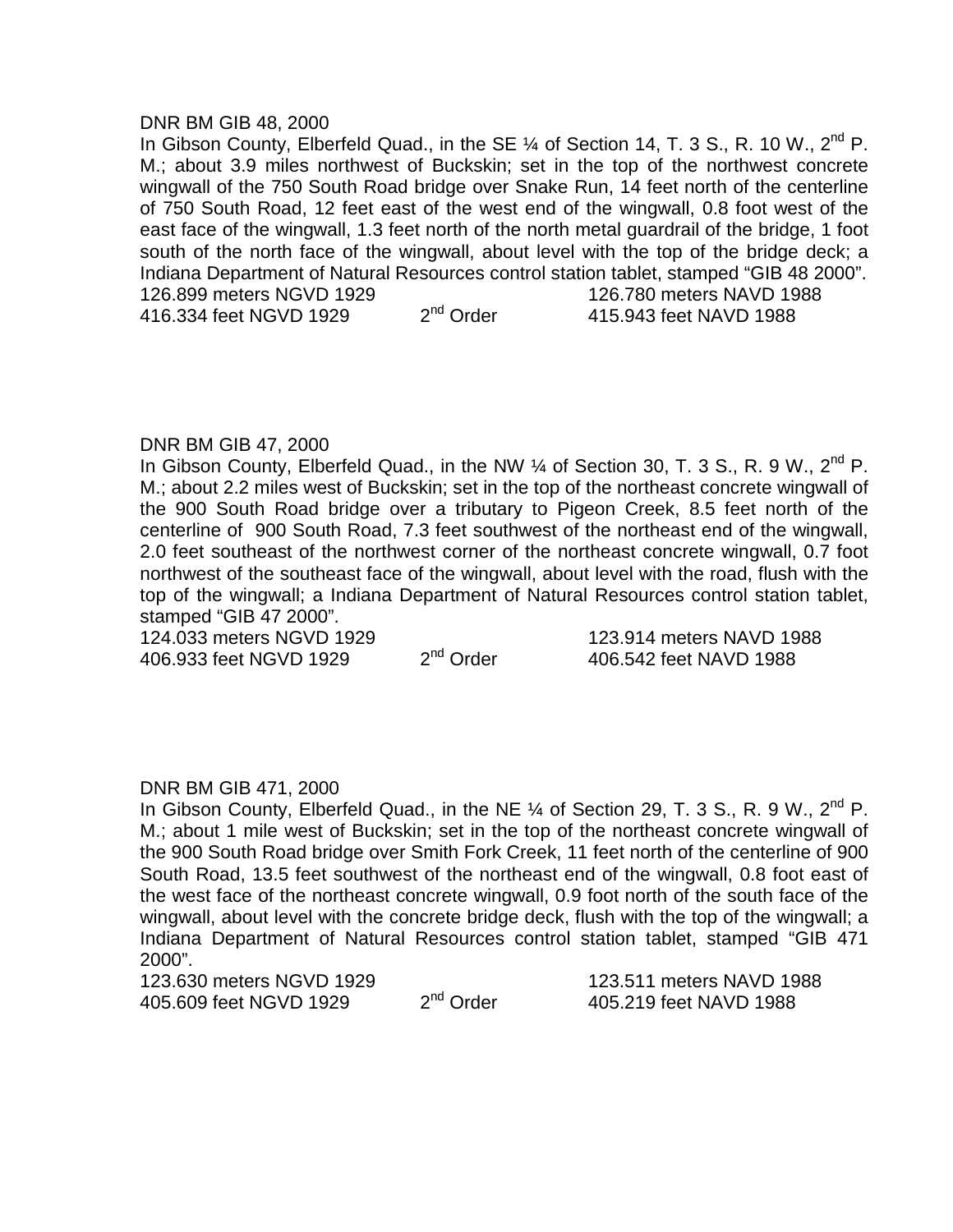DNR BM GIB 48, 2000

In Gibson County, Elberfeld Quad., in the SE ¼ of Section 14, T. 3 S., R. 10 W., 2nd P. M.; about 3.9 miles northwest of Buckskin; set in the top of the northwest concrete wingwall of the 750 South Road bridge over Snake Run, 14 feet north of the centerline of 750 South Road, 12 feet east of the west end of the wingwall, 0.8 foot west of the east face of the wingwall, 1.3 feet north of the north metal guardrail of the bridge, 1 foot south of the north face of the wingwall, about level with the top of the bridge deck; a Indiana Department of Natural Resources control station tablet, stamped “GIB 48 2000”.

126.899 meters NGVD 1929 126.780 meters NAVD 1988
416.334 feet NGVD 1929 2nd Order 415.943 feet NAVD 1988

DNR BM GIB 47, 2000

In Gibson County, Elberfeld Quad., in the NW ¼ of Section 30, T. 3 S., R. 9 W., 2nd P. M.; about 2.2 miles west of Buckskin; set in the top of the northeast concrete wingwall of the 900 South Road bridge over a tributary to Pigeon Creek, 8.5 feet north of the centerline of 900 South Road, 7.3 feet southwest of the northeast end of the wingwall, 2.0 feet southeast of the northwest corner of the northeast concrete wingwall, 0.7 foot northwest of the southeast face of the wingwall, about level with the road, flush with the top of the wingwall; a Indiana Department of Natural Resources control station tablet, stamped “GIB 47 2000”.

124.033 meters NGVD 1929 123.914 meters NAVD 1988
406.933 feet NGVD 1929 2nd Order 406.542 feet NAVD 1988

DNR BM GIB 471, 2000

In Gibson County, Elberfeld Quad., in the NE ¼ of Section 29, T. 3 S., R. 9 W., 2nd P. M.; about 1 mile west of Buckskin; set in the top of the northeast concrete wingwall of the 900 South Road bridge over Smith Fork Creek, 11 feet north of the centerline of 900 South Road, 13.5 feet southwest of the northeast end of the wingwall, 0.8 foot east of the west face of the northeast concrete wingwall, 0.9 foot north of the south face of the wingwall, about level with the concrete bridge deck, flush with the top of the wingwall; a Indiana Department of Natural Resources control station tablet, stamped “GIB 471 2000”.

123.630 meters NGVD 1929 123.511 meters NAVD 1988
405.609 feet NGVD 1929 2nd Order 405.219 feet NAVD 1988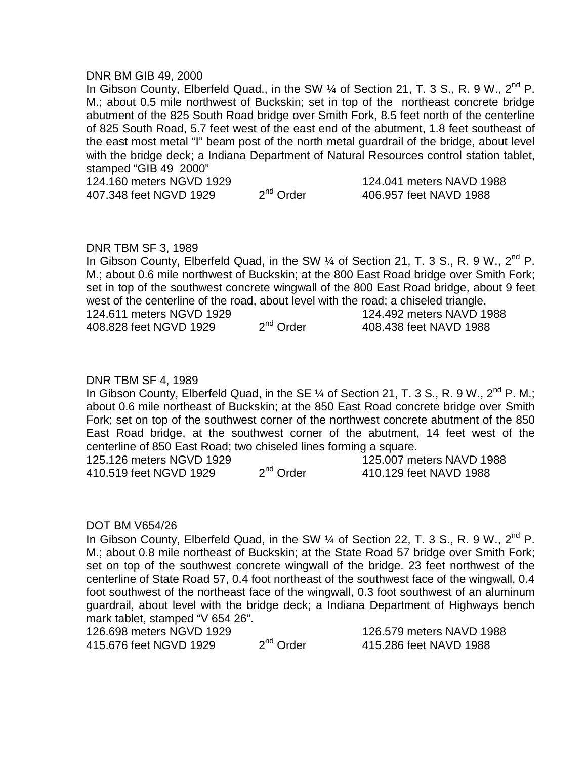DNR BM GIB 49, 2000

In Gibson County, Elberfeld Quad., in the SW ¼ of Section 21, T. 3 S., R. 9 W., 2nd P. M.; about 0.5 mile northwest of Buckskin; set in top of the northeast concrete bridge abutment of the 825 South Road bridge over Smith Fork, 8.5 feet north of the centerline of 825 South Road, 5.7 feet west of the east end of the abutment, 1.8 feet southeast of the east most metal "I" beam post of the north metal guardrail of the bridge, about level with the bridge deck; a Indiana Department of Natural Resources control station tablet, stamped "GIB 49 2000"

| | | |
|---|---|---|
| 124.160 meters NGVD 1929 | | 124.041 meters NAVD 1988 |
| 407.348 feet NGVD 1929 | 2nd Order | 406.957 feet NAVD 1988 |

DNR TBM SF 3, 1989

In Gibson County, Elberfeld Quad, in the SW ¼ of Section 21, T. 3 S., R. 9 W., 2nd P. M.; about 0.6 mile northwest of Buckskin; at the 800 East Road bridge over Smith Fork; set in top of the southwest concrete wingwall of the 800 East Road bridge, about 9 feet west of the centerline of the road, about level with the road; a chiseled triangle.

| | | |
|---|---|---|
| 124.611 meters NGVD 1929 | | 124.492 meters NAVD 1988 |
| 408.828 feet NGVD 1929 | 2nd Order | 408.438 feet NAVD 1988 |

DNR TBM SF 4, 1989

In Gibson County, Elberfeld Quad, in the SE ¼ of Section 21, T. 3 S., R. 9 W., 2nd P. M.; about 0.6 mile northeast of Buckskin; at the 850 East Road concrete bridge over Smith Fork; set on top of the southwest corner of the northwest concrete abutment of the 850 East Road bridge, at the southwest corner of the abutment, 14 feet west of the centerline of 850 East Road; two chiseled lines forming a square.

| | | |
|---|---|---|
| 125.126 meters NGVD 1929 | | 125.007 meters NAVD 1988 |
| 410.519 feet NGVD 1929 | 2nd Order | 410.129 feet NAVD 1988 |

DOT BM V654/26

In Gibson County, Elberfeld Quad, in the SW ¼ of Section 22, T. 3 S., R. 9 W., 2nd P. M.; about 0.8 mile northeast of Buckskin; at the State Road 57 bridge over Smith Fork; set on top of the southwest concrete wingwall of the bridge. 23 feet northwest of the centerline of State Road 57, 0.4 foot northeast of the southwest face of the wingwall, 0.4 foot southwest of the northeast face of the wingwall, 0.3 foot southwest of an aluminum guardrail, about level with the bridge deck; a Indiana Department of Highways bench mark tablet, stamped "V 654 26".

| | | |
|---|---|---|
| 126.698 meters NGVD 1929 | | 126.579 meters NAVD 1988 |
| 415.676 feet NGVD 1929 | 2nd Order | 415.286 feet NAVD 1988 |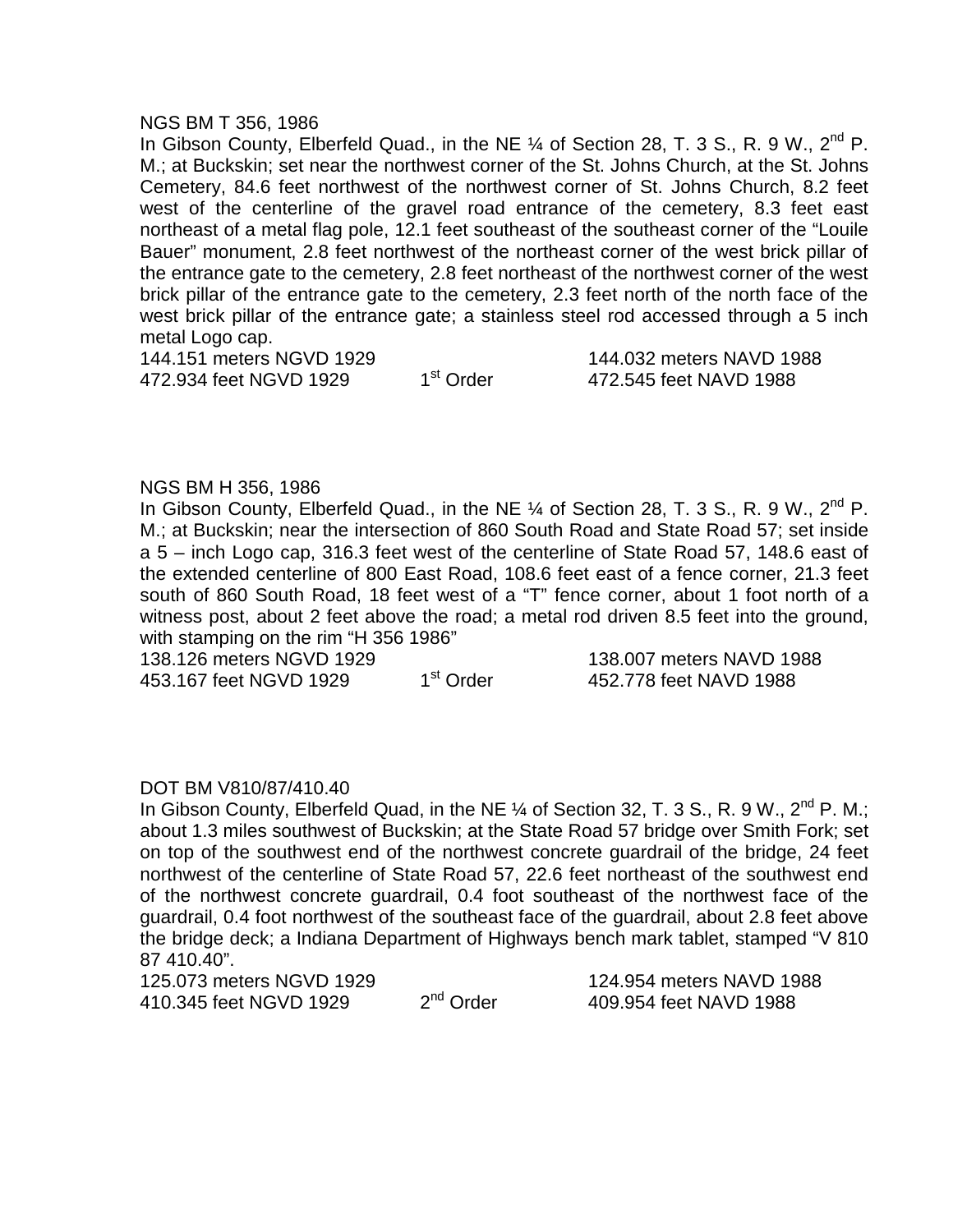NGS BM T 356, 1986

In Gibson County, Elberfeld Quad., in the NE ¼ of Section 28, T. 3 S., R. 9 W., 2nd P. M.; at Buckskin; set near the northwest corner of the St. Johns Church, at the St. Johns Cemetery, 84.6 feet northwest of the northwest corner of St. Johns Church, 8.2 feet west of the centerline of the gravel road entrance of the cemetery, 8.3 feet east northeast of a metal flag pole, 12.1 feet southeast of the southeast corner of the "Louile Bauer" monument, 2.8 feet northwest of the northeast corner of the west brick pillar of the entrance gate to the cemetery, 2.8 feet northeast of the northwest corner of the west brick pillar of the entrance gate to the cemetery, 2.3 feet north of the north face of the west brick pillar of the entrance gate; a stainless steel rod accessed through a 5 inch metal Logo cap.

| | | |
|---|---|---|
| 144.151 meters NGVD 1929 | | 144.032 meters NAVD 1988 |
| 472.934 feet NGVD 1929 | 1st Order | 472.545 feet NAVD 1988 |

NGS BM H 356, 1986

In Gibson County, Elberfeld Quad., in the NE ¼ of Section 28, T. 3 S., R. 9 W., 2nd P. M.; at Buckskin; near the intersection of 860 South Road and State Road 57; set inside a 5 – inch Logo cap, 316.3 feet west of the centerline of State Road 57, 148.6 east of the extended centerline of 800 East Road, 108.6 feet east of a fence corner, 21.3 feet south of 860 South Road, 18 feet west of a "T" fence corner, about 1 foot north of a witness post, about 2 feet above the road; a metal rod driven 8.5 feet into the ground, with stamping on the rim "H 356 1986"

| | | |
|---|---|---|
| 138.126 meters NGVD 1929 | | 138.007 meters NAVD 1988 |
| 453.167 feet NGVD 1929 | 1st Order | 452.778 feet NAVD 1988 |

DOT BM V810/87/410.40

In Gibson County, Elberfeld Quad, in the NE ¼ of Section 32, T. 3 S., R. 9 W., 2nd P. M.; about 1.3 miles southwest of Buckskin; at the State Road 57 bridge over Smith Fork; set on top of the southwest end of the northwest concrete guardrail of the bridge, 24 feet northwest of the centerline of State Road 57, 22.6 feet northeast of the southwest end of the northwest concrete guardrail, 0.4 foot southeast of the northwest face of the guardrail, 0.4 foot northwest of the southeast face of the guardrail, about 2.8 feet above the bridge deck; a Indiana Department of Highways bench mark tablet, stamped "V 810 87 410.40".

| | | |
|---|---|---|
| 125.073 meters NGVD 1929 | | 124.954 meters NAVD 1988 |
| 410.345 feet NGVD 1929 | 2nd Order | 409.954 feet NAVD 1988 |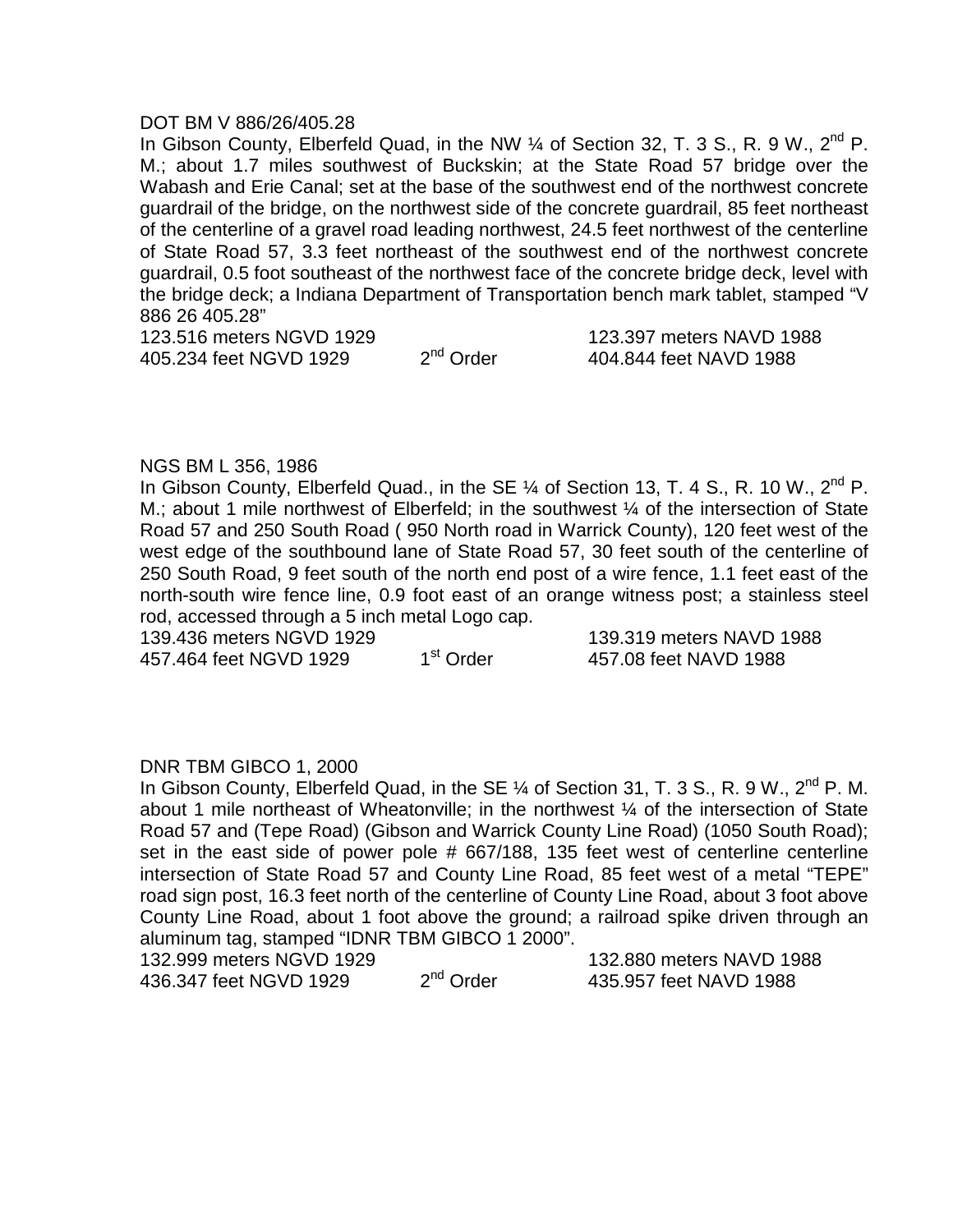DOT BM V 886/26/405.28

In Gibson County, Elberfeld Quad, in the NW ¼ of Section 32, T. 3 S., R. 9 W., 2nd P. M.; about 1.7 miles southwest of Buckskin; at the State Road 57 bridge over the Wabash and Erie Canal; set at the base of the southwest end of the northwest concrete guardrail of the bridge, on the northwest side of the concrete guardrail, 85 feet northeast of the centerline of a gravel road leading northwest, 24.5 feet northwest of the centerline of State Road 57, 3.3 feet northeast of the southwest end of the northwest concrete guardrail, 0.5 foot southeast of the northwest face of the concrete bridge deck, level with the bridge deck; a Indiana Department of Transportation bench mark tablet, stamped "V 886 26 405.28"

| | | |
|---|---|---|
| 123.516 meters NGVD 1929 | | 123.397 meters NAVD 1988 |
| 405.234 feet NGVD 1929 | 2nd Order | 404.844 feet NAVD 1988 |

NGS BM L 356, 1986

In Gibson County, Elberfeld Quad., in the SE ¼ of Section 13, T. 4 S., R. 10 W., 2nd P. M.; about 1 mile northwest of Elberfeld; in the southwest ¼ of the intersection of State Road 57 and 250 South Road ( 950 North road in Warrick County), 120 feet west of the west edge of the southbound lane of State Road 57, 30 feet south of the centerline of 250 South Road, 9 feet south of the north end post of a wire fence, 1.1 feet east of the north-south wire fence line, 0.9 foot east of an orange witness post; a stainless steel rod, accessed through a 5 inch metal Logo cap.

| | | |
|---|---|---|
| 139.436 meters NGVD 1929 | | 139.319 meters NAVD 1988 |
| 457.464 feet NGVD 1929 | 1st Order | 457.08 feet NAVD 1988 |

DNR TBM GIBCO 1, 2000

In Gibson County, Elberfeld Quad, in the SE ¼ of Section 31, T. 3 S., R. 9 W., 2nd P. M. about 1 mile northeast of Wheatonville; in the northwest ¼ of the intersection of State Road 57 and (Tepe Road) (Gibson and Warrick County Line Road) (1050 South Road); set in the east side of power pole # 667/188, 135 feet west of centerline centerline intersection of State Road 57 and County Line Road, 85 feet west of a metal "TEPE" road sign post, 16.3 feet north of the centerline of County Line Road, about 3 foot above County Line Road, about 1 foot above the ground; a railroad spike driven through an aluminum tag, stamped "IDNR TBM GIBCO 1 2000".

| | | |
|---|---|---|
| 132.999 meters NGVD 1929 | | 132.880 meters NAVD 1988 |
| 436.347 feet NGVD 1929 | 2nd Order | 435.957 feet NAVD 1988 |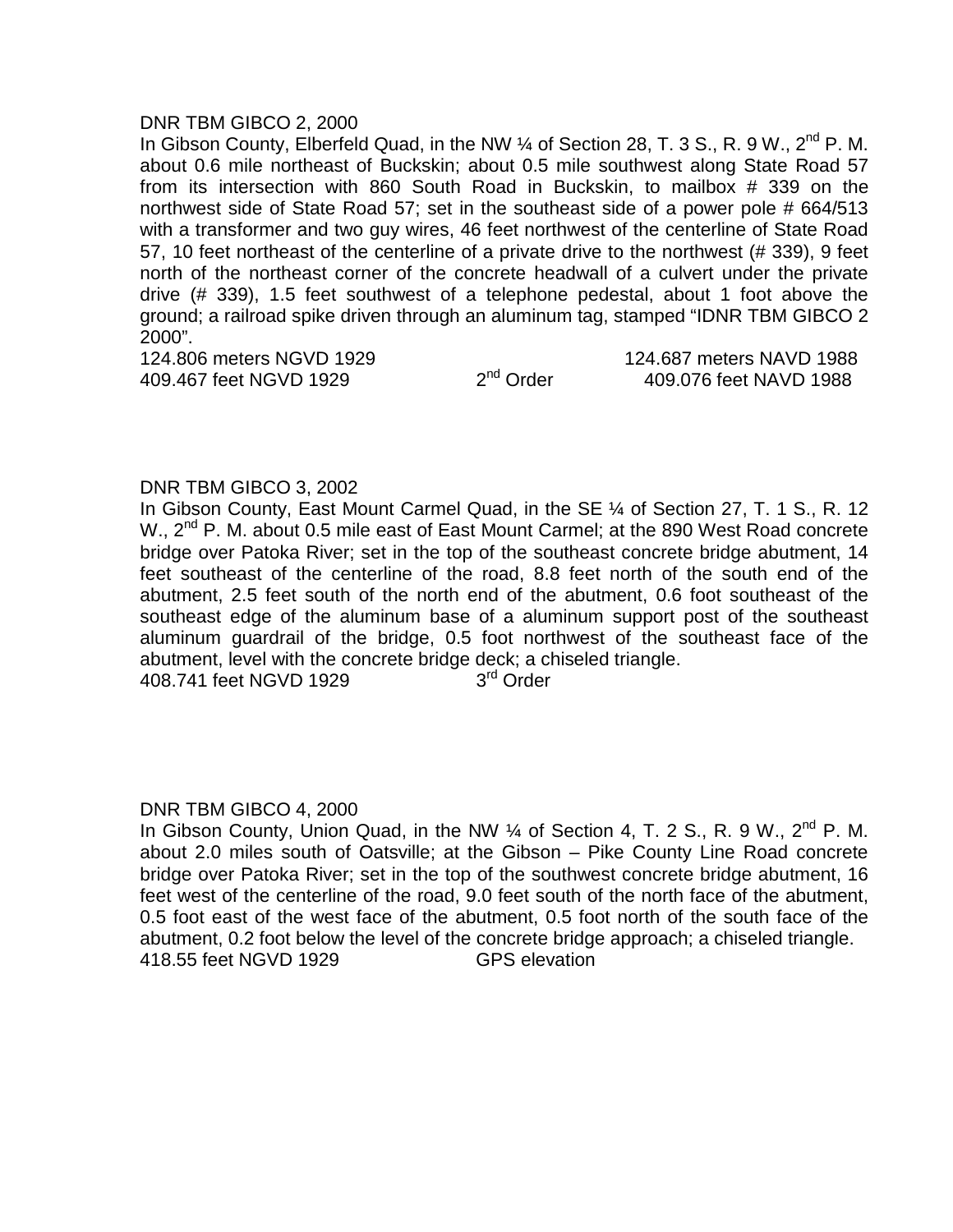DNR TBM GIBCO 2, 2000

In Gibson County, Elberfeld Quad, in the NW ¼ of Section 28, T. 3 S., R. 9 W., 2nd P. M. about 0.6 mile northeast of Buckskin; about 0.5 mile southwest along State Road 57 from its intersection with 860 South Road in Buckskin, to mailbox # 339 on the northwest side of State Road 57; set in the southeast side of a power pole # 664/513 with a transformer and two guy wires, 46 feet northwest of the centerline of State Road 57, 10 feet northeast of the centerline of a private drive to the northwest (# 339), 9 feet north of the northeast corner of the concrete headwall of a culvert under the private drive (# 339), 1.5 feet southwest of a telephone pedestal, about 1 foot above the ground; a railroad spike driven through an aluminum tag, stamped "IDNR TBM GIBCO 2 2000".

124.806 meters NGVD 1929 124.687 meters NAVD 1988
409.467 feet NGVD 1929 2nd Order 409.076 feet NAVD 1988

DNR TBM GIBCO 3, 2002

In Gibson County, East Mount Carmel Quad, in the SE ¼ of Section 27, T. 1 S., R. 12 W., 2nd P. M. about 0.5 mile east of East Mount Carmel; at the 890 West Road concrete bridge over Patoka River; set in the top of the southeast concrete bridge abutment, 14 feet southeast of the centerline of the road, 8.8 feet north of the south end of the abutment, 2.5 feet south of the north end of the abutment, 0.6 foot southeast of the southeast edge of the aluminum base of a aluminum support post of the southeast aluminum guardrail of the bridge, 0.5 foot northwest of the southeast face of the abutment, level with the concrete bridge deck; a chiseled triangle.

408.741 feet NGVD 1929 3rd Order

DNR TBM GIBCO 4, 2000

In Gibson County, Union Quad, in the NW ¼ of Section 4, T. 2 S., R. 9 W., 2nd P. M. about 2.0 miles south of Oatsville; at the Gibson – Pike County Line Road concrete bridge over Patoka River; set in the top of the southwest concrete bridge abutment, 16 feet west of the centerline of the road, 9.0 feet south of the north face of the abutment, 0.5 foot east of the west face of the abutment, 0.5 foot north of the south face of the abutment, 0.2 foot below the level of the concrete bridge approach; a chiseled triangle.

418.55 feet NGVD 1929 GPS elevation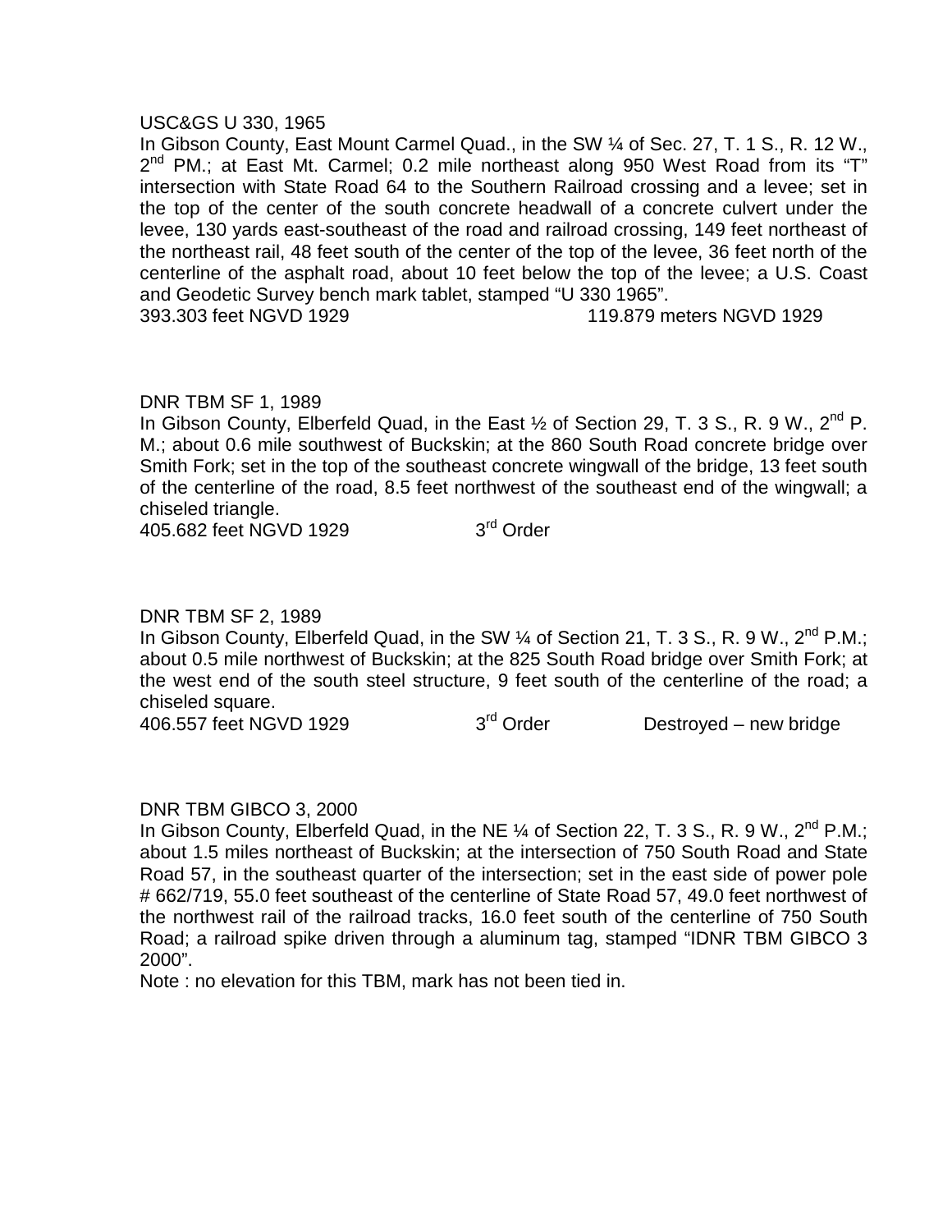USC&GS U 330, 1965

In Gibson County, East Mount Carmel Quad., in the SW ¼ of Sec. 27, T. 1 S., R. 12 W., 2nd PM.; at East Mt. Carmel; 0.2 mile northeast along 950 West Road from its "T" intersection with State Road 64 to the Southern Railroad crossing and a levee; set in the top of the center of the south concrete headwall of a concrete culvert under the levee, 130 yards east-southeast of the road and railroad crossing, 149 feet northeast of the northeast rail, 48 feet south of the center of the top of the levee, 36 feet north of the centerline of the asphalt road, about 10 feet below the top of the levee; a U.S. Coast and Geodetic Survey bench mark tablet, stamped "U 330 1965".

393.303 feet NGVD 1929 119.879 meters NGVD 1929

DNR TBM SF 1, 1989

In Gibson County, Elberfeld Quad, in the East ½ of Section 29, T. 3 S., R. 9 W., 2nd P. M.; about 0.6 mile southwest of Buckskin; at the 860 South Road concrete bridge over Smith Fork; set in the top of the southeast concrete wingwall of the bridge, 13 feet south of the centerline of the road, 8.5 feet northwest of the southeast end of the wingwall; a chiseled triangle.

405.682 feet NGVD 1929 3rd Order

DNR TBM SF 2, 1989

In Gibson County, Elberfeld Quad, in the SW ¼ of Section 21, T. 3 S., R. 9 W., 2nd P.M.; about 0.5 mile northwest of Buckskin; at the 825 South Road bridge over Smith Fork; at the west end of the south steel structure, 9 feet south of the centerline of the road; a chiseled square.

406.557 feet NGVD 1929 3rd Order Destroyed – new bridge

DNR TBM GIBCO 3, 2000

In Gibson County, Elberfeld Quad, in the NE ¼ of Section 22, T. 3 S., R. 9 W., 2nd P.M.; about 1.5 miles northeast of Buckskin; at the intersection of 750 South Road and State Road 57, in the southeast quarter of the intersection; set in the east side of power pole # 662/719, 55.0 feet southeast of the centerline of State Road 57, 49.0 feet northwest of the northwest rail of the railroad tracks, 16.0 feet south of the centerline of 750 South Road; a railroad spike driven through a aluminum tag, stamped "IDNR TBM GIBCO 3 2000".

Note : no elevation for this TBM, mark has not been tied in.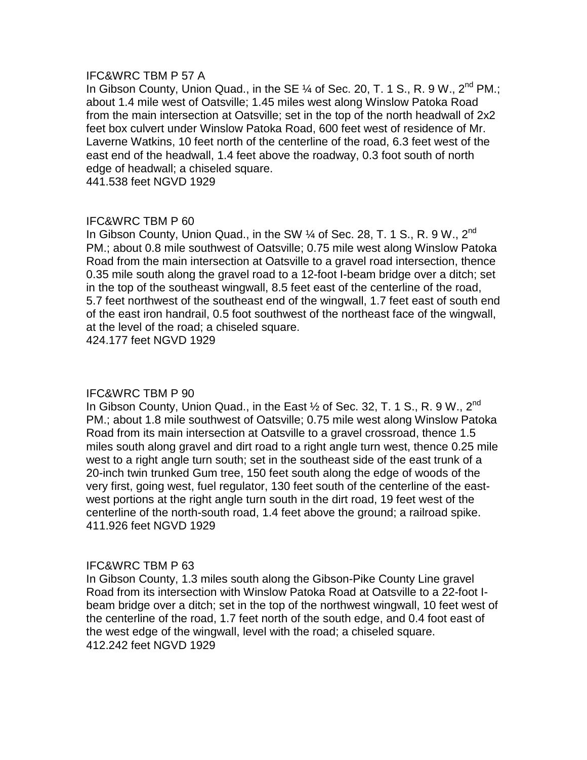IFC&WRC TBM P 57 A
In Gibson County, Union Quad., in the SE ¼ of Sec. 20, T. 1 S., R. 9 W., 2nd PM.; about 1.4 mile west of Oatsville; 1.45 miles west along Winslow Patoka Road from the main intersection at Oatsville; set in the top of the north headwall of 2x2 feet box culvert under Winslow Patoka Road, 600 feet west of residence of Mr. Laverne Watkins, 10 feet north of the centerline of the road, 6.3 feet west of the east end of the headwall, 1.4 feet above the roadway, 0.3 foot south of north edge of headwall; a chiseled square.
441.538 feet NGVD 1929

IFC&WRC TBM P 60
In Gibson County, Union Quad., in the SW ¼ of Sec. 28, T. 1 S., R. 9 W., 2nd PM.; about 0.8 mile southwest of Oatsville; 0.75 mile west along Winslow Patoka Road from the main intersection at Oatsville to a gravel road intersection, thence 0.35 mile south along the gravel road to a 12-foot I-beam bridge over a ditch; set in the top of the southeast wingwall, 8.5 feet east of the centerline of the road, 5.7 feet northwest of the southeast end of the wingwall, 1.7 feet east of south end of the east iron handrail, 0.5 foot southwest of the northeast face of the wingwall, at the level of the road; a chiseled square.
424.177 feet NGVD 1929

IFC&WRC TBM P 90
In Gibson County, Union Quad., in the East ½ of Sec. 32, T. 1 S., R. 9 W., 2nd PM.; about 1.8 mile southwest of Oatsville; 0.75 mile west along Winslow Patoka Road from its main intersection at Oatsville to a gravel crossroad, thence 1.5 miles south along gravel and dirt road to a right angle turn west, thence 0.25 mile west to a right angle turn south; set in the southeast side of the east trunk of a 20-inch twin trunked Gum tree, 150 feet south along the edge of woods of the very first, going west, fuel regulator, 130 feet south of the centerline of the east-west portions at the right angle turn south in the dirt road, 19 feet west of the centerline of the north-south road, 1.4 feet above the ground; a railroad spike.
411.926 feet NGVD 1929

IFC&WRC TBM P 63
In Gibson County, 1.3 miles south along the Gibson-Pike County Line gravel Road from its intersection with Winslow Patoka Road at Oatsville to a 22-foot I-beam bridge over a ditch; set in the top of the northwest wingwall, 10 feet west of the centerline of the road, 1.7 feet north of the south edge, and 0.4 foot east of the west edge of the wingwall, level with the road; a chiseled square.
412.242 feet NGVD 1929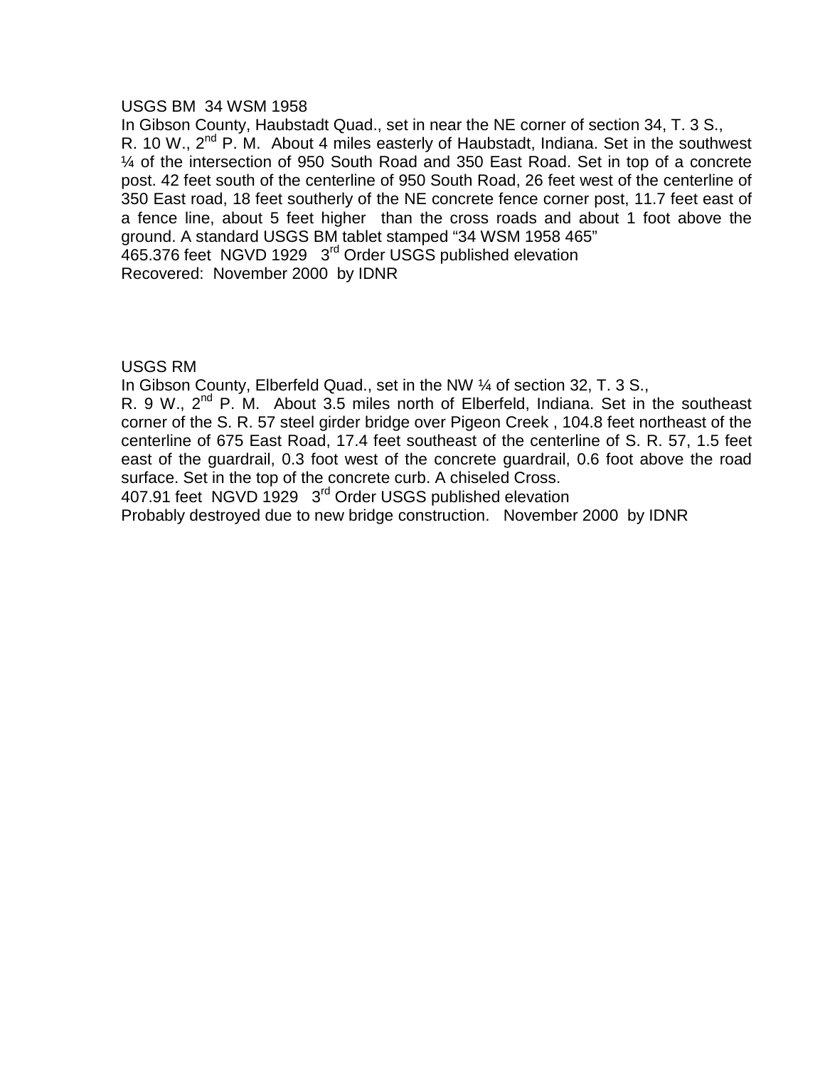USGS BM 34 WSM 1958

In Gibson County, Haubstadt Quad., set in near the NE corner of section 34, T. 3 S., R. 10 W., 2nd P. M. About 4 miles easterly of Haubstadt, Indiana. Set in the southwest ¼ of the intersection of 950 South Road and 350 East Road. Set in top of a concrete post. 42 feet south of the centerline of 950 South Road, 26 feet west of the centerline of 350 East road, 18 feet southerly of the NE concrete fence corner post, 11.7 feet east of a fence line, about 5 feet higher than the cross roads and about 1 foot above the ground. A standard USGS BM tablet stamped "34 WSM 1958 465"

465.376 feet NGVD 1929 3rd Order USGS published elevation

Recovered: November 2000 by IDNR

USGS RM

In Gibson County, Elberfeld Quad., set in the NW ¼ of section 32, T. 3 S., R. 9 W., 2nd P. M. About 3.5 miles north of Elberfeld, Indiana. Set in the southeast corner of the S. R. 57 steel girder bridge over Pigeon Creek , 104.8 feet northeast of the centerline of 675 East Road, 17.4 feet southeast of the centerline of S. R. 57, 1.5 feet east of the guardrail, 0.3 foot west of the concrete guardrail, 0.6 foot above the road surface. Set in the top of the concrete curb. A chiseled Cross.

407.91 feet NGVD 1929 3rd Order USGS published elevation

Probably destroyed due to new bridge construction. November 2000 by IDNR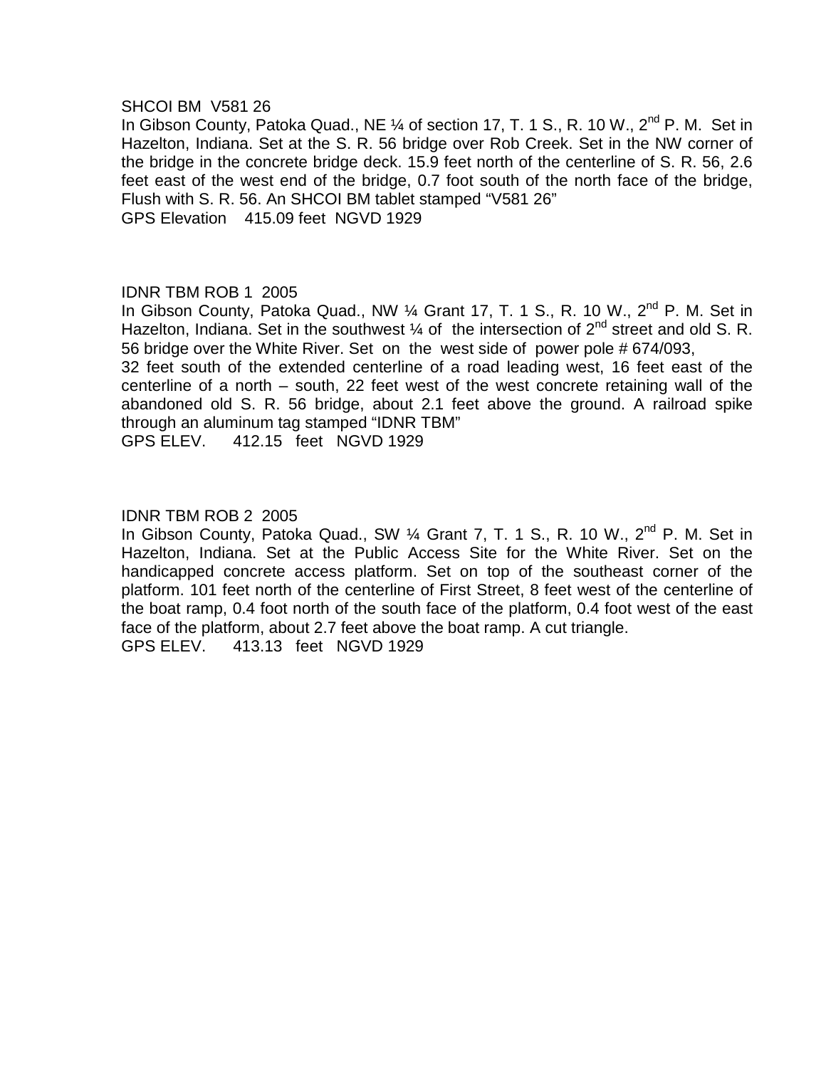SHCOI BM  V581 26
In Gibson County, Patoka Quad., NE ¼ of section 17, T. 1 S., R. 10 W., 2nd P. M. Set in Hazelton, Indiana. Set at the S. R. 56 bridge over Rob Creek. Set in the NW corner of the bridge in the concrete bridge deck. 15.9 feet north of the centerline of S. R. 56, 2.6 feet east of the west end of the bridge, 0.7 foot south of the north face of the bridge, Flush with S. R. 56. An SHCOI BM tablet stamped "V581 26"
GPS Elevation    415.09 feet  NGVD 1929

IDNR TBM ROB 1  2005
In Gibson County, Patoka Quad., NW ¼ Grant 17, T. 1 S., R. 10 W., 2nd P. M. Set in Hazelton, Indiana. Set in the southwest ¼ of the intersection of 2nd street and old S. R. 56 bridge over the White River. Set on the west side of power pole # 674/093, 32 feet south of the extended centerline of a road leading west, 16 feet east of the centerline of a north – south, 22 feet west of the west concrete retaining wall of the abandoned old S. R. 56 bridge, about 2.1 feet above the ground. A railroad spike through an aluminum tag stamped "IDNR TBM"
GPS ELEV.      412.15   feet   NGVD 1929

IDNR TBM ROB 2  2005
In Gibson County, Patoka Quad., SW ¼ Grant 7, T. 1 S., R. 10 W., 2nd P. M. Set in Hazelton, Indiana. Set at the Public Access Site for the White River. Set on the handicapped concrete access platform. Set on top of the southeast corner of the platform. 101 feet north of the centerline of First Street, 8 feet west of the centerline of the boat ramp, 0.4 foot north of the south face of the platform, 0.4 foot west of the east face of the platform, about 2.7 feet above the boat ramp. A cut triangle.
GPS ELEV.      413.13   feet   NGVD 1929